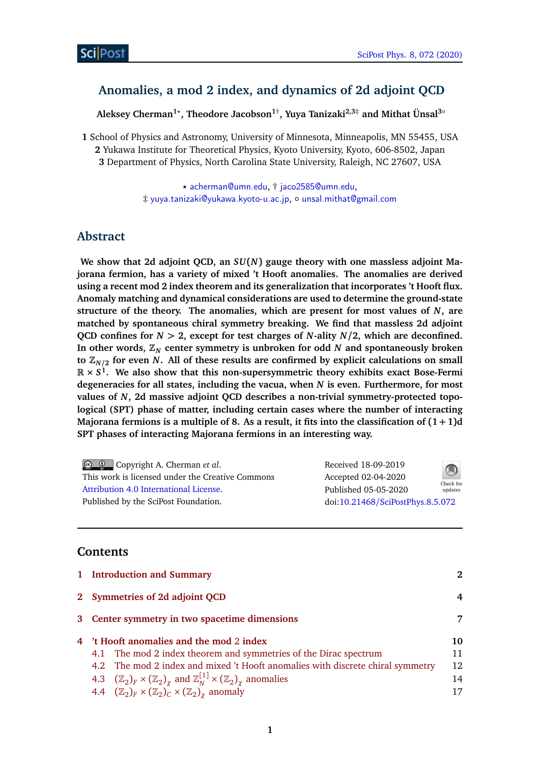# Anomalies, a mod 2 index, and dynamics of 2d adjoint QCD

**Aleksey Cherman[1⋆], Theodore Jacobson[1†], Yuya Tanizaki[2,3‡] and Mithat Ünsal[3∘]**

1 School of Physics and Astronomy, University of Minnesota, Minneapolis, MN 55455, USA
2 Yukawa Institute for Theoretical Physics, Kyoto University, Kyoto, 606-8502, Japan
3 Department of Physics, North Carolina State University, Raleigh, NC 27607, USA

⋆ acherman@umn.edu, † jaco2585@umn.edu,
‡ yuya.tanizaki@yukawa.kyoto-u.ac.jp, ∘ unsal.mithat@gmail.com

## Abstract

**We show that 2d adjoint QCD, an $SU(N)$ gauge theory with one massless adjoint Majorana fermion, has a variety of mixed 't Hooft anomalies. The anomalies are derived using a recent mod 2 index theorem and its generalization that incorporates 't Hooft flux. Anomaly matching and dynamical considerations are used to determine the ground-state structure of the theory. The anomalies, which are present for most values of $N$, are matched by spontaneous chiral symmetry breaking. We find that massless 2d adjoint QCD confines for $N > 2$, except for test charges of $N$-ality $N/2$, which are deconfined. In other words, $\mathbb{Z}_N$ center symmetry is unbroken for odd $N$ and spontaneously broken to $\mathbb{Z}_{N/2}$ for even $N$. All of these results are confirmed by explicit calculations on small $\mathbb{R} \times S^1$. We also show that this non-supersymmetric theory exhibits exact Bose-Fermi degeneracies for all states, including the vacua, when $N$ is even. Furthermore, for most values of $N$, 2d massive adjoint QCD describes a non-trivial symmetry-protected topological (SPT) phase of matter, including certain cases where the number of interacting Majorana fermions is a multiple of 8. As a result, it fits into the classification of $(1+1)$d SPT phases of interacting Majorana fermions in an interesting way.**

Copyright A. Cherman *et al*.
This work is licensed under the Creative Commons Attribution 4.0 International License.
Published by the SciPost Foundation.

Received 18-09-2019
Accepted 02-04-2020
Published 05-05-2020
doi:10.21468/SciPostPhys.8.5.072

## Contents

1 Introduction and Summary — 2

2 Symmetries of 2d adjoint QCD — 4

3 Center symmetry in two spacetime dimensions — 7

4 't Hooft anomalies and the mod 2 index — 10
- 4.1 The mod 2 index theorem and symmetries of the Dirac spectrum — 11
- 4.2 The mod 2 index and mixed 't Hooft anomalies with discrete chiral symmetry — 12
- 4.3 $(\mathbb{Z}_2)_F \times (\mathbb{Z}_2)_\chi$ and $\mathbb{Z}_N^{[1]} \times (\mathbb{Z}_2)_\chi$ anomalies — 14
- 4.4 $(\mathbb{Z}_2)_F \times (\mathbb{Z}_2)_C \times (\mathbb{Z}_2)_\chi$ anomaly — 17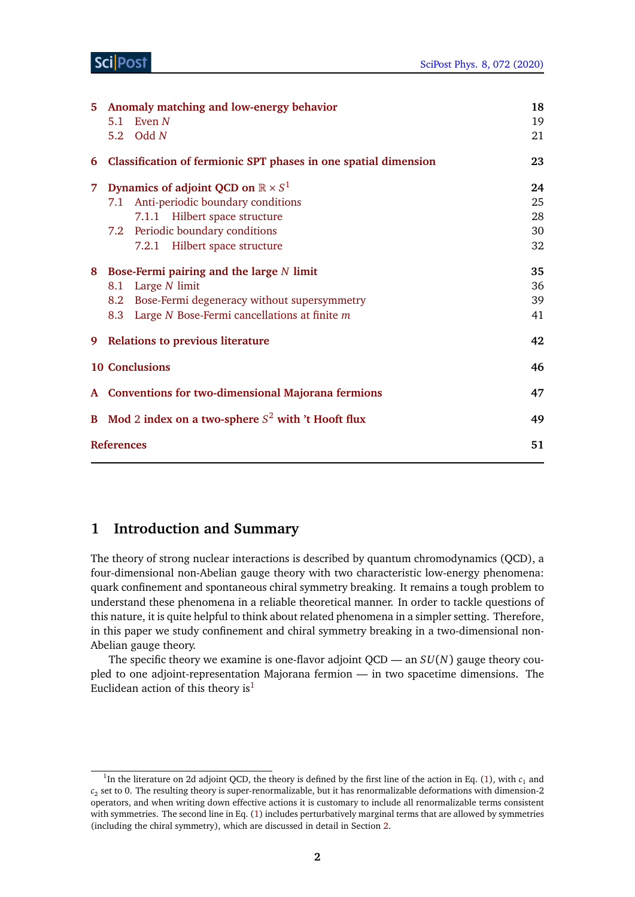| | | |
|---|---|---|
| **5** | **Anomaly matching and low-energy behavior** | **18** |
| | 5.1 Even $N$ | 19 |
| | 5.2 Odd $N$ | 21 |
| **6** | **Classification of fermionic SPT phases in one spatial dimension** | **23** |
| **7** | **Dynamics of adjoint QCD on $\mathbb{R} \times S^1$** | **24** |
| | 7.1 Anti-periodic boundary conditions | 25 |
| | 7.1.1 Hilbert space structure | 28 |
| | 7.2 Periodic boundary conditions | 30 |
| | 7.2.1 Hilbert space structure | 32 |
| **8** | **Bose-Fermi pairing and the large $N$ limit** | **35** |
| | 8.1 Large $N$ limit | 36 |
| | 8.2 Bose-Fermi degeneracy without supersymmetry | 39 |
| | 8.3 Large $N$ Bose-Fermi cancellations at finite $m$ | 41 |
| **9** | **Relations to previous literature** | **42** |
| **10** | **Conclusions** | **46** |
| **A** | **Conventions for two-dimensional Majorana fermions** | **47** |
| **B** | **Mod 2 index on a two-sphere $S^2$ with 't Hooft flux** | **49** |
| | **References** | **51** |

# 1 Introduction and Summary

The theory of strong nuclear interactions is described by quantum chromodynamics (QCD), a four-dimensional non-Abelian gauge theory with two characteristic low-energy phenomena: quark confinement and spontaneous chiral symmetry breaking. It remains a tough problem to understand these phenomena in a reliable theoretical manner. In order to tackle questions of this nature, it is quite helpful to think about related phenomena in a simpler setting. Therefore, in this paper we study confinement and chiral symmetry breaking in a two-dimensional non-Abelian gauge theory.

The specific theory we examine is one-flavor adjoint QCD — an $SU(N)$ gauge theory coupled to one adjoint-representation Majorana fermion — in two spacetime dimensions. The Euclidean action of this theory is[1]

[1] In the literature on 2d adjoint QCD, the theory is defined by the first line of the action in Eq. (1), with $c_1$ and $c_2$ set to 0. The resulting theory is super-renormalizable, but it has renormalizable deformations with dimension-2 operators, and when writing down effective actions it is customary to include all renormalizable terms consistent with symmetries. The second line in Eq. (1) includes perturbatively marginal terms that are allowed by symmetries (including the chiral symmetry), which are discussed in detail in Section 2.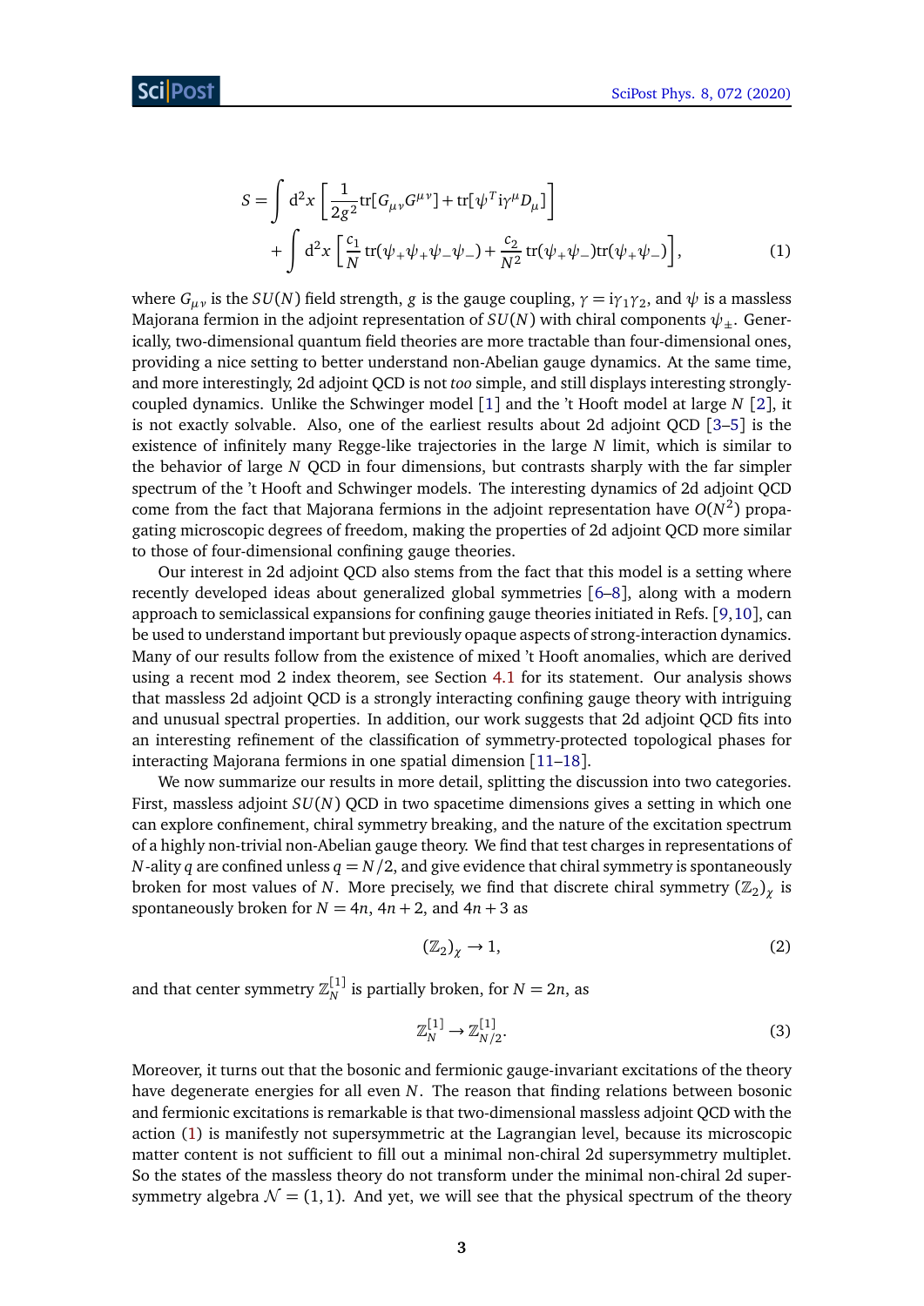$$
\begin{aligned}
S = &\int \mathrm{d}^2x \left[ \frac{1}{2g^2} \mathrm{tr}[G_{\mu\nu} G^{\mu\nu}] + \mathrm{tr}[\psi^T \mathrm{i}\gamma^\mu D_\mu] \right] \\
&+ \int \mathrm{d}^2x \left[ \frac{c_1}{N} \mathrm{tr}(\psi_+ \psi_+ \psi_- \psi_-) + \frac{c_2}{N^2} \mathrm{tr}(\psi_+ \psi_-) \mathrm{tr}(\psi_+ \psi_-) \right],
\end{aligned} \tag{1}
$$

where $G_{\mu\nu}$ is the $SU(N)$ field strength, $g$ is the gauge coupling, $\gamma = \mathrm{i}\gamma_1\gamma_2$, and $\psi$ is a massless Majorana fermion in the adjoint representation of $SU(N)$ with chiral components $\psi_\pm$. Generically, two-dimensional quantum field theories are more tractable than four-dimensional ones, providing a nice setting to better understand non-Abelian gauge dynamics. At the same time, and more interestingly, 2d adjoint QCD is not *too* simple, and still displays interesting strongly-coupled dynamics. Unlike the Schwinger model [1] and the 't Hooft model at large $N$ [2], it is not exactly solvable. Also, one of the earliest results about 2d adjoint QCD [3–5] is the existence of infinitely many Regge-like trajectories in the large $N$ limit, which is similar to the behavior of large $N$ QCD in four dimensions, but contrasts sharply with the far simpler spectrum of the 't Hooft and Schwinger models. The interesting dynamics of 2d adjoint QCD come from the fact that Majorana fermions in the adjoint representation have $O(N^2)$ propagating microscopic degrees of freedom, making the properties of 2d adjoint QCD more similar to those of four-dimensional confining gauge theories.

Our interest in 2d adjoint QCD also stems from the fact that this model is a setting where recently developed ideas about generalized global symmetries [6–8], along with a modern approach to semiclassical expansions for confining gauge theories initiated in Refs. [9, 10], can be used to understand important but previously opaque aspects of strong-interaction dynamics. Many of our results follow from the existence of mixed 't Hooft anomalies, which are derived using a recent mod 2 index theorem, see Section 4.1 for its statement. Our analysis shows that massless 2d adjoint QCD is a strongly interacting confining gauge theory with intriguing and unusual spectral properties. In addition, our work suggests that 2d adjoint QCD fits into an interesting refinement of the classification of symmetry-protected topological phases for interacting Majorana fermions in one spatial dimension [11–18].

We now summarize our results in more detail, splitting the discussion into two categories. First, massless adjoint $SU(N)$ QCD in two spacetime dimensions gives a setting in which one can explore confinement, chiral symmetry breaking, and the nature of the excitation spectrum of a highly non-trivial non-Abelian gauge theory. We find that test charges in representations of $N$-ality $q$ are confined unless $q = N/2$, and give evidence that chiral symmetry is spontaneously broken for most values of $N$. More precisely, we find that discrete chiral symmetry $(\mathbb{Z}_2)_\chi$ is spontaneously broken for $N = 4n$, $4n+2$, and $4n+3$ as

$$
(\mathbb{Z}_2)_\chi \to 1, \tag{2}
$$

and that center symmetry $\mathbb{Z}_N^{[1]}$ is partially broken, for $N = 2n$, as

$$
\mathbb{Z}_N^{[1]} \to \mathbb{Z}_{N/2}^{[1]}. \tag{3}
$$

Moreover, it turns out that the bosonic and fermionic gauge-invariant excitations of the theory have degenerate energies for all even $N$. The reason that finding relations between bosonic and fermionic excitations is remarkable is that two-dimensional massless adjoint QCD with the action (1) is manifestly not supersymmetric at the Lagrangian level, because its microscopic matter content is not sufficient to fill out a minimal non-chiral 2d supersymmetry multiplet. So the states of the massless theory do not transform under the minimal non-chiral 2d supersymmetry algebra $\mathcal{N} = (1, 1)$. And yet, we will see that the physical spectrum of the theory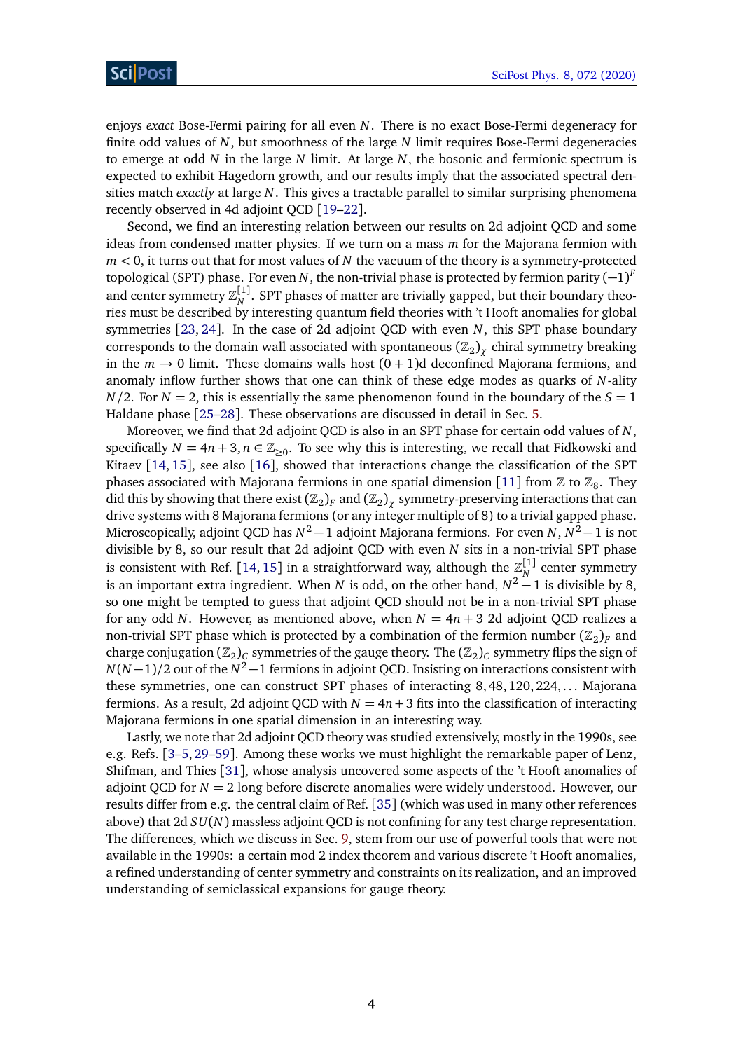enjoys *exact* Bose-Fermi pairing for all even $N$. There is no exact Bose-Fermi degeneracy for finite odd values of $N$, but smoothness of the large $N$ limit requires Bose-Fermi degeneracies to emerge at odd $N$ in the large $N$ limit. At large $N$, the bosonic and fermionic spectrum is expected to exhibit Hagedorn growth, and our results imply that the associated spectral densities match *exactly* at large $N$. This gives a tractable parallel to similar surprising phenomena recently observed in 4d adjoint QCD [19–22].

Second, we find an interesting relation between our results on 2d adjoint QCD and some ideas from condensed matter physics. If we turn on a mass $m$ for the Majorana fermion with $m < 0$, it turns out that for most values of $N$ the vacuum of the theory is a symmetry-protected topological (SPT) phase. For even $N$, the non-trivial phase is protected by fermion parity $(-1)^F$ and center symmetry $\mathbb{Z}_N^{[1]}$. SPT phases of matter are trivially gapped, but their boundary theories must be described by interesting quantum field theories with 't Hooft anomalies for global symmetries [23, 24]. In the case of 2d adjoint QCD with even $N$, this SPT phase boundary corresponds to the domain wall associated with spontaneous $(\mathbb{Z}_2)_\chi$ chiral symmetry breaking in the $m \to 0$ limit. These domains walls host $(0+1)$d deconfined Majorana fermions, and anomaly inflow further shows that one can think of these edge modes as quarks of $N$-ality $N/2$. For $N = 2$, this is essentially the same phenomenon found in the boundary of the $S = 1$ Haldane phase [25–28]. These observations are discussed in detail in Sec. 5.

Moreover, we find that 2d adjoint QCD is also in an SPT phase for certain odd values of $N$, specifically $N = 4n + 3, n \in \mathbb{Z}_{\geq 0}$. To see why this is interesting, we recall that Fidkowski and Kitaev [14, 15], see also [16], showed that interactions change the classification of the SPT phases associated with Majorana fermions in one spatial dimension [11] from $\mathbb{Z}$ to $\mathbb{Z}_8$. They did this by showing that there exist $(\mathbb{Z}_2)_F$ and $(\mathbb{Z}_2)_\chi$ symmetry-preserving interactions that can drive systems with 8 Majorana fermions (or any integer multiple of 8) to a trivial gapped phase. Microscopically, adjoint QCD has $N^2-1$ adjoint Majorana fermions. For even $N$, $N^2-1$ is not divisible by 8, so our result that 2d adjoint QCD with even $N$ sits in a non-trivial SPT phase is consistent with Ref. [14, 15] in a straightforward way, although the $\mathbb{Z}_N^{[1]}$ center symmetry is an important extra ingredient. When $N$ is odd, on the other hand, $N^2-1$ is divisible by 8, so one might be tempted to guess that adjoint QCD should not be in a non-trivial SPT phase for any odd $N$. However, as mentioned above, when $N = 4n+3$ 2d adjoint QCD realizes a non-trivial SPT phase which is protected by a combination of the fermion number $(\mathbb{Z}_2)_F$ and charge conjugation $(\mathbb{Z}_2)_C$ symmetries of the gauge theory. The $(\mathbb{Z}_2)_C$ symmetry flips the sign of $N(N-1)/2$ out of the $N^2-1$ fermions in adjoint QCD. Insisting on interactions consistent with these symmetries, one can construct SPT phases of interacting $8, 48, 120, 224, \ldots$ Majorana fermions. As a result, 2d adjoint QCD with $N = 4n+3$ fits into the classification of interacting Majorana fermions in one spatial dimension in an interesting way.

Lastly, we note that 2d adjoint QCD theory was studied extensively, mostly in the 1990s, see e.g. Refs. [3–5, 29–59]. Among these works we must highlight the remarkable paper of Lenz, Shifman, and Thies [31], whose analysis uncovered some aspects of the 't Hooft anomalies of adjoint QCD for $N = 2$ long before discrete anomalies were widely understood. However, our results differ from e.g. the central claim of Ref. [35] (which was used in many other references above) that 2d $SU(N)$ massless adjoint QCD is not confining for any test charge representation. The differences, which we discuss in Sec. 9, stem from our use of powerful tools that were not available in the 1990s: a certain mod 2 index theorem and various discrete 't Hooft anomalies, a refined understanding of center symmetry and constraints on its realization, and an improved understanding of semiclassical expansions for gauge theory.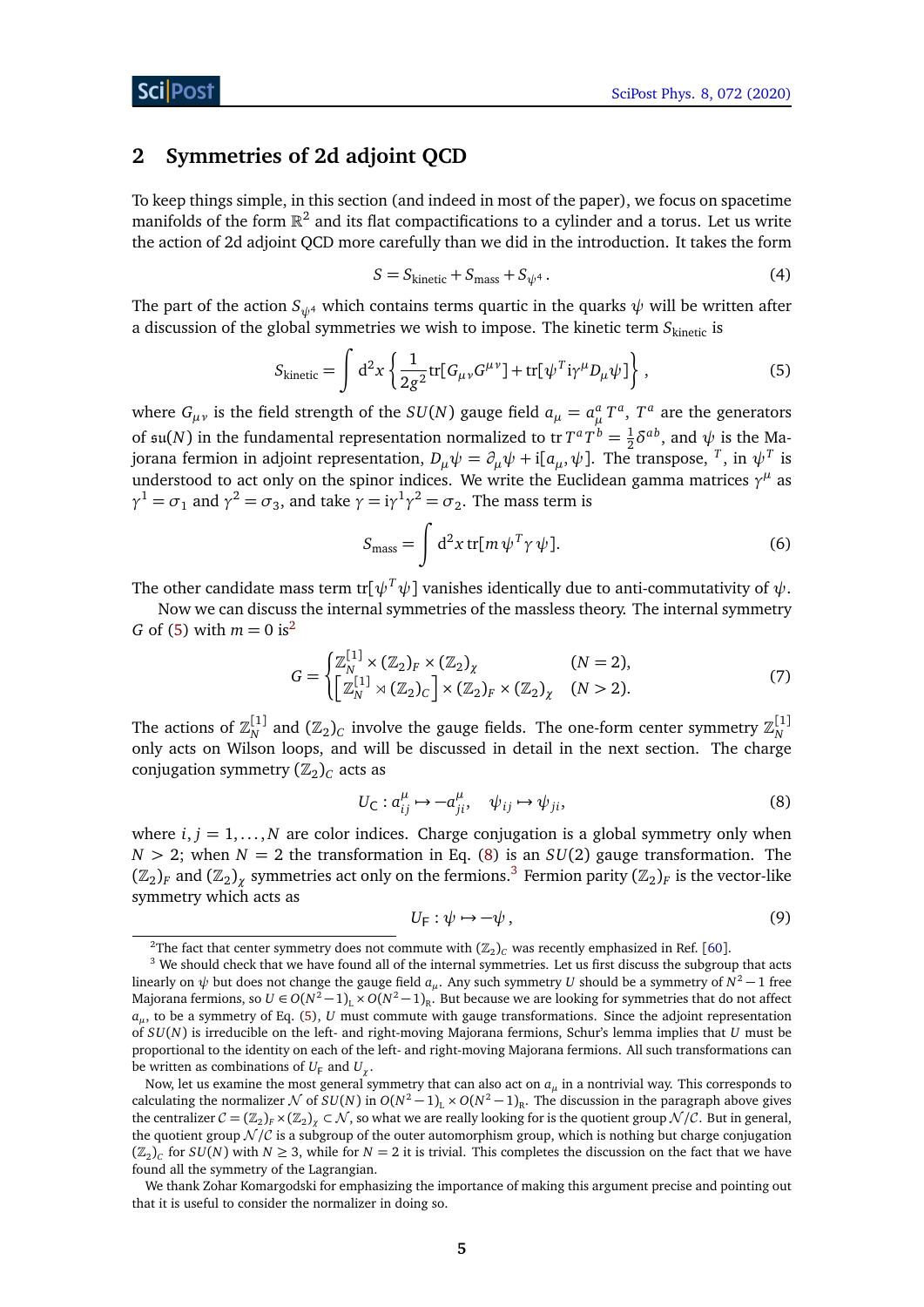## 2 Symmetries of 2d adjoint QCD

To keep things simple, in this section (and indeed in most of the paper), we focus on spacetime manifolds of the form $\mathbb{R}^2$ and its flat compactifications to a cylinder and a torus. Let us write the action of 2d adjoint QCD more carefully than we did in the introduction. It takes the form

$$S = S_{\text{kinetic}} + S_{\text{mass}} + S_{\psi^4}\,. \tag{4}$$

The part of the action $S_{\psi^4}$ which contains terms quartic in the quarks $\psi$ will be written after a discussion of the global symmetries we wish to impose. The kinetic term $S_{\text{kinetic}}$ is

$$S_{\text{kinetic}} = \int \mathrm{d}^2 x \left\{ \frac{1}{2g^2} \mathrm{tr}[G_{\mu\nu}G^{\mu\nu}] + \mathrm{tr}[\psi^T \mathrm{i}\gamma^\mu D_\mu \psi] \right\}, \tag{5}$$

where $G_{\mu\nu}$ is the field strength of the $SU(N)$ gauge field $a_\mu = a_\mu^a T^a$, $T^a$ are the generators of $\mathfrak{su}(N)$ in the fundamental representation normalized to $\mathrm{tr}\, T^a T^b = \frac{1}{2}\delta^{ab}$, and $\psi$ is the Majorana fermion in adjoint representation, $D_\mu \psi = \partial_\mu \psi + \mathrm{i}[a_\mu, \psi]$. The transpose, $^T$, in $\psi^T$ is understood to act only on the spinor indices. We write the Euclidean gamma matrices $\gamma^\mu$ as $\gamma^1 = \sigma_1$ and $\gamma^2 = \sigma_3$, and take $\gamma = \mathrm{i}\gamma^1\gamma^2 = \sigma_2$. The mass term is

$$S_{\text{mass}} = \int \mathrm{d}^2 x\, \mathrm{tr}[m\, \psi^T \gamma\, \psi]. \tag{6}$$

The other candidate mass term $\mathrm{tr}[\psi^T \psi]$ vanishes identically due to anti-commutativity of $\psi$.

Now we can discuss the internal symmetries of the massless theory. The internal symmetry $G$ of (5) with $m = 0$ is[2]

$$G = \begin{cases} \mathbb{Z}_N^{[1]} \times (\mathbb{Z}_2)_F \times (\mathbb{Z}_2)_\chi & (N = 2), \\ \left[\mathbb{Z}_N^{[1]} \rtimes (\mathbb{Z}_2)_C\right] \times (\mathbb{Z}_2)_F \times (\mathbb{Z}_2)_\chi & (N > 2). \end{cases} \tag{7}$$

The actions of $\mathbb{Z}_N^{[1]}$ and $(\mathbb{Z}_2)_C$ involve the gauge fields. The one-form center symmetry $\mathbb{Z}_N^{[1]}$ only acts on Wilson loops, and will be discussed in detail in the next section. The charge conjugation symmetry $(\mathbb{Z}_2)_C$ acts as

$$U_{\mathsf{C}} : a_{ij}^\mu \mapsto -a_{ji}^\mu, \quad \psi_{ij} \mapsto \psi_{ji}, \tag{8}$$

where $i, j = 1, \ldots, N$ are color indices. Charge conjugation is a global symmetry only when $N > 2$; when $N = 2$ the transformation in Eq. (8) is an $SU(2)$ gauge transformation. The $(\mathbb{Z}_2)_F$ and $(\mathbb{Z}_2)_\chi$ symmetries act only on the fermions.[3] Fermion parity $(\mathbb{Z}_2)_F$ is the vector-like symmetry which acts as

$$U_{\mathsf{F}} : \psi \mapsto -\psi\,, \tag{9}$$

---

[2] The fact that center symmetry does not commute with $(\mathbb{Z}_2)_C$ was recently emphasized in Ref. [60].

[3] We should check that we have found all of the internal symmetries. Let us first discuss the subgroup that acts linearly on $\psi$ but does not change the gauge field $a_\mu$. Any such symmetry $U$ should be a symmetry of $N^2 - 1$ free Majorana fermions, so $U \in O(N^2-1)_{\mathrm{L}} \times O(N^2-1)_{\mathrm{R}}$. But because we are looking for symmetries that do not affect $a_\mu$, to be a symmetry of Eq. (5), $U$ must commute with gauge transformations. Since the adjoint representation of $SU(N)$ is irreducible on the left- and right-moving Majorana fermions, Schur's lemma implies that $U$ must be proportional to the identity on each of the left- and right-moving Majorana fermions. All such transformations can be written as combinations of $U_{\mathsf{F}}$ and $U_\chi$.

Now, let us examine the most general symmetry that can also act on $a_\mu$ in a nontrivial way. This corresponds to calculating the normalizer $\mathcal{N}$ of $SU(N)$ in $O(N^2-1)_{\mathrm{L}} \times O(N^2-1)_{\mathrm{R}}$. The discussion in the paragraph above gives the centralizer $\mathcal{C} = (\mathbb{Z}_2)_F \times (\mathbb{Z}_2)_\chi \subset \mathcal{N}$, so what we are really looking for is the quotient group $\mathcal{N}/\mathcal{C}$. But in general, the quotient group $\mathcal{N}/\mathcal{C}$ is a subgroup of the outer automorphism group, which is nothing but charge conjugation $(\mathbb{Z}_2)_C$ for $SU(N)$ with $N \geq 3$, while for $N = 2$ it is trivial. This completes the discussion on the fact that we have found all the symmetry of the Lagrangian.

We thank Zohar Komargodski for emphasizing the importance of making this argument precise and pointing out that it is useful to consider the normalizer in doing so.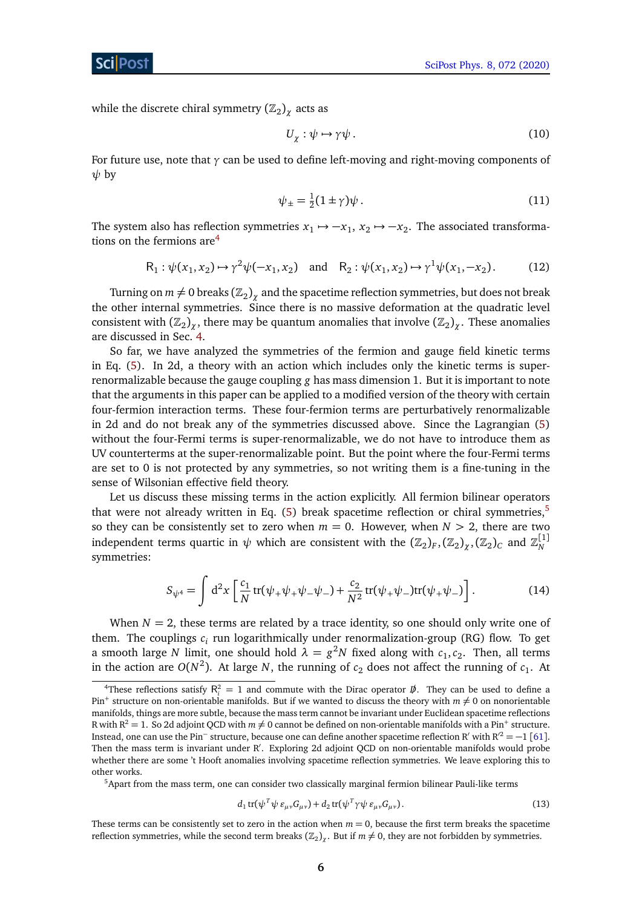while the discrete chiral symmetry $(\mathbb{Z}_2)_\chi$ acts as

$$U_\chi : \psi \mapsto \gamma\psi\,. \tag{10}$$

For future use, note that $\gamma$ can be used to define left-moving and right-moving components of $\psi$ by

$$\psi_\pm = \tfrac{1}{2}(1 \pm \gamma)\psi\,. \tag{11}$$

The system also has reflection symmetries $x_1 \mapsto -x_1$, $x_2 \mapsto -x_2$. The associated transformations on the fermions are[4]

$$\mathsf{R}_1 : \psi(x_1, x_2) \mapsto \gamma^2\psi(-x_1, x_2) \quad \text{and} \quad \mathsf{R}_2 : \psi(x_1, x_2) \mapsto \gamma^1\psi(x_1, -x_2)\,. \tag{12}$$

Turning on $m \neq 0$ breaks $(\mathbb{Z}_2)_\chi$ and the spacetime reflection symmetries, but does not break the other internal symmetries. Since there is no massive deformation at the quadratic level consistent with $(\mathbb{Z}_2)_\chi$, there may be quantum anomalies that involve $(\mathbb{Z}_2)_\chi$. These anomalies are discussed in Sec. 4.

So far, we have analyzed the symmetries of the fermion and gauge field kinetic terms in Eq. (5). In 2d, a theory with an action which includes only the kinetic terms is super-renormalizable because the gauge coupling $g$ has mass dimension 1. But it is important to note that the arguments in this paper can be applied to a modified version of the theory with certain four-fermion interaction terms. These four-fermion terms are perturbatively renormalizable in 2d and do not break any of the symmetries discussed above. Since the Lagrangian (5) without the four-Fermi terms is super-renormalizable, we do not have to introduce them as UV counterterms at the super-renormalizable point. But the point where the four-Fermi terms are set to 0 is not protected by any symmetries, so not writing them is a fine-tuning in the sense of Wilsonian effective field theory.

Let us discuss these missing terms in the action explicitly. All fermion bilinear operators that were not already written in Eq. (5) break spacetime reflection or chiral symmetries,[5] so they can be consistently set to zero when $m = 0$. However, when $N > 2$, there are two independent terms quartic in $\psi$ which are consistent with the $(\mathbb{Z}_2)_F, (\mathbb{Z}_2)_\chi, (\mathbb{Z}_2)_C$ and $\mathbb{Z}_N^{[1]}$ symmetries:

$$S_{\psi^4} = \int \mathrm{d}^2x \left[ \frac{c_1}{N}\,\mathrm{tr}(\psi_+\psi_+\psi_-\psi_-) + \frac{c_2}{N^2}\,\mathrm{tr}(\psi_+\psi_-)\mathrm{tr}(\psi_+\psi_-) \right]. \tag{14}$$

When $N = 2$, these terms are related by a trace identity, so one should only write one of them. The couplings $c_i$ run logarithmically under renormalization-group (RG) flow. To get a smooth large $N$ limit, one should hold $\lambda = g^2 N$ fixed along with $c_1, c_2$. Then, all terms in the action are $O(N^2)$. At large $N$, the running of $c_2$ does not affect the running of $c_1$. At

---

[4] These reflections satisfy $\mathsf{R}_i^2 = 1$ and commute with the Dirac operator $\not{D}$. They can be used to define a $\mathrm{Pin}^+$ structure on non-orientable manifolds. But if we wanted to discuss the theory with $m \neq 0$ on nonorientable manifolds, things are more subtle, because the mass term cannot be invariant under Euclidean spacetime reflections $\mathsf{R}$ with $\mathsf{R}^2 = 1$. So 2d adjoint QCD with $m \neq 0$ cannot be defined on non-orientable manifolds with a $\mathrm{Pin}^+$ structure. Instead, one can use the $\mathrm{Pin}^-$ structure, because one can define another spacetime reflection $\mathsf{R}'$ with $\mathsf{R}'^2 = -1$ [61]. Then the mass term is invariant under $\mathsf{R}'$. Exploring 2d adjoint QCD on non-orientable manifolds would probe whether there are some 't Hooft anomalies involving spacetime reflection symmetries. We leave exploring this to other works.

[5] Apart from the mass term, one can consider two classically marginal fermion bilinear Pauli-like terms

$$d_1\,\mathrm{tr}(\psi^T\psi\,\varepsilon_{\mu\nu}G_{\mu\nu}) + d_2\,\mathrm{tr}(\psi^T\gamma\psi\,\varepsilon_{\mu\nu}G_{\mu\nu})\,. \tag{13}$$

These terms can be consistently set to zero in the action when $m = 0$, because the first term breaks the spacetime reflection symmetries, while the second term breaks $(\mathbb{Z}_2)_\chi$. But if $m \neq 0$, they are not forbidden by symmetries.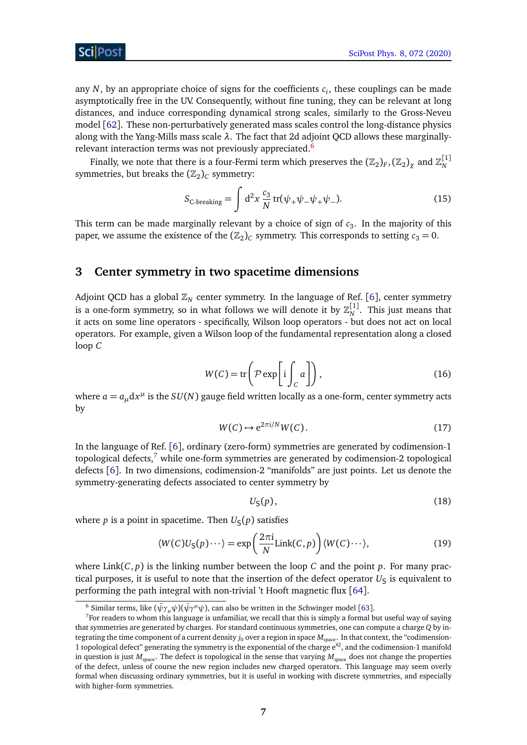any $N$, by an appropriate choice of signs for the coefficients $c_i$, these couplings can be made asymptotically free in the UV. Consequently, without fine tuning, they can be relevant at long distances, and induce corresponding dynamical strong scales, similarly to the Gross-Neveu model [62]. These non-perturbatively generated mass scales control the long-distance physics along with the Yang-Mills mass scale $\lambda$. The fact that 2d adjoint QCD allows these marginally-relevant interaction terms was not previously appreciated.[6]

Finally, we note that there is a four-Fermi term which preserves the $(\mathbb{Z}_2)_F, (\mathbb{Z}_2)_\chi$ and $\mathbb{Z}_N^{[1]}$ symmetries, but breaks the $(\mathbb{Z}_2)_C$ symmetry:

$$S_{\text{C-breaking}} = \int \mathrm{d}^2 x \, \frac{c_3}{N} \operatorname{tr}(\psi_+ \psi_- \psi_+ \psi_-). \tag{15}$$

This term can be made marginally relevant by a choice of sign of $c_3$. In the majority of this paper, we assume the existence of the $(\mathbb{Z}_2)_C$ symmetry. This corresponds to setting $c_3 = 0$.

## 3 Center symmetry in two spacetime dimensions

Adjoint QCD has a global $\mathbb{Z}_N$ center symmetry. In the language of Ref. [6], center symmetry is a one-form symmetry, so in what follows we will denote it by $\mathbb{Z}_N^{[1]}$. This just means that it acts on some line operators - specifically, Wilson loop operators - but does not act on local operators. For example, given a Wilson loop of the fundamental representation along a closed loop $C$

$$W(C) = \operatorname{tr}\left(\mathcal{P} \exp\left[\mathrm{i} \int_C a\right]\right), \tag{16}$$

where $a = a_\mu \mathrm{d}x^\mu$ is the $SU(N)$ gauge field written locally as a one-form, center symmetry acts by

$$W(C) \mapsto \mathrm{e}^{2\pi \mathrm{i}/N} W(C). \tag{17}$$

In the language of Ref. [6], ordinary (zero-form) symmetries are generated by codimension-1 topological defects,[7] while one-form symmetries are generated by codimension-2 topological defects [6]. In two dimensions, codimension-2 "manifolds" are just points. Let us denote the symmetry-generating defects associated to center symmetry by

$$U_{\mathrm{S}}(p), \tag{18}$$

where $p$ is a point in spacetime. Then $U_{\mathrm{S}}(p)$ satisfies

$$\langle W(C) U_{\mathrm{S}}(p) \cdots \rangle = \exp\left(\frac{2\pi \mathrm{i}}{N} \mathrm{Link}(C, p)\right) \langle W(C) \cdots \rangle, \tag{19}$$

where $\mathrm{Link}(C, p)$ is the linking number between the loop $C$ and the point $p$. For many practical purposes, it is useful to note that the insertion of the defect operator $U_{\mathrm{S}}$ is equivalent to performing the path integral with non-trivial 't Hooft magnetic flux [64].

---

[6] Similar terms, like $(\bar{\psi}\gamma_\mu\psi)(\bar{\psi}\gamma^\mu\psi)$, can also be written in the Schwinger model [63].

[7] For readers to whom this language is unfamiliar, we recall that this is simply a formal but useful way of saying that symmetries are generated by charges. For standard continuous symmetries, one can compute a charge $Q$ by integrating the time component of a current density $j_0$ over a region in space $M_{\text{space}}$. In that context, the "codimension-1 topological defect" generating the symmetry is the exponential of the charge $\mathrm{e}^{\mathrm{i}Q}$, and the codimension-1 manifold in question is just $M_{\text{space}}$. The defect is topological in the sense that varying $M_{\text{space}}$ does not change the properties of the defect, unless of course the new region includes new charged operators. This language may seem overly formal when discussing ordinary symmetries, but it is useful in working with discrete symmetries, and especially with higher-form symmetries.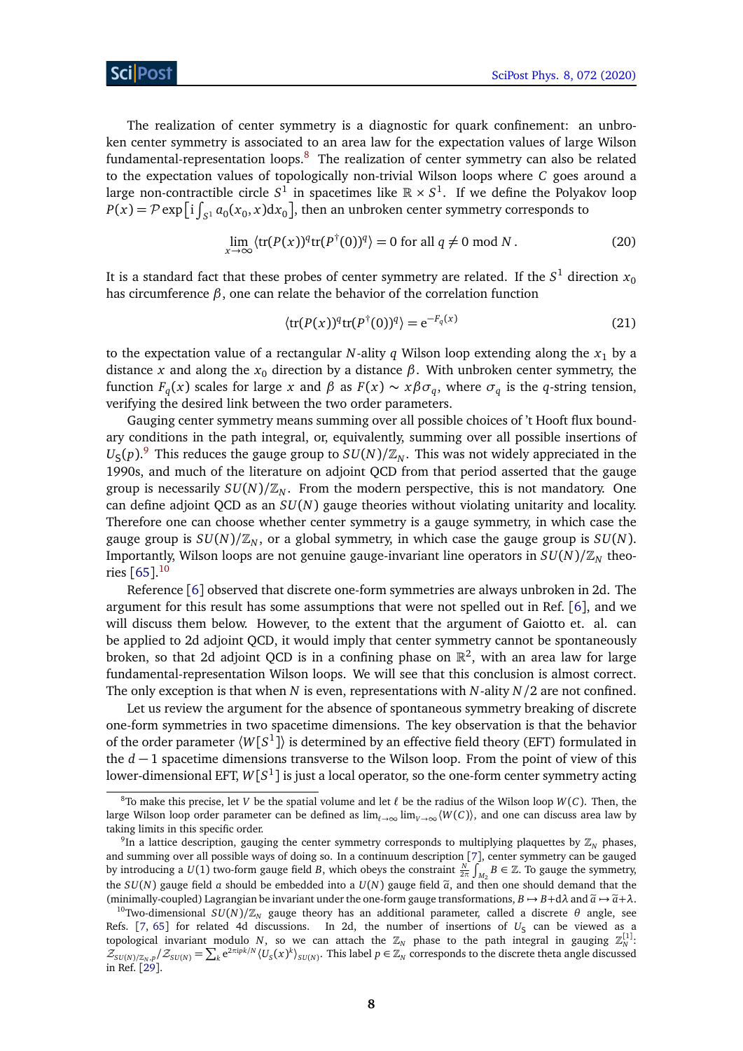The realization of center symmetry is a diagnostic for quark confinement: an unbroken center symmetry is associated to an area law for the expectation values of large Wilson fundamental-representation loops.[8] The realization of center symmetry can also be related to the expectation values of topologically non-trivial Wilson loops where $C$ goes around a large non-contractible circle $S^1$ in spacetimes like $\mathbb{R} \times S^1$. If we define the Polyakov loop $P(x) = \mathcal{P} \exp\left[\mathrm{i} \int_{S^1} a_0(x_0, x) \mathrm{d}x_0\right]$, then an unbroken center symmetry corresponds to

$$\lim_{x \to \infty} \langle \mathrm{tr}(P(x))^q \mathrm{tr}(P^\dagger(0))^q \rangle = 0 \text{ for all } q \neq 0 \bmod N \,. \tag{20}$$

It is a standard fact that these probes of center symmetry are related. If the $S^1$ direction $x_0$ has circumference $\beta$, one can relate the behavior of the correlation function

$$\langle \mathrm{tr}(P(x))^q \mathrm{tr}(P^\dagger(0))^q \rangle = \mathrm{e}^{-F_q(x)} \tag{21}$$

to the expectation value of a rectangular $N$-ality $q$ Wilson loop extending along the $x_1$ by a distance $x$ and along the $x_0$ direction by a distance $\beta$. With unbroken center symmetry, the function $F_q(x)$ scales for large $x$ and $\beta$ as $F(x) \sim x \beta \sigma_q$, where $\sigma_q$ is the $q$-string tension, verifying the desired link between the two order parameters.

Gauging center symmetry means summing over all possible choices of 't Hooft flux boundary conditions in the path integral, or, equivalently, summing over all possible insertions of $U_\mathsf{S}(p)$.[9] This reduces the gauge group to $SU(N)/\mathbb{Z}_N$. This was not widely appreciated in the 1990s, and much of the literature on adjoint QCD from that period asserted that the gauge group is necessarily $SU(N)/\mathbb{Z}_N$. From the modern perspective, this is not mandatory. One can define adjoint QCD as an $SU(N)$ gauge theories without violating unitarity and locality. Therefore one can choose whether center symmetry is a gauge symmetry, in which case the gauge group is $SU(N)/\mathbb{Z}_N$, or a global symmetry, in which case the gauge group is $SU(N)$. Importantly, Wilson loops are not genuine gauge-invariant line operators in $SU(N)/\mathbb{Z}_N$ theories [65].[10]

Reference [6] observed that discrete one-form symmetries are always unbroken in 2d. The argument for this result has some assumptions that were not spelled out in Ref. [6], and we will discuss them below. However, to the extent that the argument of Gaiotto et. al. can be applied to 2d adjoint QCD, it would imply that center symmetry cannot be spontaneously broken, so that 2d adjoint QCD is in a confining phase on $\mathbb{R}^2$, with an area law for large fundamental-representation Wilson loops. We will see that this conclusion is almost correct. The only exception is that when $N$ is even, representations with $N$-ality $N/2$ are not confined.

Let us review the argument for the absence of spontaneous symmetry breaking of discrete one-form symmetries in two spacetime dimensions. The key observation is that the behavior of the order parameter $\langle W[S^1] \rangle$ is determined by an effective field theory (EFT) formulated in the $d-1$ spacetime dimensions transverse to the Wilson loop. From the point of view of this lower-dimensional EFT, $W[S^1]$ is just a local operator, so the one-form center symmetry acting

---

[8] To make this precise, let $V$ be the spatial volume and let $\ell$ be the radius of the Wilson loop $W(C)$. Then, the large Wilson loop order parameter can be defined as $\lim_{\ell \to \infty} \lim_{V \to \infty} \langle W(C) \rangle$, and one can discuss area law by taking limits in this specific order.

[9] In a lattice description, gauging the center symmetry corresponds to multiplying plaquettes by $\mathbb{Z}_N$ phases, and summing over all possible ways of doing so. In a continuum description [7], center symmetry can be gauged by introducing a $U(1)$ two-form gauge field $B$, which obeys the constraint $\frac{N}{2\pi} \int_{M_2} B \in \mathbb{Z}$. To gauge the symmetry, the $SU(N)$ gauge field $a$ should be embedded into a $U(N)$ gauge field $\widetilde{a}$, and then one should demand that the (minimally-coupled) Lagrangian be invariant under the one-form gauge transformations, $B \mapsto B + \mathrm{d}\lambda$ and $\widetilde{a} \mapsto \widetilde{a} + \lambda$.

[10] Two-dimensional $SU(N)/\mathbb{Z}_N$ gauge theory has an additional parameter, called a discrete $\theta$ angle, see Refs. [7, 65] for related 4d discussions. In 2d, the number of insertions of $U_\mathsf{S}$ can be viewed as a topological invariant modulo $N$, so we can attach the $\mathbb{Z}_N$ phase to the path integral in gauging $\mathbb{Z}_N^{[1]}$: $\mathcal{Z}_{SU(N)/\mathbb{Z}_N, p} / \mathcal{Z}_{SU(N)} = \sum_k \mathrm{e}^{2\pi \mathrm{i} p k/N} \langle U_\mathsf{S}(x)^k \rangle_{SU(N)}$. This label $p \in \mathbb{Z}_N$ corresponds to the discrete theta angle discussed in Ref. [29].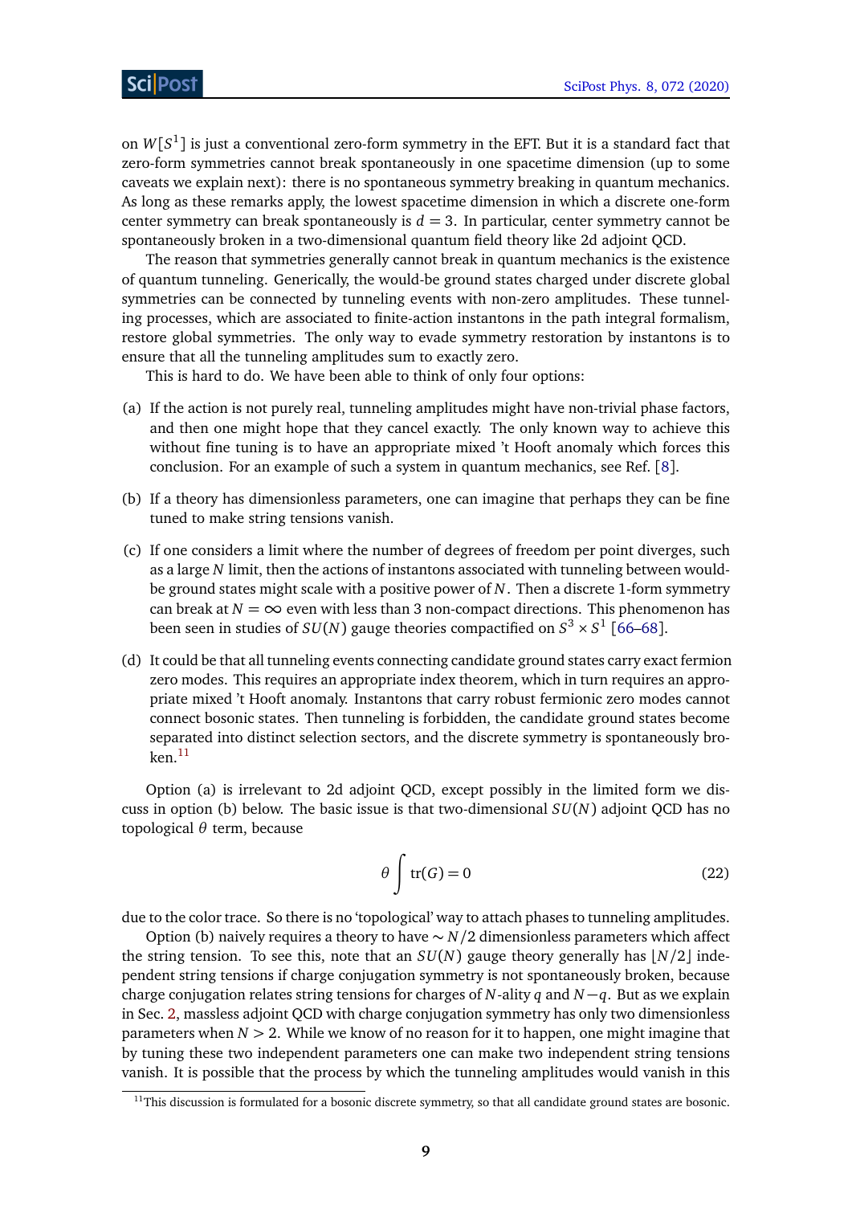on $W[S^1]$ is just a conventional zero-form symmetry in the EFT. But it is a standard fact that zero-form symmetries cannot break spontaneously in one spacetime dimension (up to some caveats we explain next): there is no spontaneous symmetry breaking in quantum mechanics. As long as these remarks apply, the lowest spacetime dimension in which a discrete one-form center symmetry can break spontaneously is $d = 3$. In particular, center symmetry cannot be spontaneously broken in a two-dimensional quantum field theory like 2d adjoint QCD.

The reason that symmetries generally cannot break in quantum mechanics is the existence of quantum tunneling. Generically, the would-be ground states charged under discrete global symmetries can be connected by tunneling events with non-zero amplitudes. These tunneling processes, which are associated to finite-action instantons in the path integral formalism, restore global symmetries. The only way to evade symmetry restoration by instantons is to ensure that all the tunneling amplitudes sum to exactly zero.

This is hard to do. We have been able to think of only four options:

(a) If the action is not purely real, tunneling amplitudes might have non-trivial phase factors, and then one might hope that they cancel exactly. The only known way to achieve this without fine tuning is to have an appropriate mixed 't Hooft anomaly which forces this conclusion. For an example of such a system in quantum mechanics, see Ref. [8].

(b) If a theory has dimensionless parameters, one can imagine that perhaps they can be fine tuned to make string tensions vanish.

(c) If one considers a limit where the number of degrees of freedom per point diverges, such as a large $N$ limit, then the actions of instantons associated with tunneling between would-be ground states might scale with a positive power of $N$. Then a discrete 1-form symmetry can break at $N = \infty$ even with less than 3 non-compact directions. This phenomenon has been seen in studies of $SU(N)$ gauge theories compactified on $S^3 \times S^1$ [66–68].

(d) It could be that all tunneling events connecting candidate ground states carry exact fermion zero modes. This requires an appropriate index theorem, which in turn requires an appropriate mixed 't Hooft anomaly. Instantons that carry robust fermionic zero modes cannot connect bosonic states. Then tunneling is forbidden, the candidate ground states become separated into distinct selection sectors, and the discrete symmetry is spontaneously broken.[11]

Option (a) is irrelevant to 2d adjoint QCD, except possibly in the limited form we discuss in option (b) below. The basic issue is that two-dimensional $SU(N)$ adjoint QCD has no topological $\theta$ term, because

$$\theta \int \mathrm{tr}(G) = 0 \tag{22}$$

due to the color trace. So there is no 'topological' way to attach phases to tunneling amplitudes.

Option (b) naively requires a theory to have $\sim N/2$ dimensionless parameters which affect the string tension. To see this, note that an $SU(N)$ gauge theory generally has $\lfloor N/2 \rfloor$ independent string tensions if charge conjugation symmetry is not spontaneously broken, because charge conjugation relates string tensions for charges of $N$-ality $q$ and $N-q$. But as we explain in Sec. 2, massless adjoint QCD with charge conjugation symmetry has only two dimensionless parameters when $N > 2$. While we know of no reason for it to happen, one might imagine that by tuning these two independent parameters one can make two independent string tensions vanish. It is possible that the process by which the tunneling amplitudes would vanish in this

[11] This discussion is formulated for a bosonic discrete symmetry, so that all candidate ground states are bosonic.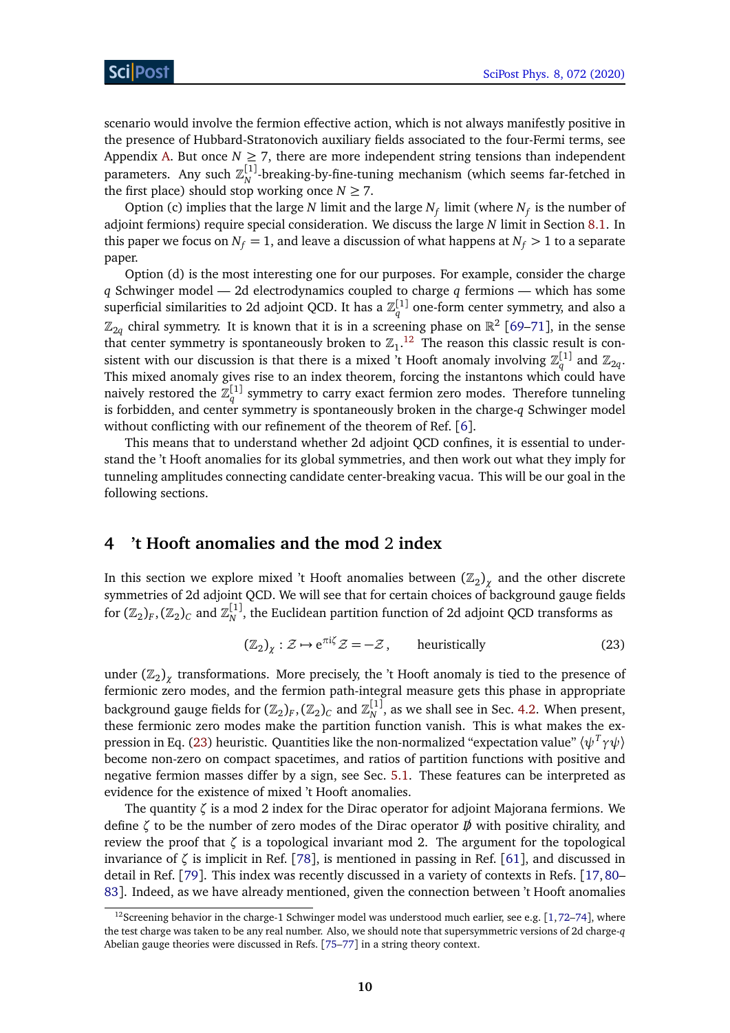scenario would involve the fermion effective action, which is not always manifestly positive in the presence of Hubbard-Stratonovich auxiliary fields associated to the four-Fermi terms, see Appendix A. But once $N \geq 7$, there are more independent string tensions than independent parameters. Any such $\mathbb{Z}_N^{[1]}$-breaking-by-fine-tuning mechanism (which seems far-fetched in the first place) should stop working once $N \geq 7$.

Option (c) implies that the large $N$ limit and the large $N_f$ limit (where $N_f$ is the number of adjoint fermions) require special consideration. We discuss the large $N$ limit in Section 8.1. In this paper we focus on $N_f = 1$, and leave a discussion of what happens at $N_f > 1$ to a separate paper.

Option (d) is the most interesting one for our purposes. For example, consider the charge $q$ Schwinger model — 2d electrodynamics coupled to charge $q$ fermions — which has some superficial similarities to 2d adjoint QCD. It has a $\mathbb{Z}_q^{[1]}$ one-form center symmetry, and also a $\mathbb{Z}_{2q}$ chiral symmetry. It is known that it is in a screening phase on $\mathbb{R}^2$ [69–71], in the sense that center symmetry is spontaneously broken to $\mathbb{Z}_1$.[12] The reason this classic result is consistent with our discussion is that there is a mixed 't Hooft anomaly involving $\mathbb{Z}_q^{[1]}$ and $\mathbb{Z}_{2q}$. This mixed anomaly gives rise to an index theorem, forcing the instantons which could have naively restored the $\mathbb{Z}_q^{[1]}$ symmetry to carry exact fermion zero modes. Therefore tunneling is forbidden, and center symmetry is spontaneously broken in the charge-$q$ Schwinger model without conflicting with our refinement of the theorem of Ref. [6].

This means that to understand whether 2d adjoint QCD confines, it is essential to understand the 't Hooft anomalies for its global symmetries, and then work out what they imply for tunneling amplitudes connecting candidate center-breaking vacua. This will be our goal in the following sections.

## 4 't Hooft anomalies and the mod 2 index

In this section we explore mixed 't Hooft anomalies between $(\mathbb{Z}_2)_\chi$ and the other discrete symmetries of 2d adjoint QCD. We will see that for certain choices of background gauge fields for $(\mathbb{Z}_2)_F, (\mathbb{Z}_2)_C$ and $\mathbb{Z}_N^{[1]}$, the Euclidean partition function of 2d adjoint QCD transforms as

$$(\mathbb{Z}_2)_\chi : \mathcal{Z} \mapsto e^{\pi i \zeta} \mathcal{Z} = -\mathcal{Z}\,, \qquad \text{heuristically} \tag{23}$$

under $(\mathbb{Z}_2)_\chi$ transformations. More precisely, the 't Hooft anomaly is tied to the presence of fermionic zero modes, and the fermion path-integral measure gets this phase in appropriate background gauge fields for $(\mathbb{Z}_2)_F, (\mathbb{Z}_2)_C$ and $\mathbb{Z}_N^{[1]}$, as we shall see in Sec. 4.2. When present, these fermionic zero modes make the partition function vanish. This is what makes the expression in Eq. (23) heuristic. Quantities like the non-normalized "expectation value" $\langle \psi^T \gamma \psi \rangle$ become non-zero on compact spacetimes, and ratios of partition functions with positive and negative fermion masses differ by a sign, see Sec. 5.1. These features can be interpreted as evidence for the existence of mixed 't Hooft anomalies.

The quantity $\zeta$ is a mod 2 index for the Dirac operator for adjoint Majorana fermions. We define $\zeta$ to be the number of zero modes of the Dirac operator $\not{D}$ with positive chirality, and review the proof that $\zeta$ is a topological invariant mod 2. The argument for the topological invariance of $\zeta$ is implicit in Ref. [78], is mentioned in passing in Ref. [61], and discussed in detail in Ref. [79]. This index was recently discussed in a variety of contexts in Refs. [17, 80–83]. Indeed, as we have already mentioned, given the connection between 't Hooft anomalies

[12] Screening behavior in the charge-1 Schwinger model was understood much earlier, see e.g. [1, 72–74], where the test charge was taken to be any real number. Also, we should note that supersymmetric versions of 2d charge-$q$ Abelian gauge theories were discussed in Refs. [75–77] in a string theory context.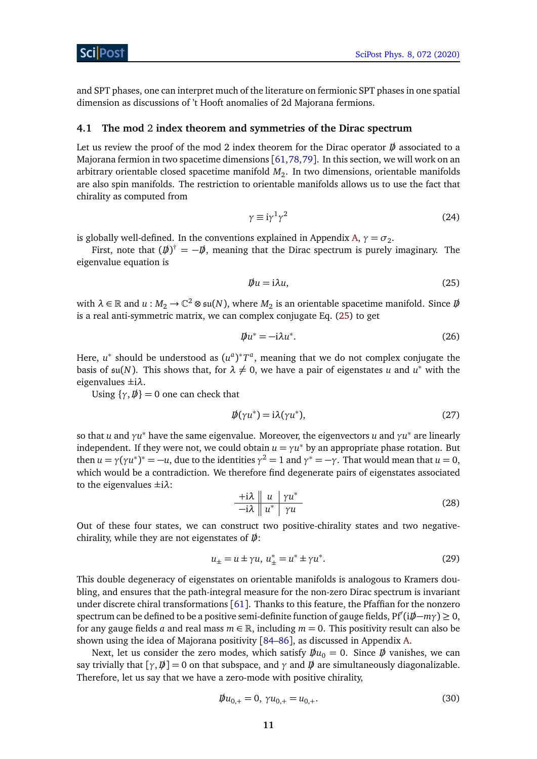and SPT phases, one can interpret much of the literature on fermionic SPT phases in one spatial dimension as discussions of 't Hooft anomalies of 2d Majorana fermions.

### 4.1 The mod 2 index theorem and symmetries of the Dirac spectrum

Let us review the proof of the mod 2 index theorem for the Dirac operator $\not{D}$ associated to a Majorana fermion in two spacetime dimensions [61,78,79]. In this section, we will work on an arbitrary orientable closed spacetime manifold $M_2$. In two dimensions, orientable manifolds are also spin manifolds. The restriction to orientable manifolds allows us to use the fact that chirality as computed from

$$\gamma \equiv \mathrm{i}\gamma^1\gamma^2 \tag{24}$$

is globally well-defined. In the conventions explained in Appendix A, $\gamma = \sigma_2$.

First, note that $(\not{D})^\dagger = -\not{D}$, meaning that the Dirac spectrum is purely imaginary. The eigenvalue equation is

$$\not{D}u = \mathrm{i}\lambda u, \tag{25}$$

with $\lambda \in \mathbb{R}$ and $u : M_2 \to \mathbb{C}^2 \otimes \mathfrak{su}(N)$, where $M_2$ is an orientable spacetime manifold. Since $\not{D}$ is a real anti-symmetric matrix, we can complex conjugate Eq. (25) to get

$$\not{D}u^* = -\mathrm{i}\lambda u^*. \tag{26}$$

Here, $u^*$ should be understood as $(u^a)^* T^a$, meaning that we do not complex conjugate the basis of $\mathfrak{su}(N)$. This shows that, for $\lambda \neq 0$, we have a pair of eigenstates $u$ and $u^*$ with the eigenvalues $\pm\mathrm{i}\lambda$.

Using $\{\gamma, \not{D}\} = 0$ one can check that

$$\not{D}(\gamma u^*) = \mathrm{i}\lambda(\gamma u^*), \tag{27}$$

so that $u$ and $\gamma u^*$ have the same eigenvalue. Moreover, the eigenvectors $u$ and $\gamma u^*$ are linearly independent. If they were not, we could obtain $u = \gamma u^*$ by an appropriate phase rotation. But then $u = \gamma(\gamma u^*)^* = -u$, due to the identities $\gamma^2 = 1$ and $\gamma^* = -\gamma$. That would mean that $u = 0$, which would be a contradiction. We therefore find degenerate pairs of eigenstates associated to the eigenvalues $\pm\mathrm{i}\lambda$:

$$\begin{array}{c||c|c} +\mathrm{i}\lambda & u & \gamma u^* \\ \hline -\mathrm{i}\lambda & u^* & \gamma u \end{array} \tag{28}$$

Out of these four states, we can construct two positive-chirality states and two negative-chirality, while they are not eigenstates of $\not{D}$:

$$u_\pm = u \pm \gamma u,\; u^*_\pm = u^* \pm \gamma u^*. \tag{29}$$

This double degeneracy of eigenstates on orientable manifolds is analogous to Kramers doubling, and ensures that the path-integral measure for the non-zero Dirac spectrum is invariant under discrete chiral transformations [61]. Thanks to this feature, the Pfaffian for the nonzero spectrum can be defined to be a positive semi-definite function of gauge fields, $\mathrm{Pf}'(\mathrm{i}\not{D} - m\gamma) \geq 0$, for any gauge fields $a$ and real mass $m \in \mathbb{R}$, including $m = 0$. This positivity result can also be shown using the idea of Majorana positivity [84–86], as discussed in Appendix A.

Next, let us consider the zero modes, which satisfy $\not{D}u_0 = 0$. Since $\not{D}$ vanishes, we can say trivially that $[\gamma, \not{D}] = 0$ on that subspace, and $\gamma$ and $\not{D}$ are simultaneously diagonalizable. Therefore, let us say that we have a zero-mode with positive chirality,

$$\not{D}u_{0,+} = 0,\; \gamma u_{0,+} = u_{0,+}. \tag{30}$$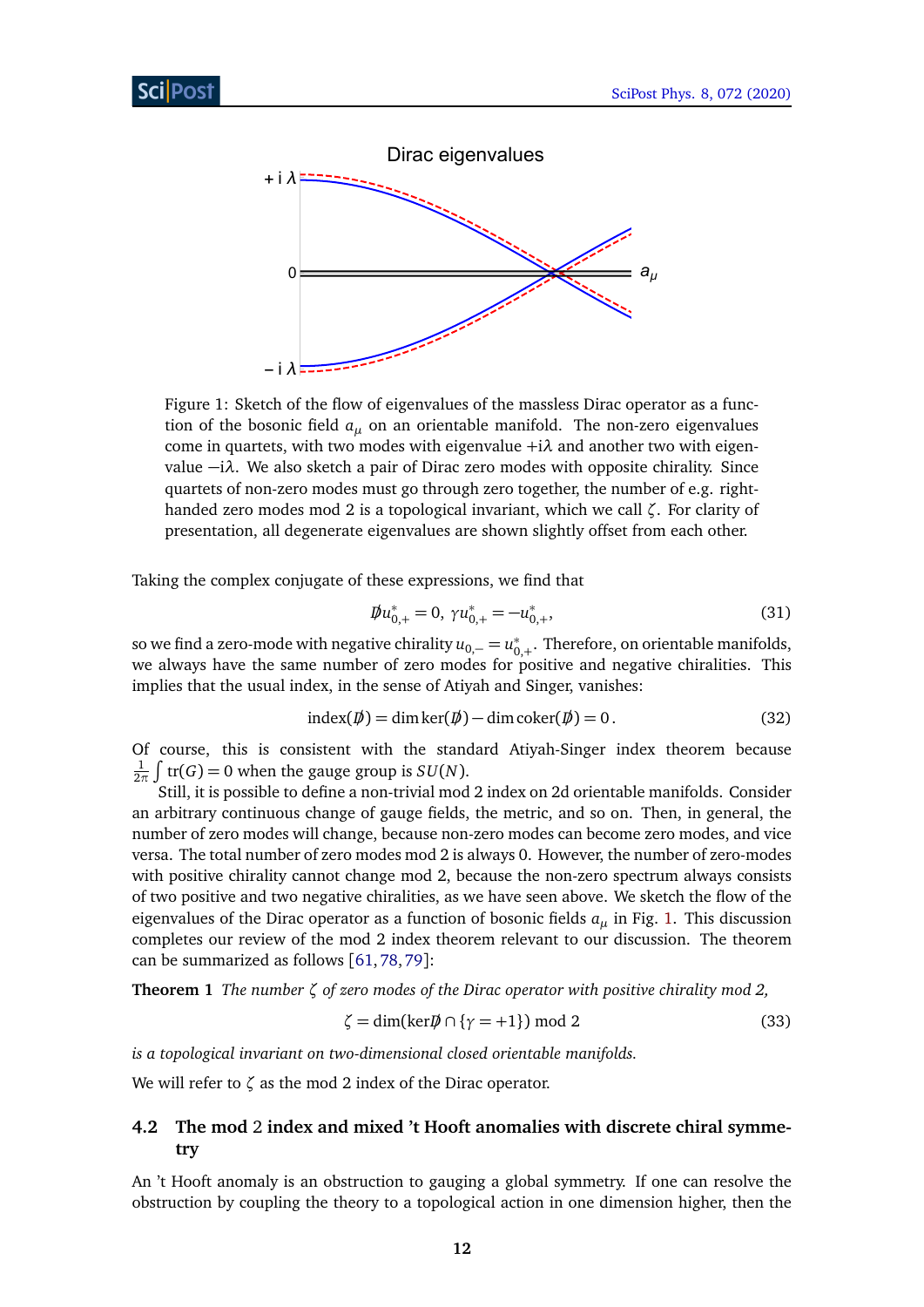Figure 1: Sketch of the flow of eigenvalues of the massless Dirac operator as a function of the bosonic field $a_\mu$ on an orientable manifold. The non-zero eigenvalues come in quartets, with two modes with eigenvalue $+i\lambda$ and another two with eigenvalue $-i\lambda$. We also sketch a pair of Dirac zero modes with opposite chirality. Since quartets of non-zero modes must go through zero together, the number of e.g. right-handed zero modes mod 2 is a topological invariant, which we call $\zeta$. For clarity of presentation, all degenerate eigenvalues are shown slightly offset from each other.

Taking the complex conjugate of these expressions, we find that

$$\not{D} u_{0,+}^* = 0, \; \gamma u_{0,+}^* = -u_{0,+}^*, \tag{31}$$

so we find a zero-mode with negative chirality $u_{0,-} = u_{0,+}^*$. Therefore, on orientable manifolds, we always have the same number of zero modes for positive and negative chiralities. This implies that the usual index, in the sense of Atiyah and Singer, vanishes:

$$\text{index}(\not{D}) = \dim \ker(\not{D}) - \dim \text{coker}(\not{D}) = 0\,. \tag{32}$$

Of course, this is consistent with the standard Atiyah-Singer index theorem because $\frac{1}{2\pi}\int \text{tr}(G) = 0$ when the gauge group is $SU(N)$.

Still, it is possible to define a non-trivial mod 2 index on 2d orientable manifolds. Consider an arbitrary continuous change of gauge fields, the metric, and so on. Then, in general, the number of zero modes will change, because non-zero modes can become zero modes, and vice versa. The total number of zero modes mod 2 is always 0. However, the number of zero-modes with positive chirality cannot change mod 2, because the non-zero spectrum always consists of two positive and two negative chiralities, as we have seen above. We sketch the flow of the eigenvalues of the Dirac operator as a function of bosonic fields $a_\mu$ in Fig. 1. This discussion completes our review of the mod 2 index theorem relevant to our discussion. The theorem can be summarized as follows [61, 78, 79]:

**Theorem 1** *The number $\zeta$ of zero modes of the Dirac operator with positive chirality mod 2,*

$$\zeta = \dim(\ker \not{D} \cap \{\gamma = +1\}) \text{ mod } 2 \tag{33}$$

*is a topological invariant on two-dimensional closed orientable manifolds.*

We will refer to $\zeta$ as the mod 2 index of the Dirac operator.

### 4.2 The mod 2 index and mixed 't Hooft anomalies with discrete chiral symmetry

An 't Hooft anomaly is an obstruction to gauging a global symmetry. If one can resolve the obstruction by coupling the theory to a topological action in one dimension higher, then the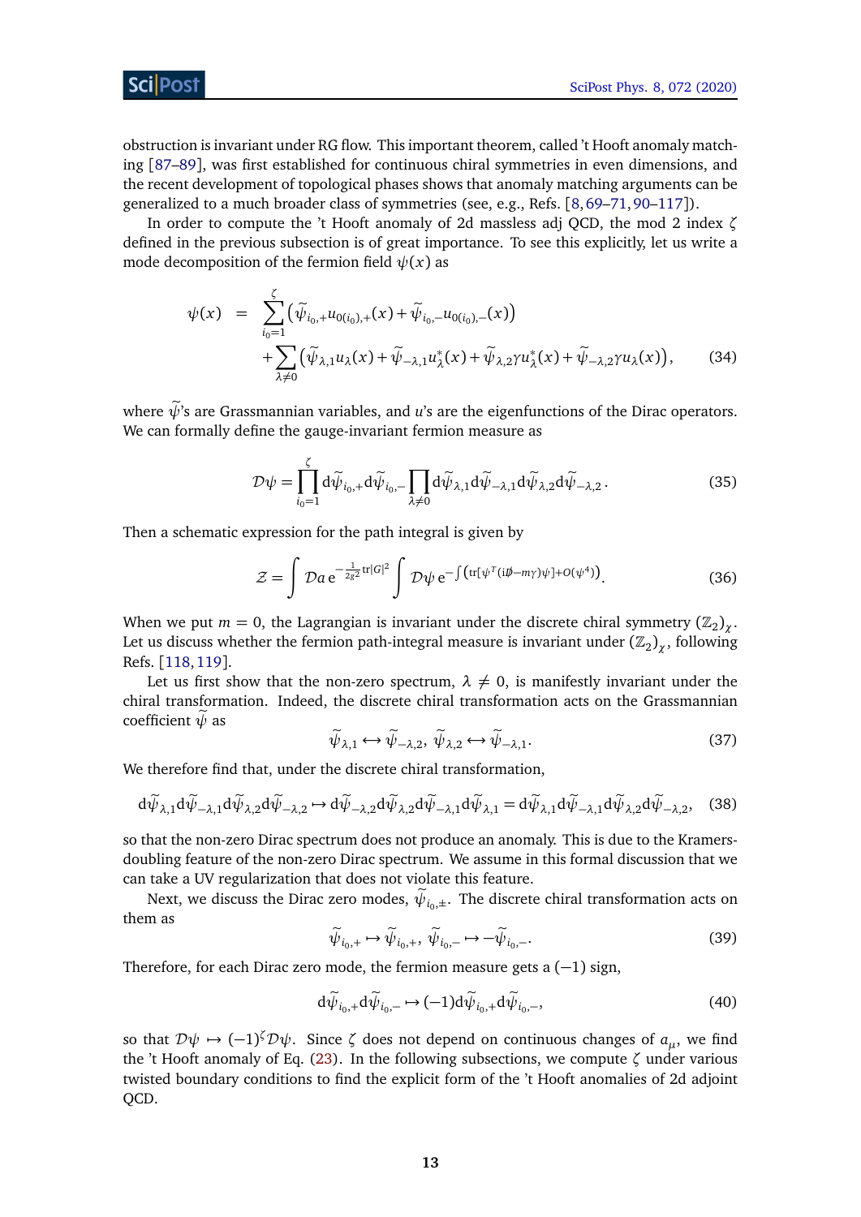obstruction is invariant under RG flow. This important theorem, called 't Hooft anomaly matching [87–89], was first established for continuous chiral symmetries in even dimensions, and the recent development of topological phases shows that anomaly matching arguments can be generalized to a much broader class of symmetries (see, e.g., Refs. [8, 69–71, 90–117]).

In order to compute the 't Hooft anomaly of 2d massless adj QCD, the mod 2 index $\zeta$ defined in the previous subsection is of great importance. To see this explicitly, let us write a mode decomposition of the fermion field $\psi(x)$ as

$$
\begin{aligned}
\psi(x) \;=\; & \sum_{i_0=1}^{\zeta}\left(\widetilde{\psi}_{i_0,+}u_{0(i_0),+}(x)+\widetilde{\psi}_{i_0,-}u_{0(i_0),-}(x)\right) \\
& +\sum_{\lambda\neq 0}\left(\widetilde{\psi}_{\lambda,1}u_{\lambda}(x)+\widetilde{\psi}_{-\lambda,1}u^{*}_{\lambda}(x)+\widetilde{\psi}_{\lambda,2}\gamma u^{*}_{\lambda}(x)+\widetilde{\psi}_{-\lambda,2}\gamma u_{\lambda}(x)\right),
\end{aligned}
\tag{34}
$$

where $\widetilde{\psi}$'s are Grassmannian variables, and $u$'s are the eigenfunctions of the Dirac operators. We can formally define the gauge-invariant fermion measure as

$$
\mathcal{D}\psi=\prod_{i_0=1}^{\zeta}\mathrm{d}\widetilde{\psi}_{i_0,+}\mathrm{d}\widetilde{\psi}_{i_0,-}\prod_{\lambda\neq 0}\mathrm{d}\widetilde{\psi}_{\lambda,1}\mathrm{d}\widetilde{\psi}_{-\lambda,1}\mathrm{d}\widetilde{\psi}_{\lambda,2}\mathrm{d}\widetilde{\psi}_{-\lambda,2}\,. \tag{35}
$$

Then a schematic expression for the path integral is given by

$$
\mathcal{Z}=\int\mathcal{D}a\,\mathrm{e}^{-\frac{1}{2g^2}\mathrm{tr}|G|^2}\int\mathcal{D}\psi\,\mathrm{e}^{-\int\left(\mathrm{tr}[\psi^T(i\not{D}-m\gamma)\psi]+O(\psi^4)\right)}. \tag{36}
$$

When we put $m=0$, the Lagrangian is invariant under the discrete chiral symmetry $(\mathbb{Z}_2)_\chi$. Let us discuss whether the fermion path-integral measure is invariant under $(\mathbb{Z}_2)_\chi$, following Refs. [118, 119].

Let us first show that the non-zero spectrum, $\lambda\neq 0$, is manifestly invariant under the chiral transformation. Indeed, the discrete chiral transformation acts on the Grassmannian coefficient $\widetilde{\psi}$ as

$$
\widetilde{\psi}_{\lambda,1}\leftrightarrow\widetilde{\psi}_{-\lambda,2},\ \widetilde{\psi}_{\lambda,2}\leftrightarrow\widetilde{\psi}_{-\lambda,1}. \tag{37}
$$

We therefore find that, under the discrete chiral transformation,

$$
\mathrm{d}\widetilde{\psi}_{\lambda,1}\mathrm{d}\widetilde{\psi}_{-\lambda,1}\mathrm{d}\widetilde{\psi}_{\lambda,2}\mathrm{d}\widetilde{\psi}_{-\lambda,2}\mapsto\mathrm{d}\widetilde{\psi}_{-\lambda,2}\mathrm{d}\widetilde{\psi}_{\lambda,2}\mathrm{d}\widetilde{\psi}_{-\lambda,1}\mathrm{d}\widetilde{\psi}_{\lambda,1}=\mathrm{d}\widetilde{\psi}_{\lambda,1}\mathrm{d}\widetilde{\psi}_{-\lambda,1}\mathrm{d}\widetilde{\psi}_{\lambda,2}\mathrm{d}\widetilde{\psi}_{-\lambda,2}, \tag{38}
$$

so that the non-zero Dirac spectrum does not produce an anomaly. This is due to the Kramers-doubling feature of the non-zero Dirac spectrum. We assume in this formal discussion that we can take a UV regularization that does not violate this feature.

Next, we discuss the Dirac zero modes, $\widetilde{\psi}_{i_0,\pm}$. The discrete chiral transformation acts on them as

$$
\widetilde{\psi}_{i_0,+}\mapsto\widetilde{\psi}_{i_0,+},\ \widetilde{\psi}_{i_0,-}\mapsto-\widetilde{\psi}_{i_0,-}. \tag{39}
$$

Therefore, for each Dirac zero mode, the fermion measure gets a $(-1)$ sign,

$$
\mathrm{d}\widetilde{\psi}_{i_0,+}\mathrm{d}\widetilde{\psi}_{i_0,-}\mapsto(-1)\mathrm{d}\widetilde{\psi}_{i_0,+}\mathrm{d}\widetilde{\psi}_{i_0,-}, \tag{40}
$$

so that $\mathcal{D}\psi\mapsto(-1)^{\zeta}\mathcal{D}\psi$. Since $\zeta$ does not depend on continuous changes of $a_\mu$, we find the 't Hooft anomaly of Eq. (23). In the following subsections, we compute $\zeta$ under various twisted boundary conditions to find the explicit form of the 't Hooft anomalies of 2d adjoint QCD.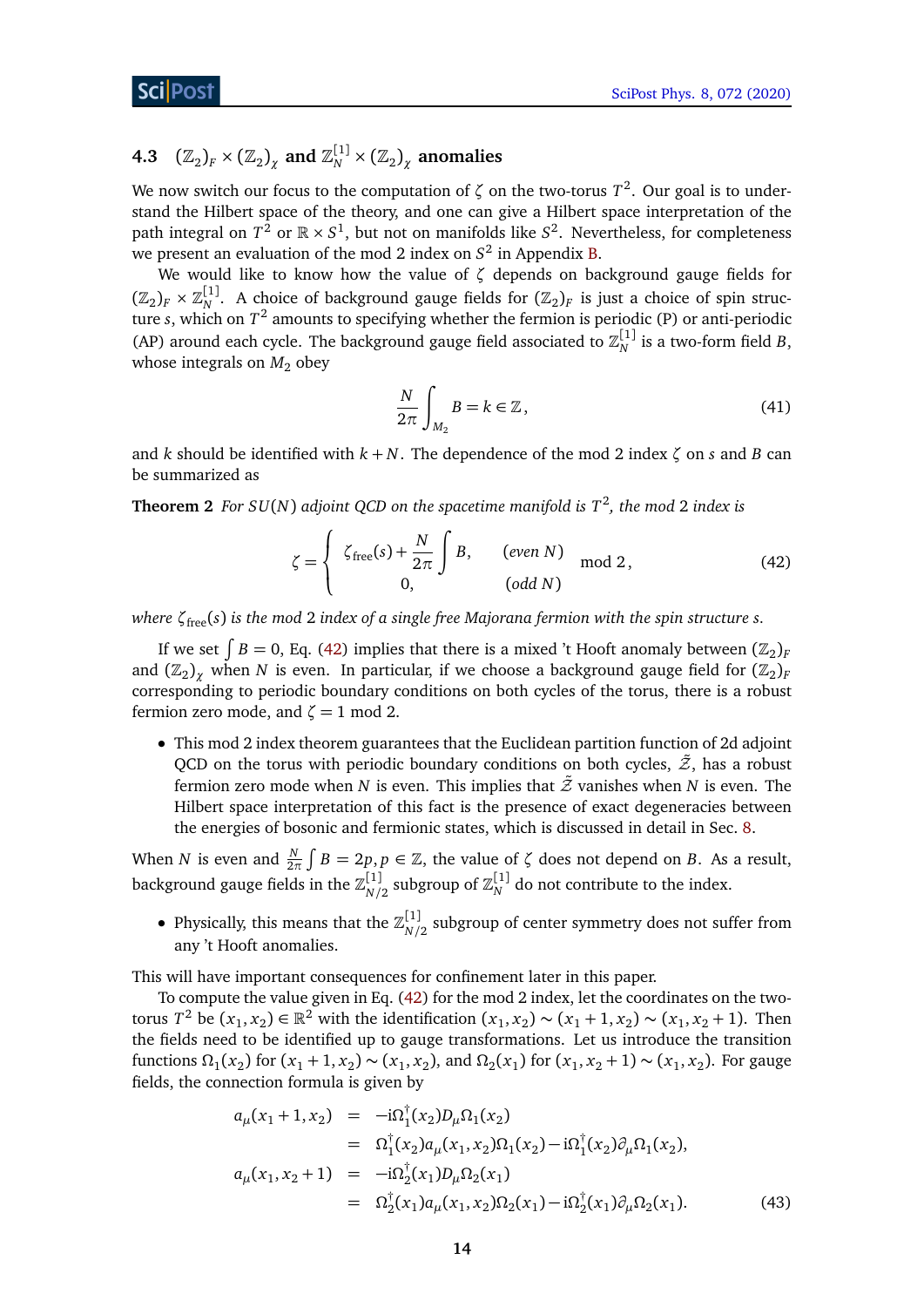### 4.3 $(\mathbb{Z}_2)_F \times (\mathbb{Z}_2)_\chi$ and $\mathbb{Z}_N^{[1]} \times (\mathbb{Z}_2)_\chi$ anomalies

We now switch our focus to the computation of $\zeta$ on the two-torus $T^2$. Our goal is to understand the Hilbert space of the theory, and one can give a Hilbert space interpretation of the path integral on $T^2$ or $\mathbb{R}\times S^1$, but not on manifolds like $S^2$. Nevertheless, for completeness we present an evaluation of the mod 2 index on $S^2$ in Appendix B.

We would like to know how the value of $\zeta$ depends on background gauge fields for $(\mathbb{Z}_2)_F \times \mathbb{Z}_N^{[1]}$. A choice of background gauge fields for $(\mathbb{Z}_2)_F$ is just a choice of spin structure $s$, which on $T^2$ amounts to specifying whether the fermion is periodic (P) or anti-periodic (AP) around each cycle. The background gauge field associated to $\mathbb{Z}_N^{[1]}$ is a two-form field $B$, whose integrals on $M_2$ obey

$$\frac{N}{2\pi}\int_{M_2} B = k \in \mathbb{Z}, \tag{41}$$

and $k$ should be identified with $k+N$. The dependence of the mod 2 index $\zeta$ on $s$ and $B$ can be summarized as

**Theorem 2** *For $SU(N)$ adjoint QCD on the spacetime manifold is $T^2$, the mod 2 index is*

$$\zeta = \left\{ \begin{array}{ll} \zeta_{\text{free}}(s) + \dfrac{N}{2\pi}\displaystyle\int B, & (\textit{even } N) \\ 0, & (\textit{odd } N) \end{array} \right. \mod 2, \tag{42}$$

*where $\zeta_{\text{free}}(s)$ is the mod 2 index of a single free Majorana fermion with the spin structure $s$.*

If we set $\int B = 0$, Eq. (42) implies that there is a mixed 't Hooft anomaly between $(\mathbb{Z}_2)_F$ and $(\mathbb{Z}_2)_\chi$ when $N$ is even. In particular, if we choose a background gauge field for $(\mathbb{Z}_2)_F$ corresponding to periodic boundary conditions on both cycles of the torus, there is a robust fermion zero mode, and $\zeta = 1$ mod 2.

- This mod 2 index theorem guarantees that the Euclidean partition function of 2d adjoint QCD on the torus with periodic boundary conditions on both cycles, $\tilde{\mathcal{Z}}$, has a robust fermion zero mode when $N$ is even. This implies that $\tilde{\mathcal{Z}}$ vanishes when $N$ is even. The Hilbert space interpretation of this fact is the presence of exact degeneracies between the energies of bosonic and fermionic states, which is discussed in detail in Sec. 8.

When $N$ is even and $\frac{N}{2\pi}\int B = 2p, p\in\mathbb{Z}$, the value of $\zeta$ does not depend on $B$. As a result, background gauge fields in the $\mathbb{Z}_{N/2}^{[1]}$ subgroup of $\mathbb{Z}_N^{[1]}$ do not contribute to the index.

- Physically, this means that the $\mathbb{Z}_{N/2}^{[1]}$ subgroup of center symmetry does not suffer from any 't Hooft anomalies.

This will have important consequences for confinement later in this paper.

To compute the value given in Eq. (42) for the mod 2 index, let the coordinates on the two-torus $T^2$ be $(x_1,x_2)\in\mathbb{R}^2$ with the identification $(x_1,x_2)\sim(x_1+1,x_2)\sim(x_1,x_2+1)$. Then the fields need to be identified up to gauge transformations. Let us introduce the transition functions $\Omega_1(x_2)$ for $(x_1+1,x_2)\sim(x_1,x_2)$, and $\Omega_2(x_1)$ for $(x_1,x_2+1)\sim(x_1,x_2)$. For gauge fields, the connection formula is given by

$$\begin{aligned} a_\mu(x_1+1,x_2) &= -\mathrm{i}\Omega_1^\dagger(x_2) D_\mu \Omega_1(x_2) \\ &= \Omega_1^\dagger(x_2) a_\mu(x_1,x_2)\Omega_1(x_2) - \mathrm{i}\Omega_1^\dagger(x_2)\partial_\mu\Omega_1(x_2), \\ a_\mu(x_1,x_2+1) &= -\mathrm{i}\Omega_2^\dagger(x_1) D_\mu \Omega_2(x_1) \\ &= \Omega_2^\dagger(x_1) a_\mu(x_1,x_2)\Omega_2(x_1) - \mathrm{i}\Omega_2^\dagger(x_1)\partial_\mu\Omega_2(x_1). \end{aligned} \tag{43}$$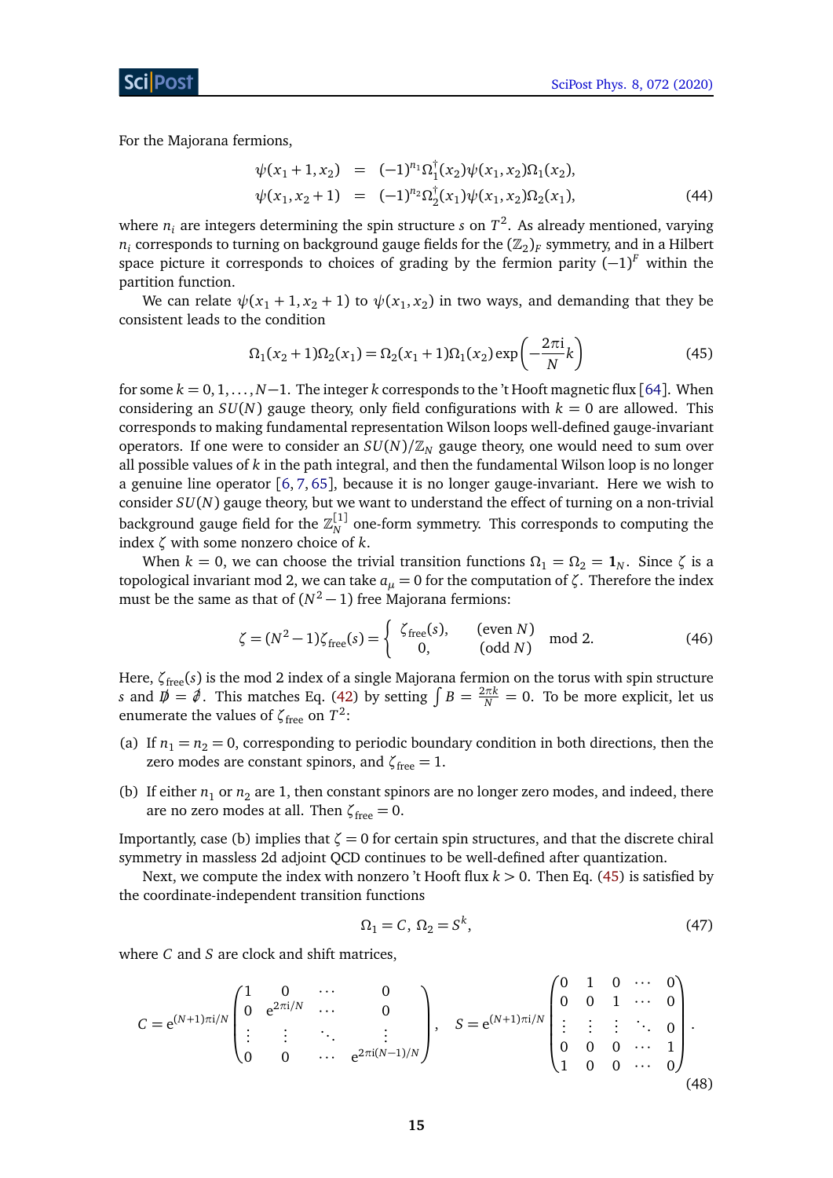For the Majorana fermions,

$$
\begin{aligned}
\psi(x_1+1, x_2) &= (-1)^{n_1}\Omega_1^\dagger(x_2)\psi(x_1,x_2)\Omega_1(x_2), \\
\psi(x_1, x_2+1) &= (-1)^{n_2}\Omega_2^\dagger(x_1)\psi(x_1,x_2)\Omega_2(x_1),
\end{aligned} \tag{44}
$$

where $n_i$ are integers determining the spin structure $s$ on $T^2$. As already mentioned, varying $n_i$ corresponds to turning on background gauge fields for the $(\mathbb{Z}_2)_F$ symmetry, and in a Hilbert space picture it corresponds to choices of grading by the fermion parity $(-1)^F$ within the partition function.

We can relate $\psi(x_1+1, x_2+1)$ to $\psi(x_1, x_2)$ in two ways, and demanding that they be consistent leads to the condition

$$
\Omega_1(x_2+1)\Omega_2(x_1) = \Omega_2(x_1+1)\Omega_1(x_2)\exp\left(-\frac{2\pi \mathrm{i}}{N}k\right) \tag{45}
$$

for some $k = 0, 1, \ldots, N-1$. The integer $k$ corresponds to the 't Hooft magnetic flux [64]. When considering an $SU(N)$ gauge theory, only field configurations with $k = 0$ are allowed. This corresponds to making fundamental representation Wilson loops well-defined gauge-invariant operators. If one were to consider an $SU(N)/\mathbb{Z}_N$ gauge theory, one would need to sum over all possible values of $k$ in the path integral, and then the fundamental Wilson loop is no longer a genuine line operator [6, 7, 65], because it is no longer gauge-invariant. Here we wish to consider $SU(N)$ gauge theory, but we want to understand the effect of turning on a non-trivial background gauge field for the $\mathbb{Z}_N^{[1]}$ one-form symmetry. This corresponds to computing the index $\zeta$ with some nonzero choice of $k$.

When $k = 0$, we can choose the trivial transition functions $\Omega_1 = \Omega_2 = \mathbf{1}_N$. Since $\zeta$ is a topological invariant mod 2, we can take $a_\mu = 0$ for the computation of $\zeta$. Therefore the index must be the same as that of $(N^2-1)$ free Majorana fermions:

$$
\zeta = (N^2-1)\zeta_{\text{free}}(s) = \begin{cases} \zeta_{\text{free}}(s), & (\text{even } N) \\ 0, & (\text{odd } N) \end{cases} \mod 2. \tag{46}
$$

Here, $\zeta_{\text{free}}(s)$ is the mod 2 index of a single Majorana fermion on the torus with spin structure $s$ and $\not{D} = \not{\partial}$. This matches Eq. (42) by setting $\int B = \frac{2\pi k}{N} = 0$. To be more explicit, let us enumerate the values of $\zeta_{\text{free}}$ on $T^2$:

(a) If $n_1 = n_2 = 0$, corresponding to periodic boundary condition in both directions, then the zero modes are constant spinors, and $\zeta_{\text{free}} = 1$.

(b) If either $n_1$ or $n_2$ are 1, then constant spinors are no longer zero modes, and indeed, there are no zero modes at all. Then $\zeta_{\text{free}} = 0$.

Importantly, case (b) implies that $\zeta = 0$ for certain spin structures, and that the discrete chiral symmetry in massless 2d adjoint QCD continues to be well-defined after quantization.

Next, we compute the index with nonzero 't Hooft flux $k > 0$. Then Eq. (45) is satisfied by the coordinate-independent transition functions

$$
\Omega_1 = C, \ \Omega_2 = S^k, \tag{47}
$$

where $C$ and $S$ are clock and shift matrices,

$$
C = \mathrm{e}^{(N+1)\pi \mathrm{i}/N}\begin{pmatrix} 1 & 0 & \cdots & 0 \\ 0 & \mathrm{e}^{2\pi \mathrm{i}/N} & \cdots & 0 \\ \vdots & \vdots & \ddots & \vdots \\ 0 & 0 & \cdots & \mathrm{e}^{2\pi \mathrm{i}(N-1)/N} \end{pmatrix}, \quad S = \mathrm{e}^{(N+1)\pi \mathrm{i}/N}\begin{pmatrix} 0 & 1 & 0 & \cdots & 0 \\ 0 & 0 & 1 & \cdots & 0 \\ \vdots & \vdots & \vdots & \ddots & 0 \\ 0 & 0 & 0 & \cdots & 1 \\ 1 & 0 & 0 & \cdots & 0 \end{pmatrix}. \tag{48}
$$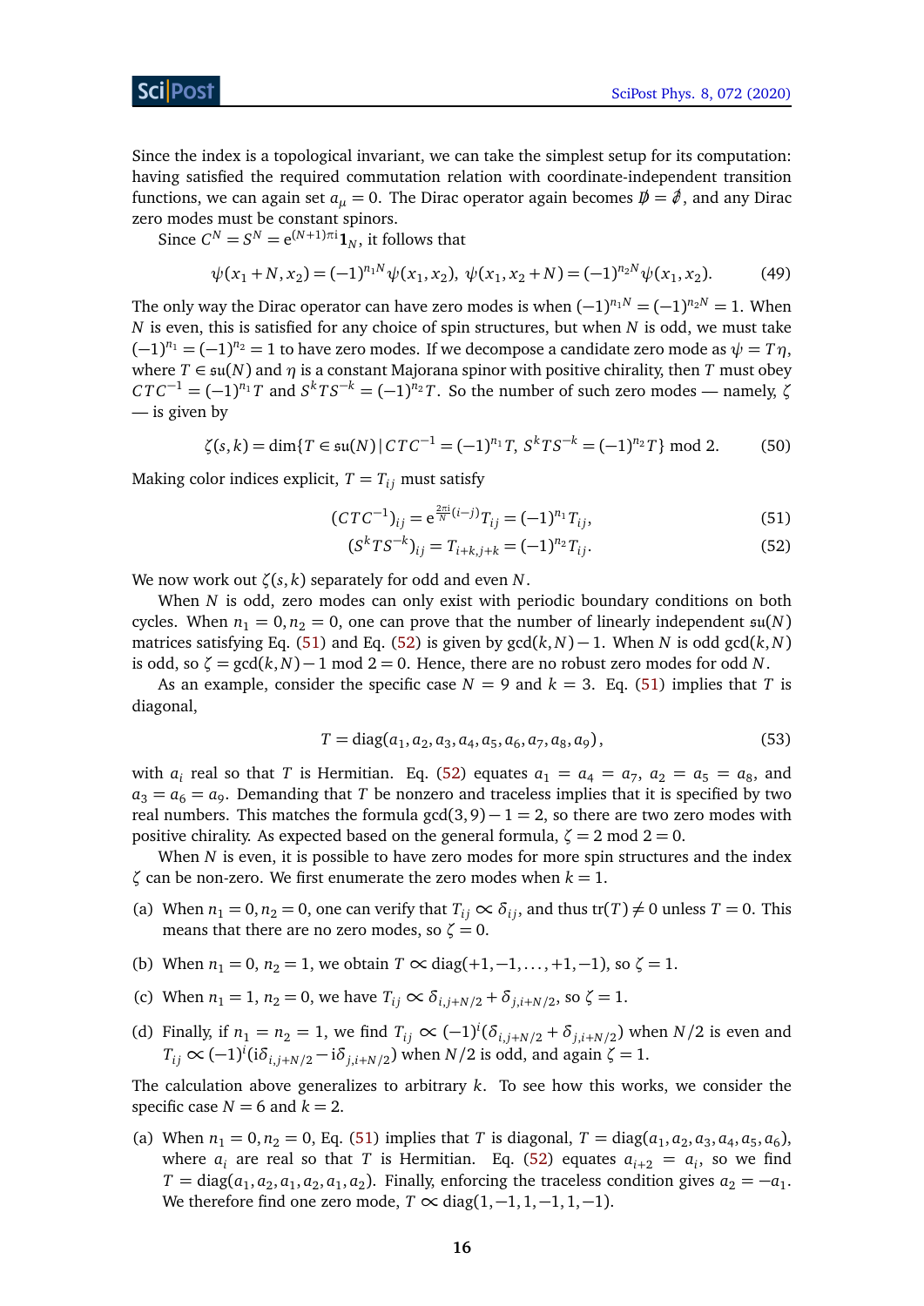Since the index is a topological invariant, we can take the simplest setup for its computation: having satisfied the required commutation relation with coordinate-independent transition functions, we can again set $a_\mu = 0$. The Dirac operator again becomes $\not{D} = \not{\partial}$, and any Dirac zero modes must be constant spinors.

Since $C^N = S^N = \mathrm{e}^{(N+1)\pi \mathrm{i}} \mathbf{1}_N$, it follows that

$$\psi(x_1 + N, x_2) = (-1)^{n_1 N} \psi(x_1, x_2), \; \psi(x_1, x_2 + N) = (-1)^{n_2 N} \psi(x_1, x_2). \tag{49}$$

The only way the Dirac operator can have zero modes is when $(-1)^{n_1 N} = (-1)^{n_2 N} = 1$. When $N$ is even, this is satisfied for any choice of spin structures, but when $N$ is odd, we must take $(-1)^{n_1} = (-1)^{n_2} = 1$ to have zero modes. If we decompose a candidate zero mode as $\psi = T\eta$, where $T \in \mathfrak{su}(N)$ and $\eta$ is a constant Majorana spinor with positive chirality, then $T$ must obey $CTC^{-1} = (-1)^{n_1} T$ and $S^k T S^{-k} = (-1)^{n_2} T$. So the number of such zero modes — namely, $\zeta$ — is given by

$$\zeta(s,k) = \dim\{T \in \mathfrak{su}(N) \,|\, CTC^{-1} = (-1)^{n_1} T, \; S^k T S^{-k} = (-1)^{n_2} T\} \bmod 2. \tag{50}$$

Making color indices explicit, $T = T_{ij}$ must satisfy

$$(CTC^{-1})_{ij} = \mathrm{e}^{\frac{2\pi \mathrm{i}}{N}(i-j)} T_{ij} = (-1)^{n_1} T_{ij}, \tag{51}$$

$$(S^k T S^{-k})_{ij} = T_{i+k, j+k} = (-1)^{n_2} T_{ij}. \tag{52}$$

We now work out $\zeta(s,k)$ separately for odd and even $N$.

When $N$ is odd, zero modes can only exist with periodic boundary conditions on both cycles. When $n_1 = 0, n_2 = 0$, one can prove that the number of linearly independent $\mathfrak{su}(N)$ matrices satisfying Eq. (51) and Eq. (52) is given by $\gcd(k,N) - 1$. When $N$ is odd $\gcd(k,N)$ is odd, so $\zeta = \gcd(k,N) - 1 \bmod 2 = 0$. Hence, there are no robust zero modes for odd $N$.

As an example, consider the specific case $N = 9$ and $k = 3$. Eq. (51) implies that $T$ is diagonal,

$$T = \mathrm{diag}(a_1, a_2, a_3, a_4, a_5, a_6, a_7, a_8, a_9), \tag{53}$$

with $a_i$ real so that $T$ is Hermitian. Eq. (52) equates $a_1 = a_4 = a_7$, $a_2 = a_5 = a_8$, and $a_3 = a_6 = a_9$. Demanding that $T$ be nonzero and traceless implies that it is specified by two real numbers. This matches the formula $\gcd(3,9) - 1 = 2$, so there are two zero modes with positive chirality. As expected based on the general formula, $\zeta = 2 \bmod 2 = 0$.

When $N$ is even, it is possible to have zero modes for more spin structures and the index $\zeta$ can be non-zero. We first enumerate the zero modes when $k = 1$.

(a) When $n_1 = 0, n_2 = 0$, one can verify that $T_{ij} \propto \delta_{ij}$, and thus $\mathrm{tr}(T) \neq 0$ unless $T = 0$. This means that there are no zero modes, so $\zeta = 0$.

(b) When $n_1 = 0$, $n_2 = 1$, we obtain $T \propto \mathrm{diag}(+1, -1, \ldots, +1, -1)$, so $\zeta = 1$.

(c) When $n_1 = 1$, $n_2 = 0$, we have $T_{ij} \propto \delta_{i,j+N/2} + \delta_{j,i+N/2}$, so $\zeta = 1$.

(d) Finally, if $n_1 = n_2 = 1$, we find $T_{ij} \propto (-1)^i (\delta_{i,j+N/2} + \delta_{j,i+N/2})$ when $N/2$ is even and $T_{ij} \propto (-1)^i (\mathrm{i}\delta_{i,j+N/2} - \mathrm{i}\delta_{j,i+N/2})$ when $N/2$ is odd, and again $\zeta = 1$.

The calculation above generalizes to arbitrary $k$. To see how this works, we consider the specific case $N = 6$ and $k = 2$.

(a) When $n_1 = 0, n_2 = 0$, Eq. (51) implies that $T$ is diagonal, $T = \mathrm{diag}(a_1, a_2, a_3, a_4, a_5, a_6)$, where $a_i$ are real so that $T$ is Hermitian. Eq. (52) equates $a_{i+2} = a_i$, so we find $T = \mathrm{diag}(a_1, a_2, a_1, a_2, a_1, a_2)$. Finally, enforcing the traceless condition gives $a_2 = -a_1$. We therefore find one zero mode, $T \propto \mathrm{diag}(1, -1, 1, -1, 1, -1)$.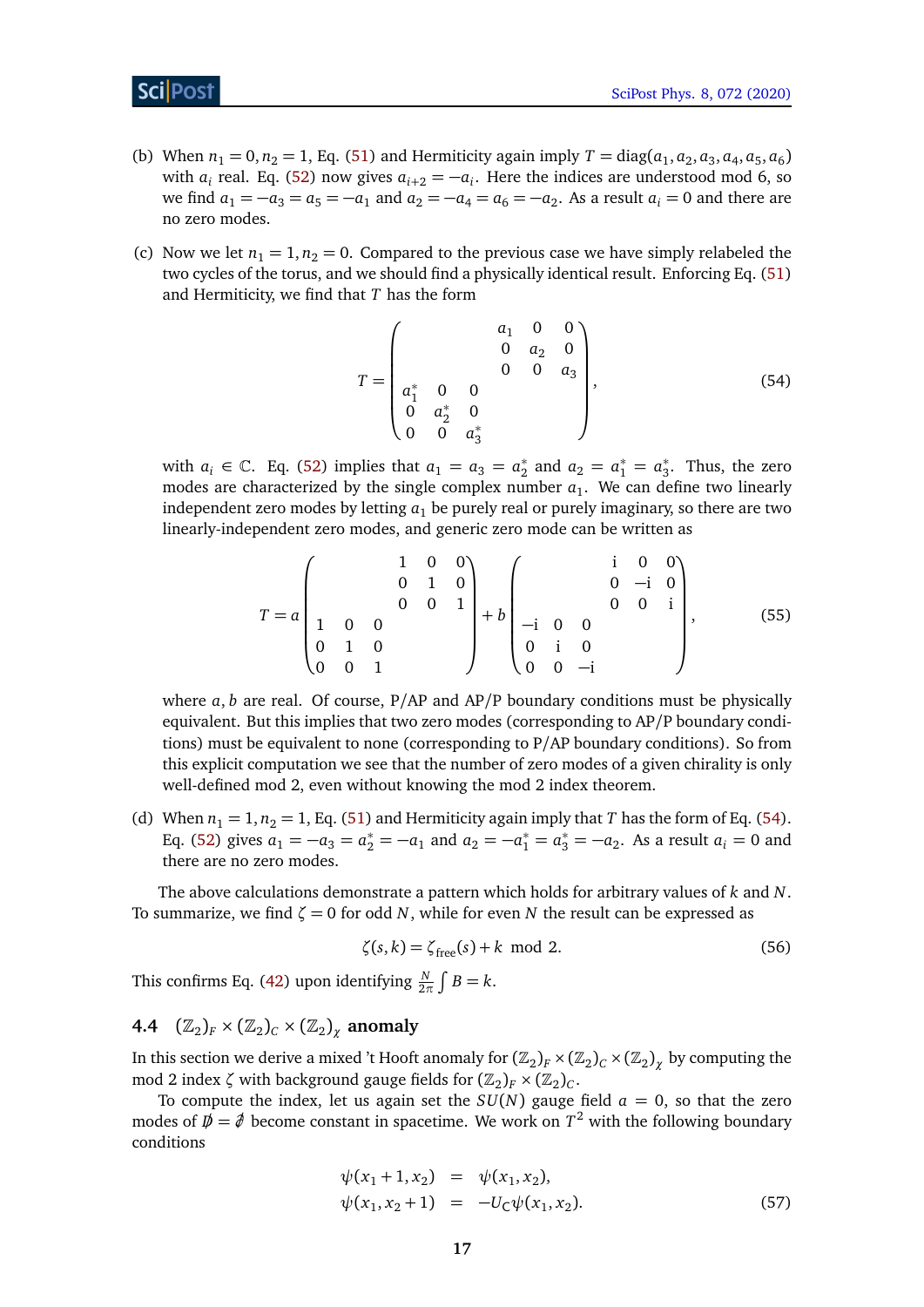(b) When $n_1 = 0, n_2 = 1$, Eq. (51) and Hermiticity again imply $T = \text{diag}(a_1, a_2, a_3, a_4, a_5, a_6)$ with $a_i$ real. Eq. (52) now gives $a_{i+2} = -a_i$. Here the indices are understood mod 6, so we find $a_1 = -a_3 = a_5 = -a_1$ and $a_2 = -a_4 = a_6 = -a_2$. As a result $a_i = 0$ and there are no zero modes.

(c) Now we let $n_1 = 1, n_2 = 0$. Compared to the previous case we have simply relabeled the two cycles of the torus, and we should find a physically identical result. Enforcing Eq. (51) and Hermiticity, we find that $T$ has the form

$$T = \begin{pmatrix} & & & a_1 & 0 & 0 \\ & & & 0 & a_2 & 0 \\ & & & 0 & 0 & a_3 \\ a_1^* & 0 & 0 & & & \\ 0 & a_2^* & 0 & & & \\ 0 & 0 & a_3^* & & & \end{pmatrix}, \tag{54}$$

with $a_i \in \mathbb{C}$. Eq. (52) implies that $a_1 = a_3 = a_2^*$ and $a_2 = a_1^* = a_3^*$. Thus, the zero modes are characterized by the single complex number $a_1$. We can define two linearly independent zero modes by letting $a_1$ be purely real or purely imaginary, so there are two linearly-independent zero modes, and generic zero mode can be written as

$$T = a\begin{pmatrix} & & & 1 & 0 & 0 \\ & & & 0 & 1 & 0 \\ & & & 0 & 0 & 1 \\ 1 & 0 & 0 & & & \\ 0 & 1 & 0 & & & \\ 0 & 0 & 1 & & & \end{pmatrix} + b\begin{pmatrix} & & & \mathrm{i} & 0 & 0 \\ & & & 0 & -\mathrm{i} & 0 \\ & & & 0 & 0 & \mathrm{i} \\ -\mathrm{i} & 0 & 0 & & & \\ 0 & \mathrm{i} & 0 & & & \\ 0 & 0 & -\mathrm{i} & & & \end{pmatrix}, \tag{55}$$

where $a, b$ are real. Of course, P/AP and AP/P boundary conditions must be physically equivalent. But this implies that two zero modes (corresponding to AP/P boundary conditions) must be equivalent to none (corresponding to P/AP boundary conditions). So from this explicit computation we see that the number of zero modes of a given chirality is only well-defined mod 2, even without knowing the mod 2 index theorem.

(d) When $n_1 = 1, n_2 = 1$, Eq. (51) and Hermiticity again imply that $T$ has the form of Eq. (54). Eq. (52) gives $a_1 = -a_3 = a_2^* = -a_1$ and $a_2 = -a_1^* = a_3^* = -a_2$. As a result $a_i = 0$ and there are no zero modes.

The above calculations demonstrate a pattern which holds for arbitrary values of $k$ and $N$. To summarize, we find $\zeta = 0$ for odd $N$, while for even $N$ the result can be expressed as

$$\zeta(s,k) = \zeta_{\text{free}}(s) + k \mod 2. \tag{56}$$

This confirms Eq. (42) upon identifying $\frac{N}{2\pi}\int B = k$.

### 4.4 $(\mathbb{Z}_2)_F \times (\mathbb{Z}_2)_C \times (\mathbb{Z}_2)_\chi$ anomaly

In this section we derive a mixed 't Hooft anomaly for $(\mathbb{Z}_2)_F \times (\mathbb{Z}_2)_C \times (\mathbb{Z}_2)_\chi$ by computing the mod 2 index $\zeta$ with background gauge fields for $(\mathbb{Z}_2)_F \times (\mathbb{Z}_2)_C$.

To compute the index, let us again set the $SU(N)$ gauge field $a = 0$, so that the zero modes of $\not{D} = \not{\partial}$ become constant in spacetime. We work on $T^2$ with the following boundary conditions

$$\begin{aligned} \psi(x_1 + 1, x_2) &= \psi(x_1, x_2), \\ \psi(x_1, x_2 + 1) &= -U_C \psi(x_1, x_2). \end{aligned} \tag{57}$$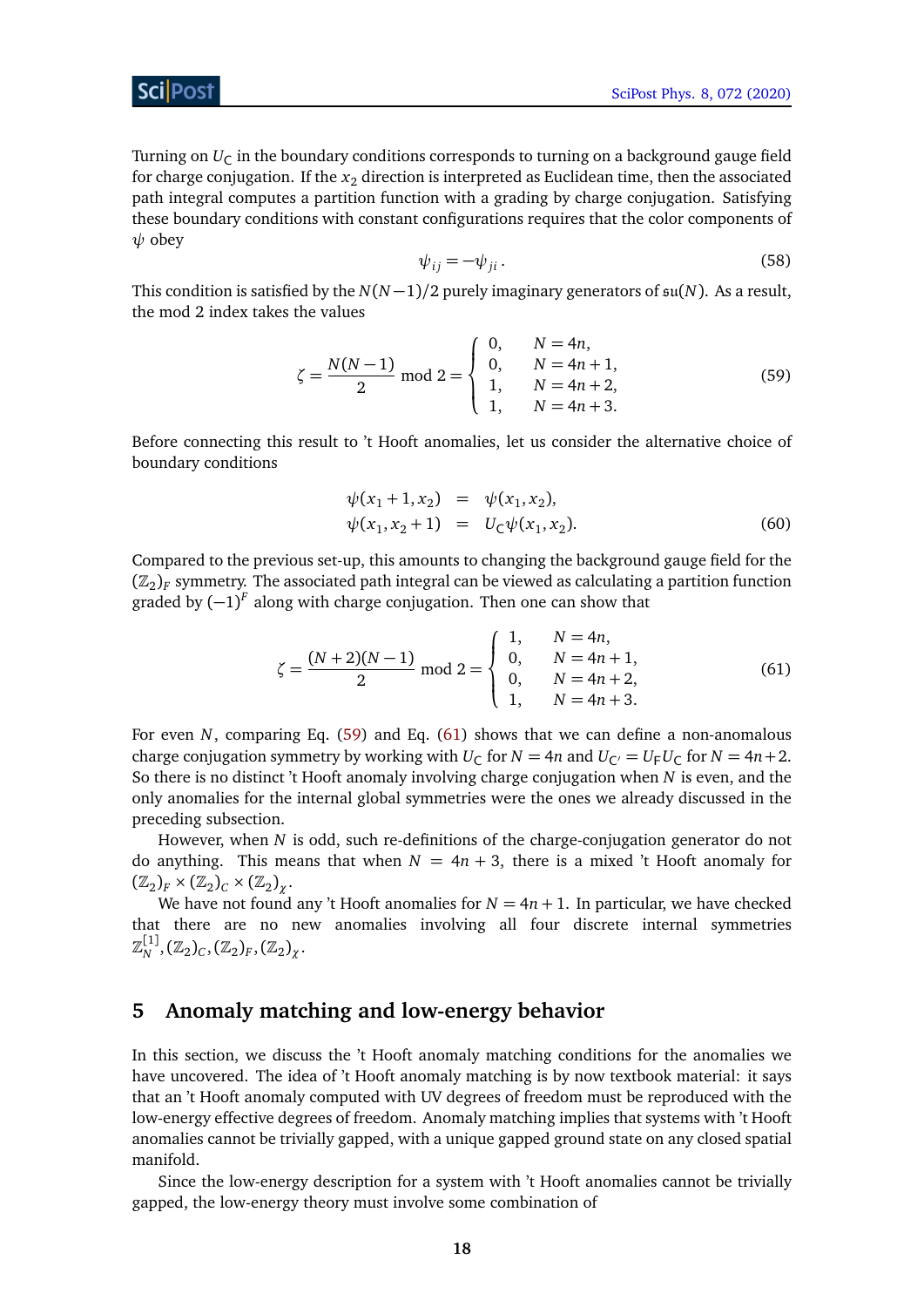Turning on $U_{\mathsf{C}}$ in the boundary conditions corresponds to turning on a background gauge field for charge conjugation. If the $x_2$ direction is interpreted as Euclidean time, then the associated path integral computes a partition function with a grading by charge conjugation. Satisfying these boundary conditions with constant configurations requires that the color components of $\psi$ obey

$$\psi_{ij} = -\psi_{ji}\,. \tag{58}$$

This condition is satisfied by the $N(N-1)/2$ purely imaginary generators of $\mathfrak{su}(N)$. As a result, the mod 2 index takes the values

$$\zeta = \frac{N(N-1)}{2} \bmod 2 = \begin{cases} 0, & N = 4n, \\ 0, & N = 4n+1, \\ 1, & N = 4n+2, \\ 1, & N = 4n+3. \end{cases} \tag{59}$$

Before connecting this result to 't Hooft anomalies, let us consider the alternative choice of boundary conditions

$$\begin{aligned} \psi(x_1+1, x_2) &= \psi(x_1, x_2), \\ \psi(x_1, x_2+1) &= U_{\mathsf{C}}\psi(x_1, x_2). \end{aligned} \tag{60}$$

Compared to the previous set-up, this amounts to changing the background gauge field for the $(\mathbb{Z}_2)_F$ symmetry. The associated path integral can be viewed as calculating a partition function graded by $(-1)^F$ along with charge conjugation. Then one can show that

$$\zeta = \frac{(N+2)(N-1)}{2} \bmod 2 = \begin{cases} 1, & N = 4n, \\ 0, & N = 4n+1, \\ 0, & N = 4n+2, \\ 1, & N = 4n+3. \end{cases} \tag{61}$$

For even $N$, comparing Eq. (59) and Eq. (61) shows that we can define a non-anomalous charge conjugation symmetry by working with $U_{\mathsf{C}}$ for $N = 4n$ and $U_{\mathsf{C}'} = U_{\mathsf{F}}U_{\mathsf{C}}$ for $N = 4n+2$. So there is no distinct 't Hooft anomaly involving charge conjugation when $N$ is even, and the only anomalies for the internal global symmetries were the ones we already discussed in the preceding subsection.

However, when $N$ is odd, such re-definitions of the charge-conjugation generator do not do anything. This means that when $N = 4n+3$, there is a mixed 't Hooft anomaly for $(\mathbb{Z}_2)_F \times (\mathbb{Z}_2)_C \times (\mathbb{Z}_2)_\chi$.

We have not found any 't Hooft anomalies for $N = 4n+1$. In particular, we have checked that there are no new anomalies involving all four discrete internal symmetries $\mathbb{Z}_N^{[1]}, (\mathbb{Z}_2)_C, (\mathbb{Z}_2)_F, (\mathbb{Z}_2)_\chi$.

## 5 Anomaly matching and low-energy behavior

In this section, we discuss the 't Hooft anomaly matching conditions for the anomalies we have uncovered. The idea of 't Hooft anomaly matching is by now textbook material: it says that an 't Hooft anomaly computed with UV degrees of freedom must be reproduced with the low-energy effective degrees of freedom. Anomaly matching implies that systems with 't Hooft anomalies cannot be trivially gapped, with a unique gapped ground state on any closed spatial manifold.

Since the low-energy description for a system with 't Hooft anomalies cannot be trivially gapped, the low-energy theory must involve some combination of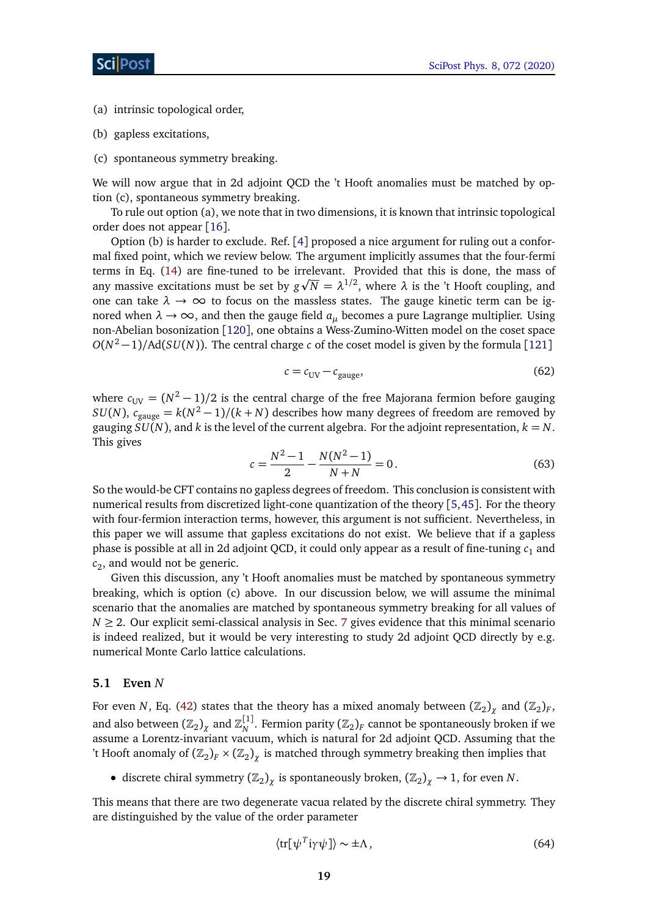(a) intrinsic topological order,

(b) gapless excitations,

(c) spontaneous symmetry breaking.

We will now argue that in 2d adjoint QCD the 't Hooft anomalies must be matched by option (c), spontaneous symmetry breaking.

To rule out option (a), we note that in two dimensions, it is known that intrinsic topological order does not appear [16].

Option (b) is harder to exclude. Ref. [4] proposed a nice argument for ruling out a conformal fixed point, which we review below. The argument implicitly assumes that the four-fermi terms in Eq. (14) are fine-tuned to be irrelevant. Provided that this is done, the mass of any massive excitations must be set by $g\sqrt{N} = \lambda^{1/2}$, where $\lambda$ is the 't Hooft coupling, and one can take $\lambda \to \infty$ to focus on the massless states. The gauge kinetic term can be ignored when $\lambda \to \infty$, and then the gauge field $a_\mu$ becomes a pure Lagrange multiplier. Using non-Abelian bosonization [120], one obtains a Wess-Zumino-Witten model on the coset space $O(N^2-1)/\mathrm{Ad}(SU(N))$. The central charge $c$ of the coset model is given by the formula [121]

$$c = c_{\mathrm{UV}} - c_{\mathrm{gauge}}, \tag{62}$$

where $c_{\mathrm{UV}} = (N^2-1)/2$ is the central charge of the free Majorana fermion before gauging $SU(N)$, $c_{\mathrm{gauge}} = k(N^2-1)/(k+N)$ describes how many degrees of freedom are removed by gauging $SU(N)$, and $k$ is the level of the current algebra. For the adjoint representation, $k = N$. This gives

$$c = \frac{N^2-1}{2} - \frac{N(N^2-1)}{N+N} = 0\,. \tag{63}$$

So the would-be CFT contains no gapless degrees of freedom. This conclusion is consistent with numerical results from discretized light-cone quantization of the theory [5,45]. For the theory with four-fermion interaction terms, however, this argument is not sufficient. Nevertheless, in this paper we will assume that gapless excitations do not exist. We believe that if a gapless phase is possible at all in 2d adjoint QCD, it could only appear as a result of fine-tuning $c_1$ and $c_2$, and would not be generic.

Given this discussion, any 't Hooft anomalies must be matched by spontaneous symmetry breaking, which is option (c) above. In our discussion below, we will assume the minimal scenario that the anomalies are matched by spontaneous symmetry breaking for all values of $N \geq 2$. Our explicit semi-classical analysis in Sec. 7 gives evidence that this minimal scenario is indeed realized, but it would be very interesting to study 2d adjoint QCD directly by e.g. numerical Monte Carlo lattice calculations.

### 5.1 Even $N$

For even $N$, Eq. (42) states that the theory has a mixed anomaly between $(\mathbb{Z}_2)_\chi$ and $(\mathbb{Z}_2)_F$, and also between $(\mathbb{Z}_2)_\chi$ and $\mathbb{Z}_N^{[1]}$. Fermion parity $(\mathbb{Z}_2)_F$ cannot be spontaneously broken if we assume a Lorentz-invariant vacuum, which is natural for 2d adjoint QCD. Assuming that the 't Hooft anomaly of $(\mathbb{Z}_2)_F \times (\mathbb{Z}_2)_\chi$ is matched through symmetry breaking then implies that

- discrete chiral symmetry $(\mathbb{Z}_2)_\chi$ is spontaneously broken, $(\mathbb{Z}_2)_\chi \to 1$, for even $N$.

This means that there are two degenerate vacua related by the discrete chiral symmetry. They are distinguished by the value of the order parameter

$$\langle \mathrm{tr}[\psi^T \mathrm{i}\gamma\psi] \rangle \sim \pm\Lambda\,, \tag{64}$$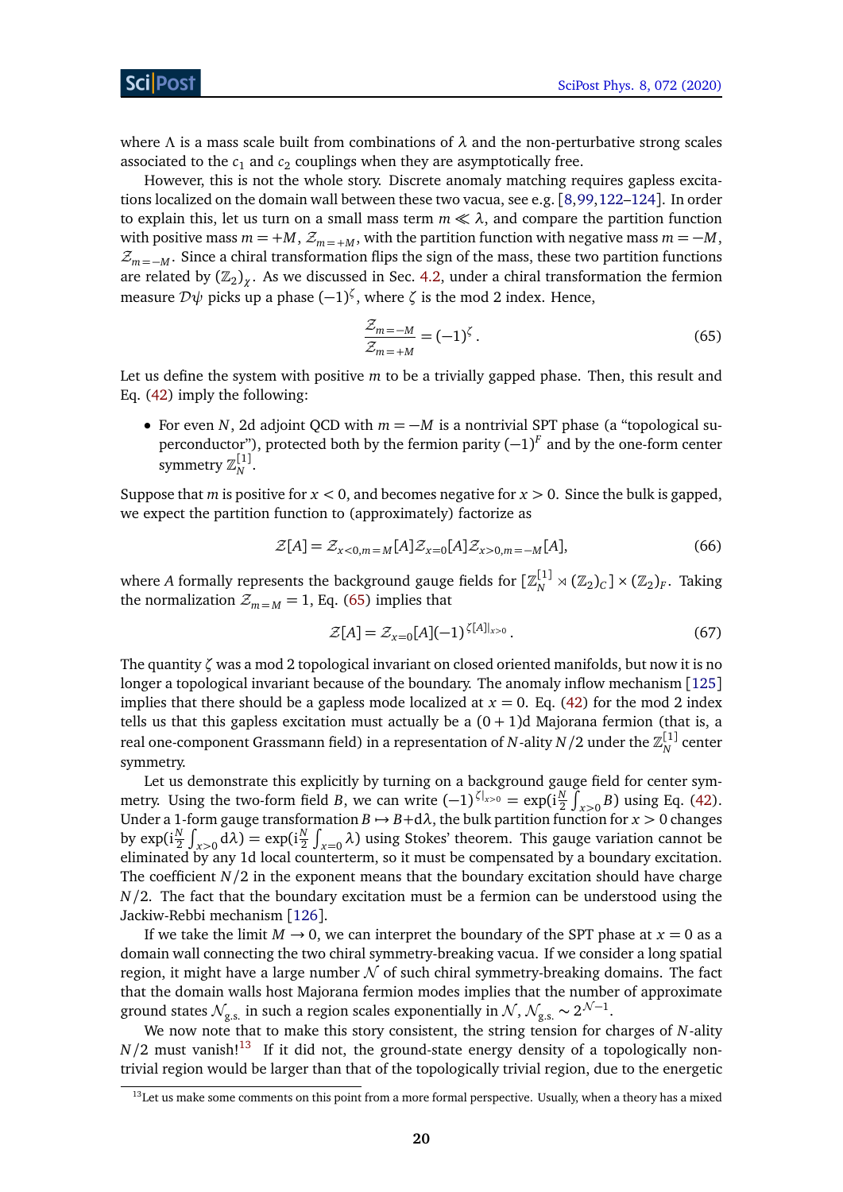where $\Lambda$ is a mass scale built from combinations of $\lambda$ and the non-perturbative strong scales associated to the $c_1$ and $c_2$ couplings when they are asymptotically free.

However, this is not the whole story. Discrete anomaly matching requires gapless excitations localized on the domain wall between these two vacua, see e.g. [8,99,122–124]. In order to explain this, let us turn on a small mass term $m \ll \lambda$, and compare the partition function with positive mass $m = +M$, $\mathcal{Z}_{m=+M}$, with the partition function with negative mass $m = -M$, $\mathcal{Z}_{m=-M}$. Since a chiral transformation flips the sign of the mass, these two partition functions are related by $(\mathbb{Z}_2)_\chi$. As we discussed in Sec. 4.2, under a chiral transformation the fermion measure $\mathcal{D}\psi$ picks up a phase $(-1)^\zeta$, where $\zeta$ is the mod 2 index. Hence,

$$\frac{\mathcal{Z}_{m=-M}}{\mathcal{Z}_{m=+M}} = (-1)^\zeta\,. \tag{65}$$

Let us define the system with positive $m$ to be a trivially gapped phase. Then, this result and Eq. (42) imply the following:

- For even $N$, 2d adjoint QCD with $m = -M$ is a nontrivial SPT phase (a "topological superconductor"), protected both by the fermion parity $(-1)^F$ and by the one-form center symmetry $\mathbb{Z}_N^{[1]}$.

Suppose that $m$ is positive for $x < 0$, and becomes negative for $x > 0$. Since the bulk is gapped, we expect the partition function to (approximately) factorize as

$$\mathcal{Z}[A] = \mathcal{Z}_{x<0,m=M}[A]\mathcal{Z}_{x=0}[A]\mathcal{Z}_{x>0,m=-M}[A], \tag{66}$$

where $A$ formally represents the background gauge fields for $[\mathbb{Z}_N^{[1]} \rtimes (\mathbb{Z}_2)_C] \times (\mathbb{Z}_2)_F$. Taking the normalization $\mathcal{Z}_{m=M} = 1$, Eq. (65) implies that

$$\mathcal{Z}[A] = \mathcal{Z}_{x=0}[A](-1)^{\zeta[A]|_{x>0}}\,. \tag{67}$$

The quantity $\zeta$ was a mod 2 topological invariant on closed oriented manifolds, but now it is no longer a topological invariant because of the boundary. The anomaly inflow mechanism [125] implies that there should be a gapless mode localized at $x = 0$. Eq. (42) for the mod 2 index tells us that this gapless excitation must actually be a $(0+1)$d Majorana fermion (that is, a real one-component Grassmann field) in a representation of $N$-ality $N/2$ under the $\mathbb{Z}_N^{[1]}$ center symmetry.

Let us demonstrate this explicitly by turning on a background gauge field for center symmetry. Using the two-form field $B$, we can write $(-1)^{\zeta|_{x>0}} = \exp(\mathrm{i}\frac{N}{2}\int_{x>0} B)$ using Eq. (42). Under a 1-form gauge transformation $B \mapsto B + \mathrm{d}\lambda$, the bulk partition function for $x > 0$ changes by $\exp(\mathrm{i}\frac{N}{2}\int_{x>0}\mathrm{d}\lambda) = \exp(\mathrm{i}\frac{N}{2}\int_{x=0}\lambda)$ using Stokes' theorem. This gauge variation cannot be eliminated by any 1d local counterterm, so it must be compensated by a boundary excitation. The coefficient $N/2$ in the exponent means that the boundary excitation should have charge $N/2$. The fact that the boundary excitation must be a fermion can be understood using the Jackiw-Rebbi mechanism [126].

If we take the limit $M \to 0$, we can interpret the boundary of the SPT phase at $x = 0$ as a domain wall connecting the two chiral symmetry-breaking vacua. If we consider a long spatial region, it might have a large number $\mathcal{N}$ of such chiral symmetry-breaking domains. The fact that the domain walls host Majorana fermion modes implies that the number of approximate ground states $\mathcal{N}_{\text{g.s.}}$ in such a region scales exponentially in $\mathcal{N}$, $\mathcal{N}_{\text{g.s.}} \sim 2^{\mathcal{N}-1}$.

We now note that to make this story consistent, the string tension for charges of $N$-ality $N/2$ must vanish![13] If it did not, the ground-state energy density of a topologically nontrivial region would be larger than that of the topologically trivial region, due to the energetic

[13] Let us make some comments on this point from a more formal perspective. Usually, when a theory has a mixed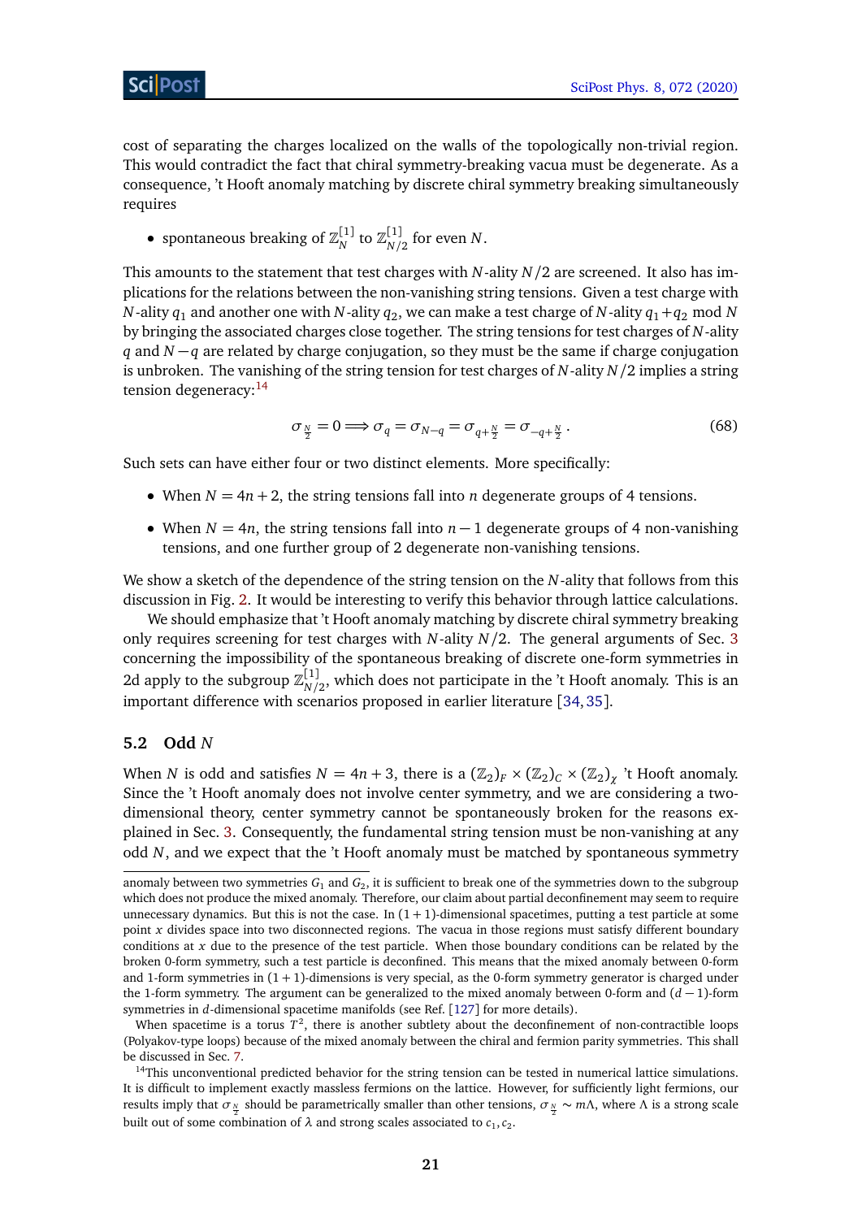cost of separating the charges localized on the walls of the topologically non-trivial region. This would contradict the fact that chiral symmetry-breaking vacua must be degenerate. As a consequence, 't Hooft anomaly matching by discrete chiral symmetry breaking simultaneously requires

- spontaneous breaking of $\mathbb{Z}_N^{[1]}$ to $\mathbb{Z}_{N/2}^{[1]}$ for even $N$.

This amounts to the statement that test charges with $N$-ality $N/2$ are screened. It also has implications for the relations between the non-vanishing string tensions. Given a test charge with $N$-ality $q_1$ and another one with $N$-ality $q_2$, we can make a test charge of $N$-ality $q_1+q_2 \mod N$ by bringing the associated charges close together. The string tensions for test charges of $N$-ality $q$ and $N-q$ are related by charge conjugation, so they must be the same if charge conjugation is unbroken. The vanishing of the string tension for test charges of $N$-ality $N/2$ implies a string tension degeneracy:[14]

$$\sigma_{\frac{N}{2}} = 0 \Longrightarrow \sigma_q = \sigma_{N-q} = \sigma_{q+\frac{N}{2}} = \sigma_{-q+\frac{N}{2}}\,. \tag{68}$$

Such sets can have either four or two distinct elements. More specifically:

- When $N = 4n+2$, the string tensions fall into $n$ degenerate groups of 4 tensions.
- When $N = 4n$, the string tensions fall into $n-1$ degenerate groups of 4 non-vanishing tensions, and one further group of 2 degenerate non-vanishing tensions.

We show a sketch of the dependence of the string tension on the $N$-ality that follows from this discussion in Fig. 2. It would be interesting to verify this behavior through lattice calculations.

We should emphasize that 't Hooft anomaly matching by discrete chiral symmetry breaking only requires screening for test charges with $N$-ality $N/2$. The general arguments of Sec. 3 concerning the impossibility of the spontaneous breaking of discrete one-form symmetries in 2d apply to the subgroup $\mathbb{Z}_{N/2}^{[1]}$, which does not participate in the 't Hooft anomaly. This is an important difference with scenarios proposed in earlier literature [34, 35].

### 5.2 Odd $N$

When $N$ is odd and satisfies $N = 4n+3$, there is a $(\mathbb{Z}_2)_F \times (\mathbb{Z}_2)_C \times (\mathbb{Z}_2)_\chi$ 't Hooft anomaly. Since the 't Hooft anomaly does not involve center symmetry, and we are considering a two-dimensional theory, center symmetry cannot be spontaneously broken for the reasons explained in Sec. 3. Consequently, the fundamental string tension must be non-vanishing at any odd $N$, and we expect that the 't Hooft anomaly must be matched by spontaneous symmetry

---

anomaly between two symmetries $G_1$ and $G_2$, it is sufficient to break one of the symmetries down to the subgroup which does not produce the mixed anomaly. Therefore, our claim about partial deconfinement may seem to require unnecessary dynamics. But this is not the case. In $(1+1)$-dimensional spacetimes, putting a test particle at some point $x$ divides space into two disconnected regions. The vacua in those regions must satisfy different boundary conditions at $x$ due to the presence of the test particle. When those boundary conditions can be related by the broken 0-form symmetry, such a test particle is deconfined. This means that the mixed anomaly between 0-form and 1-form symmetries in $(1+1)$-dimensions is very special, as the 0-form symmetry generator is charged under the 1-form symmetry. The argument can be generalized to the mixed anomaly between 0-form and $(d-1)$-form symmetries in $d$-dimensional spacetime manifolds (see Ref. [127] for more details).

When spacetime is a torus $T^2$, there is another subtlety about the deconfinement of non-contractible loops (Polyakov-type loops) because of the mixed anomaly between the chiral and fermion parity symmetries. This shall be discussed in Sec. 7.

[14] This unconventional predicted behavior for the string tension can be tested in numerical lattice simulations. It is difficult to implement exactly massless fermions on the lattice. However, for sufficiently light fermions, our results imply that $\sigma_{\frac{N}{2}}$ should be parametrically smaller than other tensions, $\sigma_{\frac{N}{2}} \sim m\Lambda$, where $\Lambda$ is a strong scale built out of some combination of $\lambda$ and strong scales associated to $c_1, c_2$.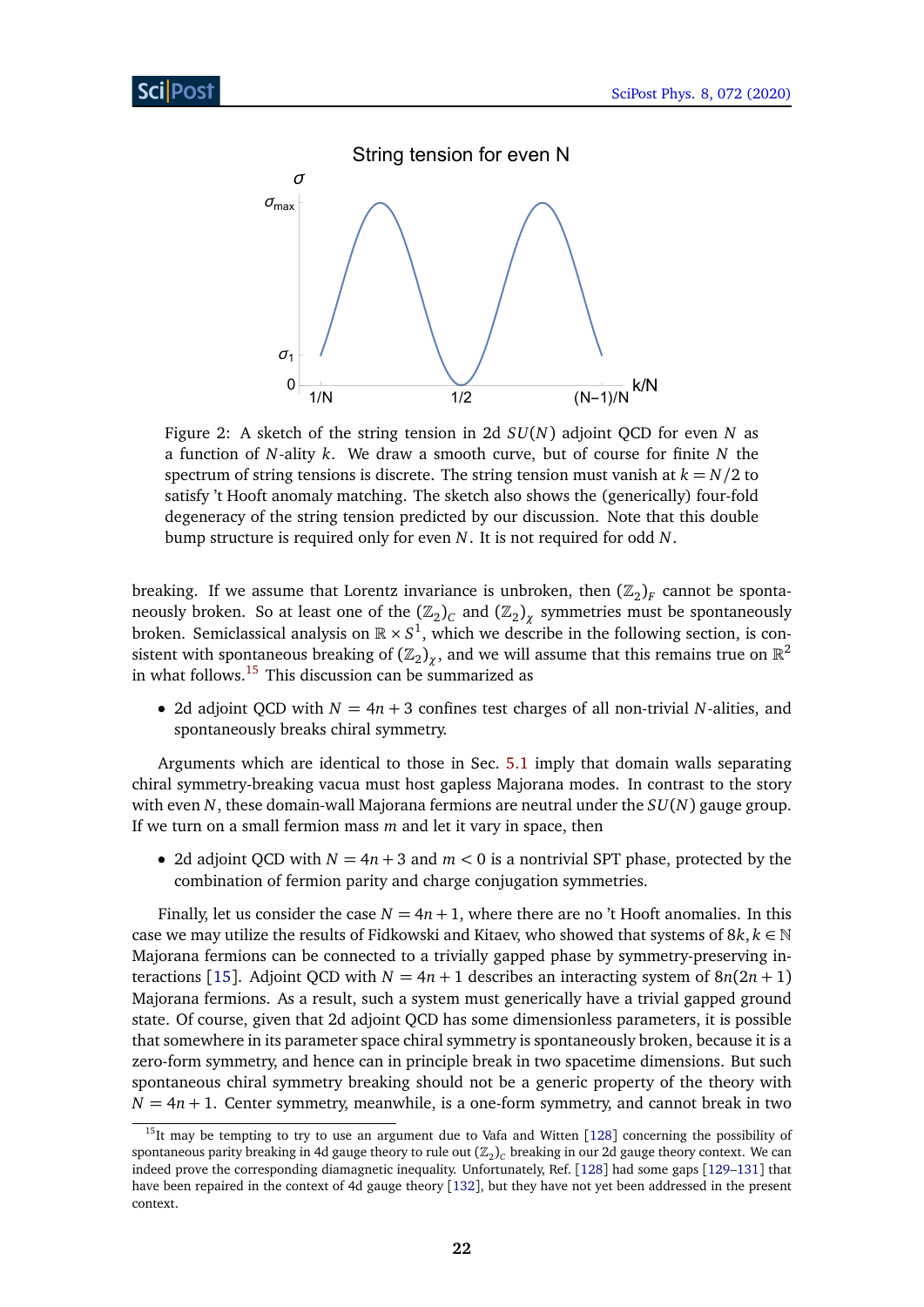Figure 2: A sketch of the string tension in 2d $SU(N)$ adjoint QCD for even $N$ as a function of $N$-ality $k$. We draw a smooth curve, but of course for finite $N$ the spectrum of string tensions is discrete. The string tension must vanish at $k = N/2$ to satisfy 't Hooft anomaly matching. The sketch also shows the (generically) four-fold degeneracy of the string tension predicted by our discussion. Note that this double bump structure is required only for even $N$. It is not required for odd $N$.

breaking. If we assume that Lorentz invariance is unbroken, then $(\mathbb{Z}_2)_F$ cannot be spontaneously broken. So at least one of the $(\mathbb{Z}_2)_C$ and $(\mathbb{Z}_2)_\chi$ symmetries must be spontaneously broken. Semiclassical analysis on $\mathbb{R} \times S^1$, which we describe in the following section, is consistent with spontaneous breaking of $(\mathbb{Z}_2)_\chi$, and we will assume that this remains true on $\mathbb{R}^2$ in what follows.[15] This discussion can be summarized as

- 2d adjoint QCD with $N = 4n + 3$ confines test charges of all non-trivial $N$-alities, and spontaneously breaks chiral symmetry.

Arguments which are identical to those in Sec. 5.1 imply that domain walls separating chiral symmetry-breaking vacua must host gapless Majorana modes. In contrast to the story with even $N$, these domain-wall Majorana fermions are neutral under the $SU(N)$ gauge group. If we turn on a small fermion mass $m$ and let it vary in space, then

- 2d adjoint QCD with $N = 4n+3$ and $m < 0$ is a nontrivial SPT phase, protected by the combination of fermion parity and charge conjugation symmetries.

Finally, let us consider the case $N = 4n + 1$, where there are no 't Hooft anomalies. In this case we may utilize the results of Fidkowski and Kitaev, who showed that systems of $8k, k \in \mathbb{N}$ Majorana fermions can be connected to a trivially gapped phase by symmetry-preserving interactions [15]. Adjoint QCD with $N = 4n + 1$ describes an interacting system of $8n(2n + 1)$ Majorana fermions. As a result, such a system must generically have a trivial gapped ground state. Of course, given that 2d adjoint QCD has some dimensionless parameters, it is possible that somewhere in its parameter space chiral symmetry is spontaneously broken, because it is a zero-form symmetry, and hence can in principle break in two spacetime dimensions. But such spontaneous chiral symmetry breaking should not be a generic property of the theory with $N = 4n + 1$. Center symmetry, meanwhile, is a one-form symmetry, and cannot break in two

[15] It may be tempting to try to use an argument due to Vafa and Witten [128] concerning the possibility of spontaneous parity breaking in 4d gauge theory to rule out $(\mathbb{Z}_2)_C$ breaking in our 2d gauge theory context. We can indeed prove the corresponding diamagnetic inequality. Unfortunately, Ref. [128] had some gaps [129–131] that have been repaired in the context of 4d gauge theory [132], but they have not yet been addressed in the present context.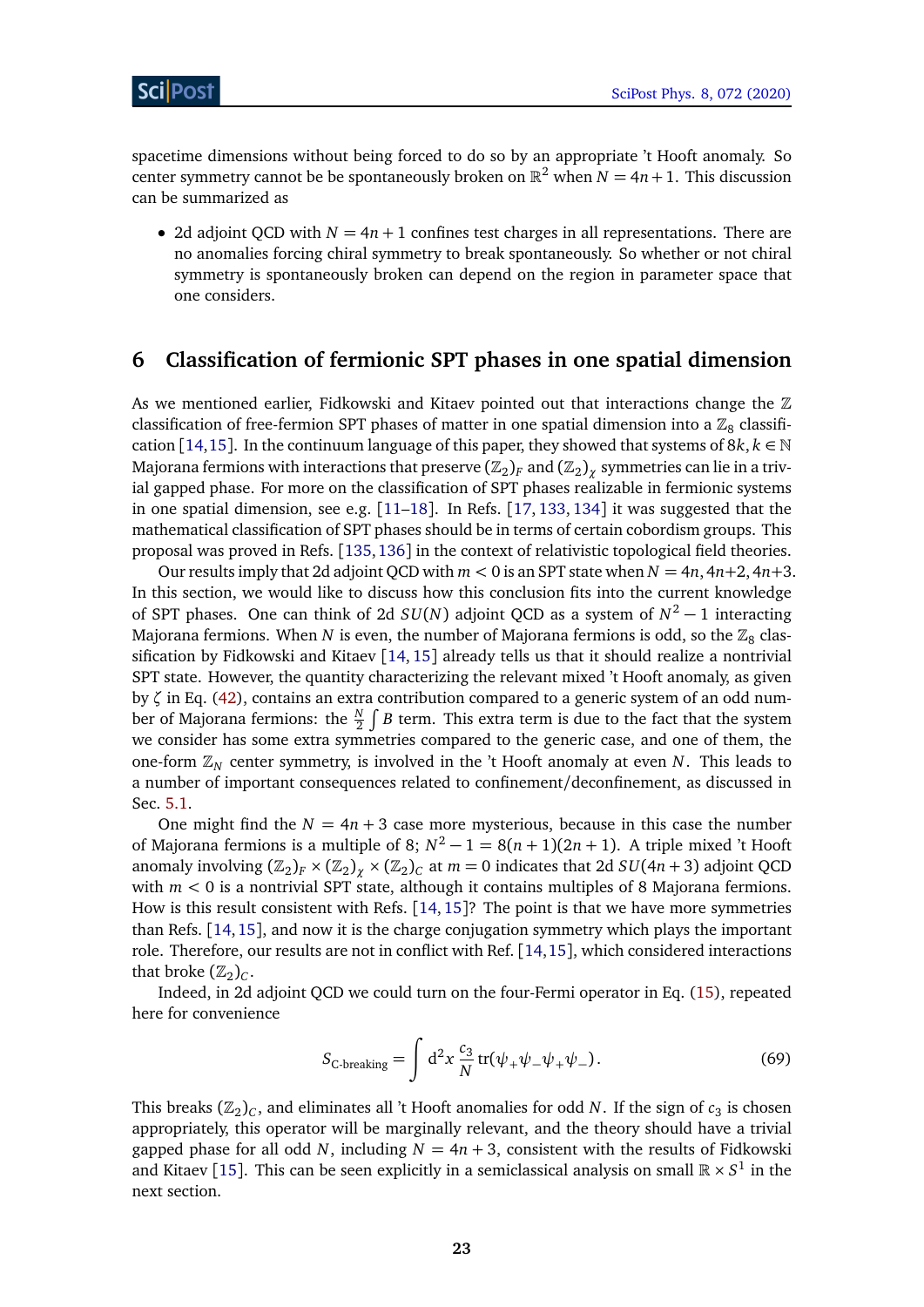spacetime dimensions without being forced to do so by an appropriate 't Hooft anomaly. So center symmetry cannot be spontaneously broken on $\mathbb{R}^2$ when $N = 4n+1$. This discussion can be summarized as

- 2d adjoint QCD with $N = 4n+1$ confines test charges in all representations. There are no anomalies forcing chiral symmetry to break spontaneously. So whether or not chiral symmetry is spontaneously broken can depend on the region in parameter space that one considers.

## 6 Classification of fermionic SPT phases in one spatial dimension

As we mentioned earlier, Fidkowski and Kitaev pointed out that interactions change the $\mathbb{Z}$ classification of free-fermion SPT phases of matter in one spatial dimension into a $\mathbb{Z}_8$ classification [14,15]. In the continuum language of this paper, they showed that systems of $8k, k \in \mathbb{N}$ Majorana fermions with interactions that preserve $(\mathbb{Z}_2)_F$ and $(\mathbb{Z}_2)_\chi$ symmetries can lie in a trivial gapped phase. For more on the classification of SPT phases realizable in fermionic systems in one spatial dimension, see e.g. [11–18]. In Refs. [17,133,134] it was suggested that the mathematical classification of SPT phases should be in terms of certain cobordism groups. This proposal was proved in Refs. [135,136] in the context of relativistic topological field theories.

Our results imply that 2d adjoint QCD with $m < 0$ is an SPT state when $N = 4n, 4n+2, 4n+3$. In this section, we would like to discuss how this conclusion fits into the current knowledge of SPT phases. One can think of 2d $SU(N)$ adjoint QCD as a system of $N^2 - 1$ interacting Majorana fermions. When $N$ is even, the number of Majorana fermions is odd, so the $\mathbb{Z}_8$ classification by Fidkowski and Kitaev [14,15] already tells us that it should realize a nontrivial SPT state. However, the quantity characterizing the relevant mixed 't Hooft anomaly, as given by $\zeta$ in Eq. (42), contains an extra contribution compared to a generic system of an odd number of Majorana fermions: the $\frac{N}{2}\int B$ term. This extra term is due to the fact that the system we consider has some extra symmetries compared to the generic case, and one of them, the one-form $\mathbb{Z}_N$ center symmetry, is involved in the 't Hooft anomaly at even $N$. This leads to a number of important consequences related to confinement/deconfinement, as discussed in Sec. 5.1.

One might find the $N = 4n+3$ case more mysterious, because in this case the number of Majorana fermions is a multiple of 8; $N^2 - 1 = 8(n+1)(2n+1)$. A triple mixed 't Hooft anomaly involving $(\mathbb{Z}_2)_F \times (\mathbb{Z}_2)_\chi \times (\mathbb{Z}_2)_C$ at $m = 0$ indicates that 2d $SU(4n+3)$ adjoint QCD with $m < 0$ is a nontrivial SPT state, although it contains multiples of 8 Majorana fermions. How is this result consistent with Refs. [14,15]? The point is that we have more symmetries than Refs. [14,15], and now it is the charge conjugation symmetry which plays the important role. Therefore, our results are not in conflict with Ref. [14,15], which considered interactions that broke $(\mathbb{Z}_2)_C$.

Indeed, in 2d adjoint QCD we could turn on the four-Fermi operator in Eq. (15), repeated here for convenience

$$S_{\text{C-breaking}} = \int d^2x \, \frac{c_3}{N} \, \mathrm{tr}(\psi_+\psi_-\psi_+\psi_-) \,. \tag{69}$$

This breaks $(\mathbb{Z}_2)_C$, and eliminates all 't Hooft anomalies for odd $N$. If the sign of $c_3$ is chosen appropriately, this operator will be marginally relevant, and the theory should have a trivial gapped phase for all odd $N$, including $N = 4n+3$, consistent with the results of Fidkowski and Kitaev [15]. This can be seen explicitly in a semiclassical analysis on small $\mathbb{R} \times S^1$ in the next section.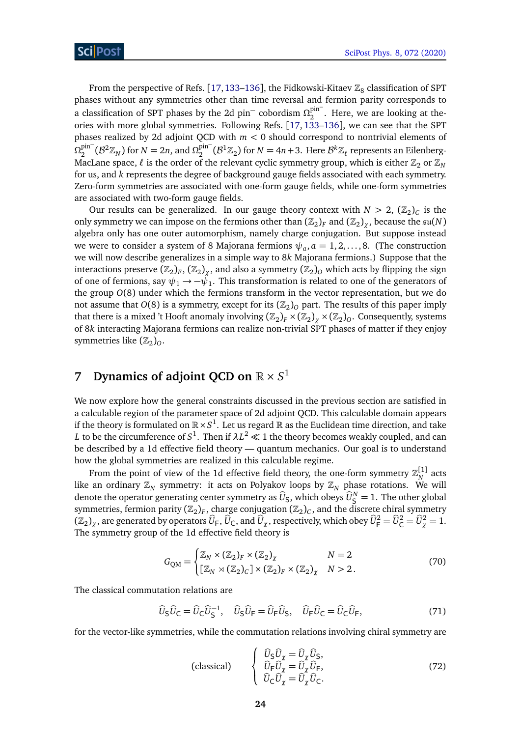From the perspective of Refs. [17, 133–136], the Fidkowski-Kitaev $\mathbb{Z}_8$ classification of SPT phases without any symmetries other than time reversal and fermion parity corresponds to a classification of SPT phases by the 2d pin$^-$ cobordism $\Omega_2^{\text{pin}^-}$. Here, we are looking at theories with more global symmetries. Following Refs. [17, 133–136], we can see that the SPT phases realized by 2d adjoint QCD with $m < 0$ should correspond to nontrivial elements of $\Omega_2^{\text{pin}^-}(\mathcal{B}^2\mathbb{Z}_N)$ for $N = 2n$, and $\Omega_2^{\text{pin}^-}(\mathcal{B}^1\mathbb{Z}_2)$ for $N = 4n+3$. Here $\mathcal{B}^k\mathbb{Z}_\ell$ represents an Eilenberg-MacLane space, $\ell$ is the order of the relevant cyclic symmetry group, which is either $\mathbb{Z}_2$ or $\mathbb{Z}_N$ for us, and $k$ represents the degree of background gauge fields associated with each symmetry. Zero-form symmetries are associated with one-form gauge fields, while one-form symmetries are associated with two-form gauge fields.

Our results can be generalized. In our gauge theory context with $N > 2$, $(\mathbb{Z}_2)_C$ is the only symmetry we can impose on the fermions other than $(\mathbb{Z}_2)_F$ and $(\mathbb{Z}_2)_\chi$, because the $\mathfrak{su}(N)$ algebra only has one outer automorphism, namely charge conjugation. But suppose instead we were to consider a system of 8 Majorana fermions $\psi_a, a = 1, 2, \ldots, 8$. (The construction we will now describe generalizes in a simple way to $8k$ Majorana fermions.) Suppose that the interactions preserve $(\mathbb{Z}_2)_F$, $(\mathbb{Z}_2)_\chi$, and also a symmetry $(\mathbb{Z}_2)_O$ which acts by flipping the sign of one of fermions, say $\psi_1 \to -\psi_1$. This transformation is related to one of the generators of the group $O(8)$ under which the fermions transform in the vector representation, but we do not assume that $O(8)$ is a symmetry, except for its $(\mathbb{Z}_2)_O$ part. The results of this paper imply that there is a mixed 't Hooft anomaly involving $(\mathbb{Z}_2)_F \times (\mathbb{Z}_2)_\chi \times (\mathbb{Z}_2)_O$. Consequently, systems of $8k$ interacting Majorana fermions can realize non-trivial SPT phases of matter if they enjoy symmetries like $(\mathbb{Z}_2)_O$.

# 7 Dynamics of adjoint QCD on $\mathbb{R} \times S^1$

We now explore how the general constraints discussed in the previous section are satisfied in a calculable region of the parameter space of 2d adjoint QCD. This calculable domain appears if the theory is formulated on $\mathbb{R} \times S^1$. Let us regard $\mathbb{R}$ as the Euclidean time direction, and take $L$ to be the circumference of $S^1$. Then if $\lambda L^2 \ll 1$ the theory becomes weakly coupled, and can be described by a 1d effective field theory — quantum mechanics. Our goal is to understand how the global symmetries are realized in this calculable regime.

From the point of view of the 1d effective field theory, the one-form symmetry $\mathbb{Z}_N^{[1]}$ acts like an ordinary $\mathbb{Z}_N$ symmetry: it acts on Polyakov loops by $\mathbb{Z}_N$ phase rotations. We will denote the operator generating center symmetry as $\widehat{U}_\mathsf{S}$, which obeys $\widehat{U}_\mathsf{S}^N = 1$. The other global symmetries, fermion parity $(\mathbb{Z}_2)_F$, charge conjugation $(\mathbb{Z}_2)_C$, and the discrete chiral symmetry $(\mathbb{Z}_2)_\chi$, are generated by operators $\widehat{U}_\mathsf{F}$, $\widehat{U}_\mathsf{C}$, and $\widehat{U}_\chi$, respectively, which obey $\widehat{U}_\mathsf{F}^2 = \widehat{U}_\mathsf{C}^2 = \widehat{U}_\chi^2 = 1$. The symmetry group of the 1d effective field theory is

$$
G_{\text{QM}} = \begin{cases} \mathbb{Z}_N \times (\mathbb{Z}_2)_F \times (\mathbb{Z}_2)_\chi & N = 2 \\ [\mathbb{Z}_N \rtimes (\mathbb{Z}_2)_C] \times (\mathbb{Z}_2)_F \times (\mathbb{Z}_2)_\chi & N > 2\,. \end{cases} \tag{70}
$$

The classical commutation relations are

$$
\widehat{U}_\mathsf{S}\widehat{U}_\mathsf{C} = \widehat{U}_\mathsf{C}\widehat{U}_\mathsf{S}^{-1}, \quad \widehat{U}_\mathsf{S}\widehat{U}_\mathsf{F} = \widehat{U}_\mathsf{F}\widehat{U}_\mathsf{S}, \quad \widehat{U}_\mathsf{F}\widehat{U}_\mathsf{C} = \widehat{U}_\mathsf{C}\widehat{U}_\mathsf{F}, \tag{71}
$$

for the vector-like symmetries, while the commutation relations involving chiral symmetry are

$$
(\text{classical}) \qquad \begin{cases} \widehat{U}_\mathsf{S}\widehat{U}_\chi = \widehat{U}_\chi\widehat{U}_\mathsf{S}, \\ \widehat{U}_\mathsf{F}\widehat{U}_\chi = \widehat{U}_\chi\widehat{U}_\mathsf{F}, \\ \widehat{U}_\mathsf{C}\widehat{U}_\chi = \widehat{U}_\chi\widehat{U}_\mathsf{C}. \end{cases} \tag{72}
$$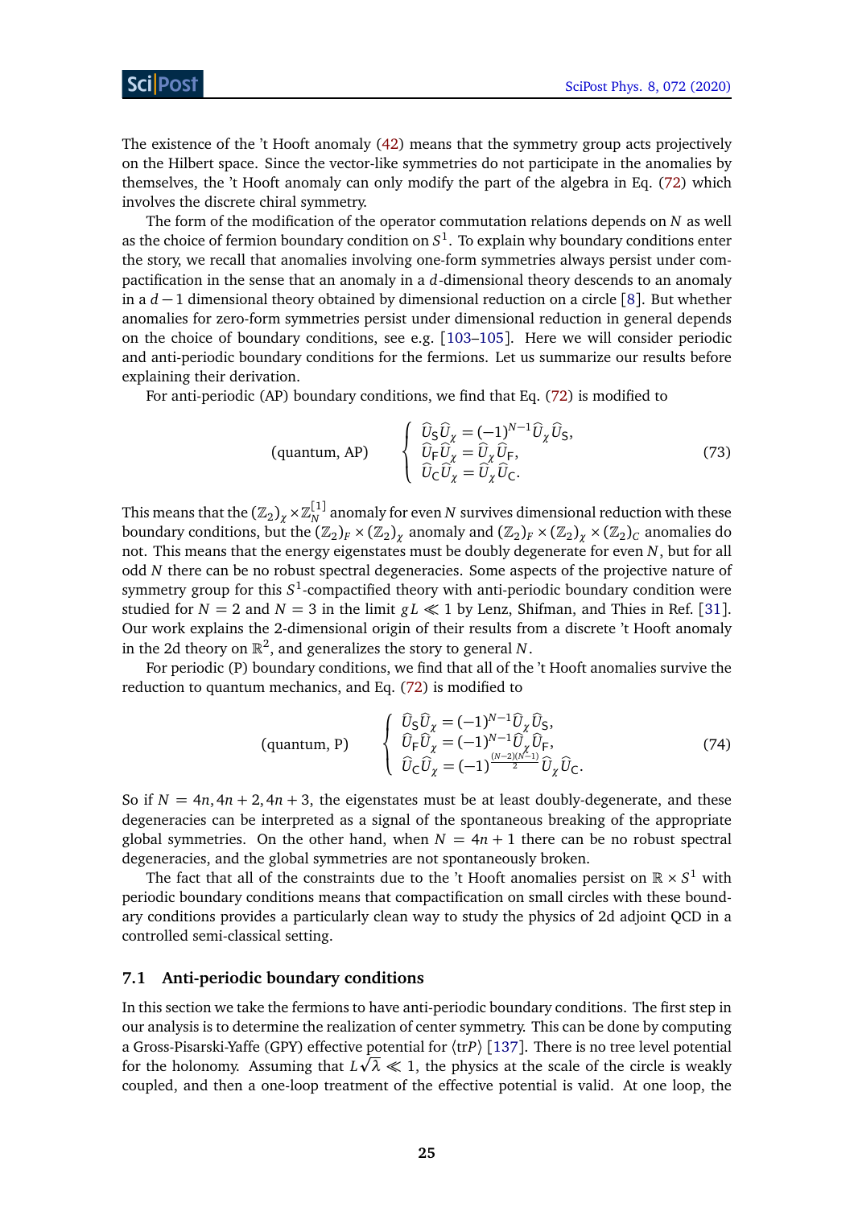The existence of the 't Hooft anomaly (42) means that the symmetry group acts projectively on the Hilbert space. Since the vector-like symmetries do not participate in the anomalies by themselves, the 't Hooft anomaly can only modify the part of the algebra in Eq. (72) which involves the discrete chiral symmetry.

The form of the modification of the operator commutation relations depends on $N$ as well as the choice of fermion boundary condition on $S^1$. To explain why boundary conditions enter the story, we recall that anomalies involving one-form symmetries always persist under compactification in the sense that an anomaly in a $d$-dimensional theory descends to an anomaly in a $d-1$ dimensional theory obtained by dimensional reduction on a circle [8]. But whether anomalies for zero-form symmetries persist under dimensional reduction in general depends on the choice of boundary conditions, see e.g. [103–105]. Here we will consider periodic and anti-periodic boundary conditions for the fermions. Let us summarize our results before explaining their derivation.

For anti-periodic (AP) boundary conditions, we find that Eq. (72) is modified to

$$
(\text{quantum, AP}) \qquad \begin{cases} \widehat{U}_{\mathsf{S}}\widehat{U}_{\chi} = (-1)^{N-1}\widehat{U}_{\chi}\widehat{U}_{\mathsf{S}}, \\ \widehat{U}_{\mathsf{F}}\widehat{U}_{\chi} = \widehat{U}_{\chi}\widehat{U}_{\mathsf{F}}, \\ \widehat{U}_{\mathsf{C}}\widehat{U}_{\chi} = \widehat{U}_{\chi}\widehat{U}_{\mathsf{C}}. \end{cases} \tag{73}
$$

This means that the $(\mathbb{Z}_2)_\chi \times \mathbb{Z}_N^{[1]}$ anomaly for even $N$ survives dimensional reduction with these boundary conditions, but the $(\mathbb{Z}_2)_F \times (\mathbb{Z}_2)_\chi$ anomaly and $(\mathbb{Z}_2)_F \times (\mathbb{Z}_2)_\chi \times (\mathbb{Z}_2)_C$ anomalies do not. This means that the energy eigenstates must be doubly degenerate for even $N$, but for all odd $N$ there can be no robust spectral degeneracies. Some aspects of the projective nature of symmetry group for this $S^1$-compactified theory with anti-periodic boundary condition were studied for $N = 2$ and $N = 3$ in the limit $gL \ll 1$ by Lenz, Shifman, and Thies in Ref. [31]. Our work explains the 2-dimensional origin of their results from a discrete 't Hooft anomaly in the 2d theory on $\mathbb{R}^2$, and generalizes the story to general $N$.

For periodic (P) boundary conditions, we find that all of the 't Hooft anomalies survive the reduction to quantum mechanics, and Eq. (72) is modified to

$$
(\text{quantum, P}) \qquad \begin{cases} \widehat{U}_{\mathsf{S}}\widehat{U}_{\chi} = (-1)^{N-1}\widehat{U}_{\chi}\widehat{U}_{\mathsf{S}}, \\ \widehat{U}_{\mathsf{F}}\widehat{U}_{\chi} = (-1)^{N-1}\widehat{U}_{\chi}\widehat{U}_{\mathsf{F}}, \\ \widehat{U}_{\mathsf{C}}\widehat{U}_{\chi} = (-1)^{\frac{(N-2)(N-1)}{2}}\widehat{U}_{\chi}\widehat{U}_{\mathsf{C}}. \end{cases} \tag{74}
$$

So if $N = 4n, 4n+2, 4n+3$, the eigenstates must be at least doubly-degenerate, and these degeneracies can be interpreted as a signal of the spontaneous breaking of the appropriate global symmetries. On the other hand, when $N = 4n + 1$ there can be no robust spectral degeneracies, and the global symmetries are not spontaneously broken.

The fact that all of the constraints due to the 't Hooft anomalies persist on $\mathbb{R} \times S^1$ with periodic boundary conditions means that compactification on small circles with these boundary conditions provides a particularly clean way to study the physics of 2d adjoint QCD in a controlled semi-classical setting.

### 7.1 Anti-periodic boundary conditions

In this section we take the fermions to have anti-periodic boundary conditions. The first step in our analysis is to determine the realization of center symmetry. This can be done by computing a Gross-Pisarski-Yaffe (GPY) effective potential for $\langle \mathrm{tr} P \rangle$ [137]. There is no tree level potential for the holonomy. Assuming that $L\sqrt{\lambda} \ll 1$, the physics at the scale of the circle is weakly coupled, and then a one-loop treatment of the effective potential is valid. At one loop, the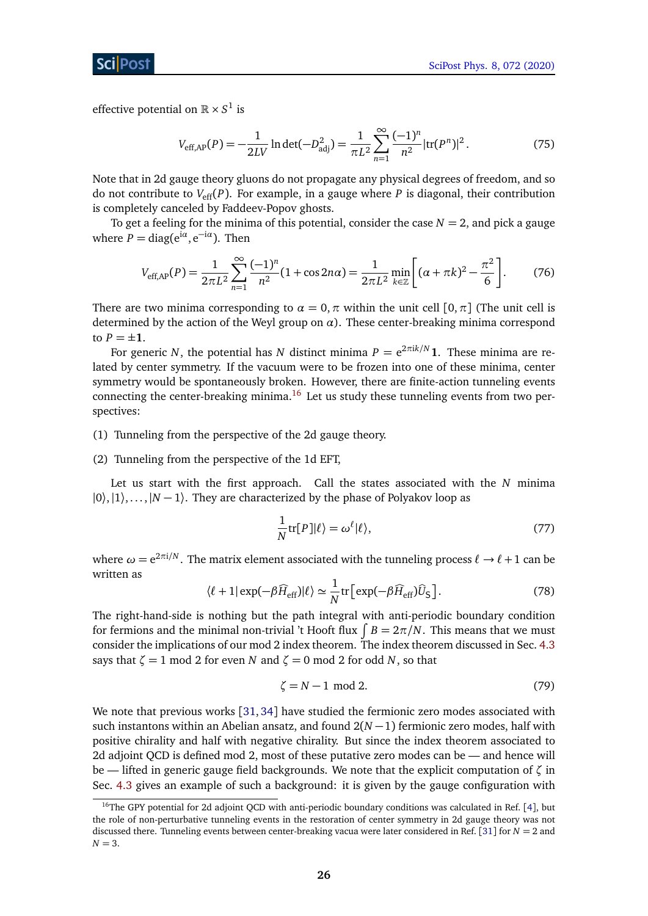effective potential on $\mathbb{R} \times S^1$ is

$$V_{\text{eff,AP}}(P) = -\frac{1}{2LV} \ln \det(-D^2_{\text{adj}}) = \frac{1}{\pi L^2} \sum_{n=1}^{\infty} \frac{(-1)^n}{n^2} |\text{tr}(P^n)|^2 \,. \tag{75}$$

Note that in 2d gauge theory gluons do not propagate any physical degrees of freedom, and so do not contribute to $V_{\text{eff}}(P)$. For example, in a gauge where $P$ is diagonal, their contribution is completely canceled by Faddeev-Popov ghosts.

To get a feeling for the minima of this potential, consider the case $N = 2$, and pick a gauge where $P = \text{diag}(e^{i\alpha}, e^{-i\alpha})$. Then

$$V_{\text{eff,AP}}(P) = \frac{1}{2\pi L^2} \sum_{n=1}^{\infty} \frac{(-1)^n}{n^2} (1 + \cos 2n\alpha) = \frac{1}{2\pi L^2} \min_{k \in \mathbb{Z}} \left[ (\alpha + \pi k)^2 - \frac{\pi^2}{6} \right]. \tag{76}$$

There are two minima corresponding to $\alpha = 0, \pi$ within the unit cell $[0, \pi]$ (The unit cell is determined by the action of the Weyl group on $\alpha$). These center-breaking minima correspond to $P = \pm \mathbf{1}$.

For generic $N$, the potential has $N$ distinct minima $P = e^{2\pi i k/N} \mathbf{1}$. These minima are related by center symmetry. If the vacuum were to be frozen into one of these minima, center symmetry would be spontaneously broken. However, there are finite-action tunneling events connecting the center-breaking minima.[16] Let us study these tunneling events from two perspectives:

(1) Tunneling from the perspective of the 2d gauge theory.

(2) Tunneling from the perspective of the 1d EFT,

Let us start with the first approach. Call the states associated with the $N$ minima $|0\rangle, |1\rangle, \ldots, |N-1\rangle$. They are characterized by the phase of Polyakov loop as

$$\frac{1}{N} \text{tr}[P] |\ell\rangle = \omega^{\ell} |\ell\rangle, \tag{77}$$

where $\omega = e^{2\pi i/N}$. The matrix element associated with the tunneling process $\ell \to \ell + 1$ can be written as

$$\langle \ell + 1 | \exp(-\beta \widehat{H}_{\text{eff}}) | \ell \rangle \simeq \frac{1}{N} \text{tr}\left[ \exp(-\beta \widehat{H}_{\text{eff}}) \widehat{U}_{\text{S}} \right]. \tag{78}$$

The right-hand-side is nothing but the path integral with anti-periodic boundary condition for fermions and the minimal non-trivial 't Hooft flux $\int B = 2\pi/N$. This means that we must consider the implications of our mod 2 index theorem. The index theorem discussed in Sec. 4.3 says that $\zeta = 1$ mod 2 for even $N$ and $\zeta = 0$ mod 2 for odd $N$, so that

$$\zeta = N - 1 \text{ mod } 2. \tag{79}$$

We note that previous works [31, 34] have studied the fermionic zero modes associated with such instantons within an Abelian ansatz, and found $2(N-1)$ fermionic zero modes, half with positive chirality and half with negative chirality. But since the index theorem associated to 2d adjoint QCD is defined mod 2, most of these putative zero modes can be — and hence will be — lifted in generic gauge field backgrounds. We note that the explicit computation of $\zeta$ in Sec. 4.3 gives an example of such a background: it is given by the gauge configuration with

[16] The GPY potential for 2d adjoint QCD with anti-periodic boundary conditions was calculated in Ref. [4], but the role of non-perturbative tunneling events in the restoration of center symmetry in 2d gauge theory was not discussed there. Tunneling events between center-breaking vacua were later considered in Ref. [31] for $N = 2$ and $N = 3$.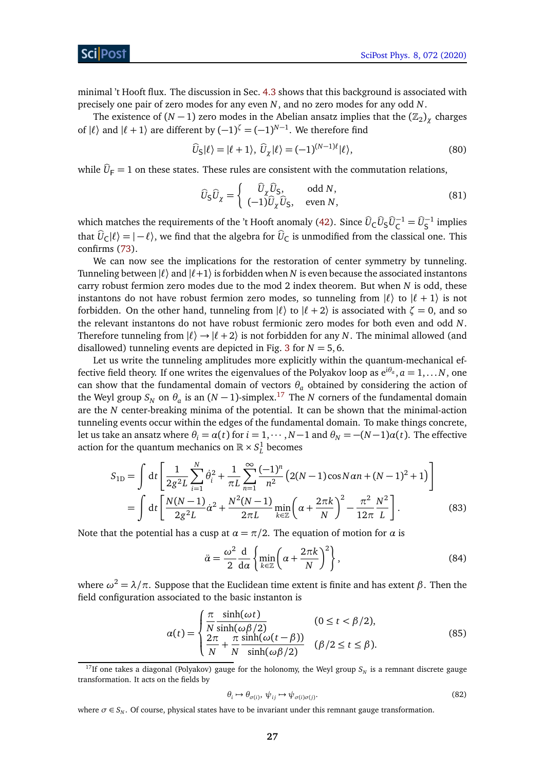minimal 't Hooft flux. The discussion in Sec. 4.3 shows that this background is associated with precisely one pair of zero modes for any even $N$, and no zero modes for any odd $N$.

The existence of $(N-1)$ zero modes in the Abelian ansatz implies that the $(\mathbb{Z}_2)_\chi$ charges of $|\ell\rangle$ and $|\ell+1\rangle$ are different by $(-1)^\zeta = (-1)^{N-1}$. We therefore find

$$\widehat{U}_\mathsf{S}|\ell\rangle = |\ell+1\rangle,\ \widehat{U}_\chi|\ell\rangle = (-1)^{(N-1)\ell}|\ell\rangle, \tag{80}$$

while $\widehat{U}_\mathsf{F} = 1$ on these states. These rules are consistent with the commutation relations,

$$\widehat{U}_\mathsf{S}\widehat{U}_\chi = \begin{cases} \widehat{U}_\chi\widehat{U}_\mathsf{S}, & \text{odd } N, \\ (-1)\widehat{U}_\chi\widehat{U}_\mathsf{S}, & \text{even } N, \end{cases} \tag{81}$$

which matches the requirements of the 't Hooft anomaly (42). Since $\widehat{U}_\mathsf{C}\widehat{U}_\mathsf{S}\widehat{U}_\mathsf{C}^{-1} = \widehat{U}_\mathsf{S}^{-1}$ implies that $\widehat{U}_\mathsf{C}|\ell\rangle = |-\ell\rangle$, we find that the algebra for $\widehat{U}_\mathsf{C}$ is unmodified from the classical one. This confirms (73).

We can now see the implications for the restoration of center symmetry by tunneling. Tunneling between $|\ell\rangle$ and $|\ell+1\rangle$ is forbidden when $N$ is even because the associated instantons carry robust fermion zero modes due to the mod 2 index theorem. But when $N$ is odd, these instantons do not have robust fermion zero modes, so tunneling from $|\ell\rangle$ to $|\ell+1\rangle$ is not forbidden. On the other hand, tunneling from $|\ell\rangle$ to $|\ell+2\rangle$ is associated with $\zeta = 0$, and so the relevant instantons do not have robust fermionic zero modes for both even and odd $N$. Therefore tunneling from $|\ell\rangle \to |\ell+2\rangle$ is not forbidden for any $N$. The minimal allowed (and disallowed) tunneling events are depicted in Fig. 3 for $N = 5, 6$.

Let us write the tunneling amplitudes more explicitly within the quantum-mechanical effective field theory. If one writes the eigenvalues of the Polyakov loop as $e^{i\theta_a}, a = 1, \ldots N$, one can show that the fundamental domain of vectors $\theta_a$ obtained by considering the action of the Weyl group $S_N$ on $\theta_a$ is an $(N-1)$-simplex.[17] The $N$ corners of the fundamental domain are the $N$ center-breaking minima of the potential. It can be shown that the minimal-action tunneling events occur within the edges of the fundamental domain. To make things concrete, let us take an ansatz where $\theta_i = \alpha(t)$ for $i = 1, \cdots, N-1$ and $\theta_N = -(N-1)\alpha(t)$. The effective action for the quantum mechanics on $\mathbb{R}\times S^1_L$ becomes

$$\begin{aligned} S_{1\mathrm{D}} &= \int \mathrm{d}t \left[ \frac{1}{2g^2 L}\sum_{i=1}^N \dot{\theta}_i^2 + \frac{1}{\pi L}\sum_{n=1}^\infty \frac{(-1)^n}{n^2}\left(2(N-1)\cos N\alpha n + (N-1)^2 + 1\right)\right] \\ &= \int \mathrm{d}t \left[ \frac{N(N-1)}{2g^2 L}\dot{\alpha}^2 + \frac{N^2(N-1)}{2\pi L}\min_{k\in\mathbb{Z}}\left(\alpha + \frac{2\pi k}{N}\right)^2 - \frac{\pi^2}{12\pi}\frac{N^2}{L}\right]. \end{aligned} \tag{83}$$

Note that the potential has a cusp at $\alpha = \pi/2$. The equation of motion for $\alpha$ is

$$\ddot{\alpha} = \frac{\omega^2}{2}\frac{\mathrm{d}}{\mathrm{d}\alpha}\left\{\min_{k\in\mathbb{Z}}\left(\alpha + \frac{2\pi k}{N}\right)^2\right\}, \tag{84}$$

where $\omega^2 = \lambda/\pi$. Suppose that the Euclidean time extent is finite and has extent $\beta$. Then the field configuration associated to the basic instanton is

$$\alpha(t) = \begin{cases} \dfrac{\pi}{N}\dfrac{\sinh(\omega t)}{\sinh(\omega\beta/2)} & (0 \le t < \beta/2), \\ \dfrac{2\pi}{N} + \dfrac{\pi}{N}\dfrac{\sinh(\omega(t-\beta))}{\sinh(\omega\beta/2)} & (\beta/2 \le t \le \beta). \end{cases} \tag{85}$$

---

[17] If one takes a diagonal (Polyakov) gauge for the holonomy, the Weyl group $S_N$ is a remnant discrete gauge transformation. It acts on the fields by

$$\theta_i \mapsto \theta_{\sigma(i)},\ \psi_{ij} \mapsto \psi_{\sigma(i)\sigma(j)}. \tag{82}$$

where $\sigma \in S_N$. Of course, physical states have to be invariant under this remnant gauge transformation.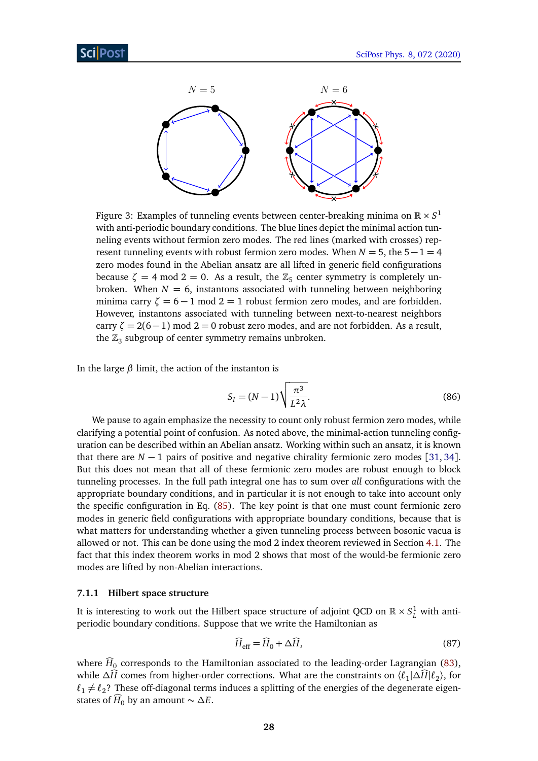Figure 3: Examples of tunneling events between center-breaking minima on $\mathbb{R} \times S^1$ with anti-periodic boundary conditions. The blue lines depict the minimal action tunneling events without fermion zero modes. The red lines (marked with crosses) represent tunneling events with robust fermion zero modes. When $N = 5$, the $5-1=4$ zero modes found in the Abelian ansatz are all lifted in generic field configurations because $\zeta = 4 \bmod 2 = 0$. As a result, the $\mathbb{Z}_5$ center symmetry is completely unbroken. When $N = 6$, instantons associated with tunneling between neighboring minima carry $\zeta = 6-1 \bmod 2 = 1$ robust fermion zero modes, and are forbidden. However, instantons associated with tunneling between next-to-nearest neighbors carry $\zeta = 2(6-1) \bmod 2 = 0$ robust zero modes, and are not forbidden. As a result, the $\mathbb{Z}_3$ subgroup of center symmetry remains unbroken.

In the large $\beta$ limit, the action of the instanton is

$$S_I = (N-1)\sqrt{\frac{\pi^3}{L^2\lambda}}. \tag{86}$$

We pause to again emphasize the necessity to count only robust fermion zero modes, while clarifying a potential point of confusion. As noted above, the minimal-action tunneling configuration can be described within an Abelian ansatz. Working within such an ansatz, it is known that there are $N-1$ pairs of positive and negative chirality fermionic zero modes [31, 34]. But this does not mean that all of these fermionic zero modes are robust enough to block tunneling processes. In the full path integral one has to sum over *all* configurations with the appropriate boundary conditions, and in particular it is not enough to take into account only the specific configuration in Eq. (85). The key point is that one must count fermionic zero modes in generic field configurations with appropriate boundary conditions, because that is what matters for understanding whether a given tunneling process between bosonic vacua is allowed or not. This can be done using the mod 2 index theorem reviewed in Section 4.1. The fact that this index theorem works in mod 2 shows that most of the would-be fermionic zero modes are lifted by non-Abelian interactions.

#### 7.1.1 Hilbert space structure

It is interesting to work out the Hilbert space structure of adjoint QCD on $\mathbb{R} \times S^1_L$ with anti-periodic boundary conditions. Suppose that we write the Hamiltonian as

$$\widehat{H}_{\text{eff}} = \widehat{H}_0 + \Delta\widehat{H}, \tag{87}$$

where $\widehat{H}_0$ corresponds to the Hamiltonian associated to the leading-order Lagrangian (83), while $\Delta\widehat{H}$ comes from higher-order corrections. What are the constraints on $\langle \ell_1 | \Delta\widehat{H} | \ell_2 \rangle$, for $\ell_1 \neq \ell_2$? These off-diagonal terms induces a splitting of the energies of the degenerate eigenstates of $\widehat{H}_0$ by an amount $\sim \Delta E$.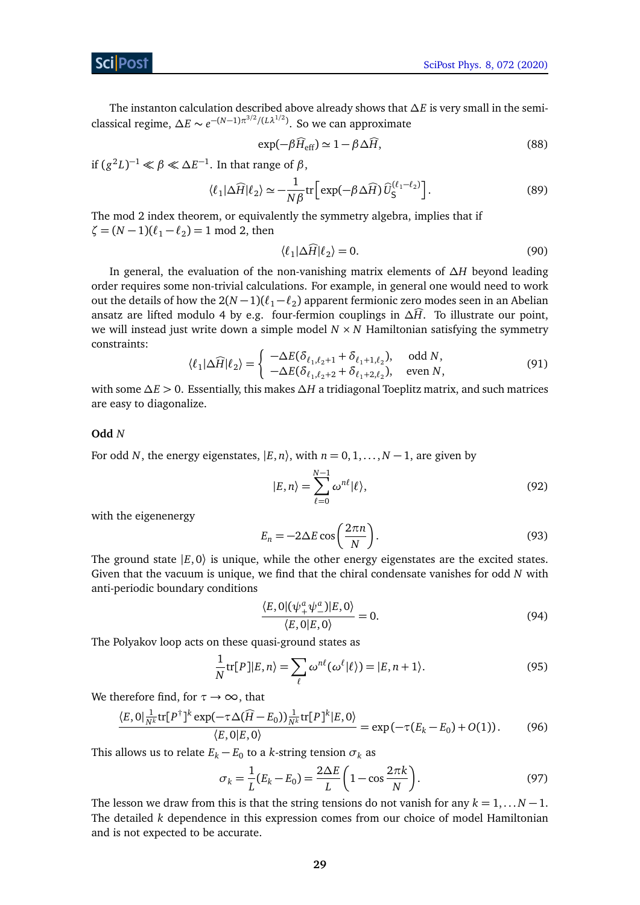The instanton calculation described above already shows that $\Delta E$ is very small in the semi-classical regime, $\Delta E \sim e^{-(N-1)\pi^{3/2}/(L\lambda^{1/2})}$. So we can approximate

$$\exp(-\beta \widehat{H}_{\text{eff}}) \simeq 1 - \beta \Delta \widehat{H}, \tag{88}$$

if $(g^2 L)^{-1} \ll \beta \ll \Delta E^{-1}$. In that range of $\beta$,

$$\langle \ell_1 | \Delta \widehat{H} | \ell_2 \rangle \simeq -\frac{1}{N\beta} \text{tr}\Big[ \exp(-\beta \Delta \widehat{H})\, \widehat{U}_{\text{S}}^{(\ell_1-\ell_2)} \Big]. \tag{89}$$

The mod 2 index theorem, or equivalently the symmetry algebra, implies that if $\zeta = (N-1)(\ell_1 - \ell_2) = 1 \bmod 2$, then

$$\langle \ell_1 | \Delta \widehat{H} | \ell_2 \rangle = 0. \tag{90}$$

In general, the evaluation of the non-vanishing matrix elements of $\Delta H$ beyond leading order requires some non-trivial calculations. For example, in general one would need to work out the details of how the $2(N-1)(\ell_1 - \ell_2)$ apparent fermionic zero modes seen in an Abelian ansatz are lifted modulo 4 by e.g. four-fermion couplings in $\Delta \widehat{H}$. To illustrate our point, we will instead just write down a simple model $N \times N$ Hamiltonian satisfying the symmetry constraints:

$$\langle \ell_1 | \Delta \widehat{H} | \ell_2 \rangle = \begin{cases} -\Delta E(\delta_{\ell_1, \ell_2+1} + \delta_{\ell_1+1, \ell_2}), & \text{odd } N, \\ -\Delta E(\delta_{\ell_1, \ell_2+2} + \delta_{\ell_1+2, \ell_2}), & \text{even } N, \end{cases} \tag{91}$$

with some $\Delta E > 0$. Essentially, this makes $\Delta H$ a tridiagonal Toeplitz matrix, and such matrices are easy to diagonalize.

**Odd $N$**

For odd $N$, the energy eigenstates, $|E, n\rangle$, with $n = 0, 1, \ldots, N-1$, are given by

$$|E, n\rangle = \sum_{\ell=0}^{N-1} \omega^{n\ell} |\ell\rangle, \tag{92}$$

with the eigenenergy

$$E_n = -2\Delta E \cos\left( \frac{2\pi n}{N} \right). \tag{93}$$

The ground state $|E, 0\rangle$ is unique, while the other energy eigenstates are the excited states. Given that the vacuum is unique, we find that the chiral condensate vanishes for odd $N$ with anti-periodic boundary conditions

$$\frac{\langle E, 0 | (\psi_+^a \psi_-^a) | E, 0 \rangle}{\langle E, 0 | E, 0 \rangle} = 0. \tag{94}$$

The Polyakov loop acts on these quasi-ground states as

$$\frac{1}{N} \text{tr}[P] |E, n\rangle = \sum_{\ell} \omega^{n\ell} (\omega^{\ell} |\ell\rangle) = |E, n+1\rangle. \tag{95}$$

We therefore find, for $\tau \to \infty$, that

$$\frac{\langle E, 0 | \frac{1}{N^k} \text{tr}[P^\dagger]^k \exp(-\tau \Delta(\widehat{H} - E_0)) \frac{1}{N^k} \text{tr}[P]^k | E, 0 \rangle}{\langle E, 0 | E, 0 \rangle} = \exp\left(-\tau (E_k - E_0) + O(1)\right). \tag{96}$$

This allows us to relate $E_k - E_0$ to a $k$-string tension $\sigma_k$ as

$$\sigma_k = \frac{1}{L}(E_k - E_0) = \frac{2\Delta E}{L} \left( 1 - \cos \frac{2\pi k}{N} \right). \tag{97}$$

The lesson we draw from this is that the string tensions do not vanish for any $k = 1, \ldots N-1$. The detailed $k$ dependence in this expression comes from our choice of model Hamiltonian and is not expected to be accurate.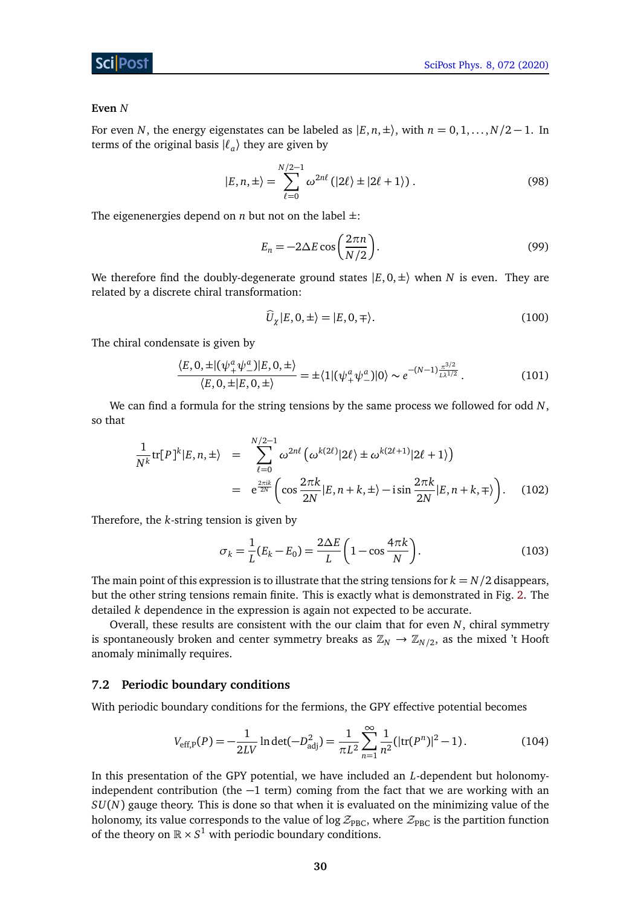**Even $N$**

For even $N$, the energy eigenstates can be labeled as $|E,n,\pm\rangle$, with $n = 0,1,\ldots,N/2-1$. In terms of the original basis $|\ell_a\rangle$ they are given by

$$|E,n,\pm\rangle = \sum_{\ell=0}^{N/2-1} \omega^{2n\ell} \left(|2\ell\rangle \pm |2\ell+1\rangle\right). \tag{98}$$

The eigenenergies depend on $n$ but not on the label $\pm$:

$$E_n = -2\Delta E \cos\left(\frac{2\pi n}{N/2}\right). \tag{99}$$

We therefore find the doubly-degenerate ground states $|E,0,\pm\rangle$ when $N$ is even. They are related by a discrete chiral transformation:

$$\widehat{U}_\chi |E,0,\pm\rangle = |E,0,\mp\rangle. \tag{100}$$

The chiral condensate is given by

$$\frac{\langle E,0,\pm|(\psi_+^a \psi_-^a)|E,0,\pm\rangle}{\langle E,0,\pm|E,0,\pm\rangle} = \pm\langle 1|(\psi_+^a\psi_-^a)|0\rangle \sim e^{-(N-1)\frac{\pi^{3/2}}{L\lambda^{1/2}}}. \tag{101}$$

We can find a formula for the string tensions by the same process we followed for odd $N$, so that

$$\begin{aligned}\frac{1}{N^k}\mathrm{tr}[P]^k|E,n,\pm\rangle &= \sum_{\ell=0}^{N/2-1} \omega^{2n\ell}\left(\omega^{k(2\ell)}|2\ell\rangle \pm \omega^{k(2\ell+1)}|2\ell+1\rangle\right) \\ &= e^{\frac{2\pi i k}{2N}}\left(\cos\frac{2\pi k}{2N}|E,n+k,\pm\rangle - i\sin\frac{2\pi k}{2N}|E,n+k,\mp\rangle\right). \end{aligned} \tag{102}$$

Therefore, the $k$-string tension is given by

$$\sigma_k = \frac{1}{L}(E_k - E_0) = \frac{2\Delta E}{L}\left(1-\cos\frac{4\pi k}{N}\right). \tag{103}$$

The main point of this expression is to illustrate that the string tensions for $k = N/2$ disappears, but the other string tensions remain finite. This is exactly what is demonstrated in Fig. 2. The detailed $k$ dependence in the expression is again not expected to be accurate.

Overall, these results are consistent with the our claim that for even $N$, chiral symmetry is spontaneously broken and center symmetry breaks as $\mathbb{Z}_N \to \mathbb{Z}_{N/2}$, as the mixed 't Hooft anomaly minimally requires.

## 7.2 Periodic boundary conditions

With periodic boundary conditions for the fermions, the GPY effective potential becomes

$$V_{\mathrm{eff,P}}(P) = -\frac{1}{2LV}\ln\det(-D_{\mathrm{adj}}^2) = \frac{1}{\pi L^2}\sum_{n=1}^{\infty}\frac{1}{n^2}\left(|\mathrm{tr}(P^n)|^2 - 1\right). \tag{104}$$

In this presentation of the GPY potential, we have included an $L$-dependent but holonomy-independent contribution (the $-1$ term) coming from the fact that we are working with an $SU(N)$ gauge theory. This is done so that when it is evaluated on the minimizing value of the holonomy, its value corresponds to the value of $\log \mathcal{Z}_{\mathrm{PBC}}$, where $\mathcal{Z}_{\mathrm{PBC}}$ is the partition function of the theory on $\mathbb{R}\times S^1$ with periodic boundary conditions.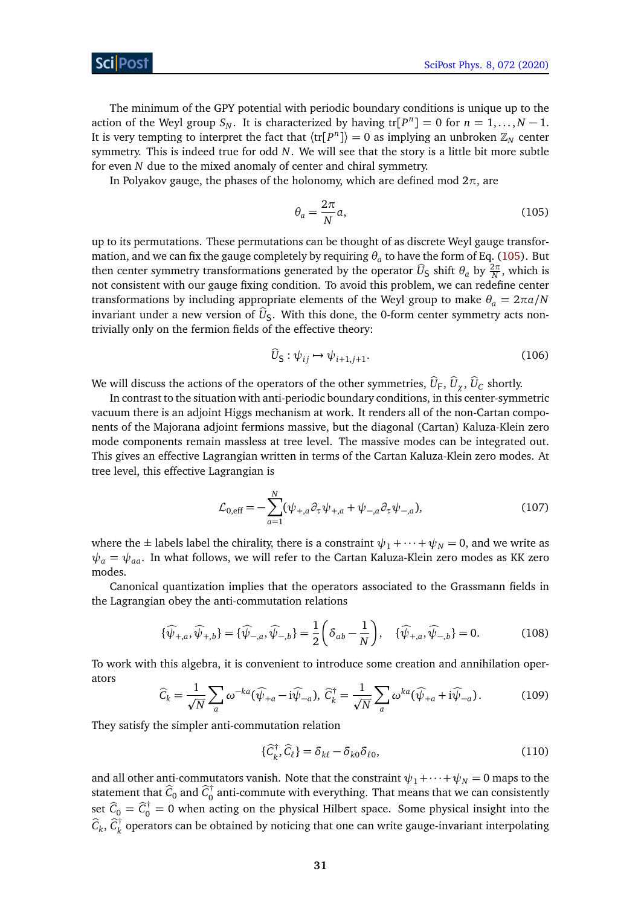The minimum of the GPY potential with periodic boundary conditions is unique up to the action of the Weyl group $S_N$. It is characterized by having $\text{tr}[P^n] = 0$ for $n = 1, \ldots, N-1$. It is very tempting to interpret the fact that $\langle \text{tr}[P^n] \rangle = 0$ as implying an unbroken $\mathbb{Z}_N$ center symmetry. This is indeed true for odd $N$. We will see that the story is a little bit more subtle for even $N$ due to the mixed anomaly of center and chiral symmetry.

In Polyakov gauge, the phases of the holonomy, which are defined mod $2\pi$, are

$$\theta_a = \frac{2\pi}{N} a, \tag{105}$$

up to its permutations. These permutations can be thought of as discrete Weyl gauge transformation, and we can fix the gauge completely by requiring $\theta_a$ to have the form of Eq. (105). But then center symmetry transformations generated by the operator $\widehat{U}_\mathsf{S}$ shift $\theta_a$ by $\frac{2\pi}{N}$, which is not consistent with our gauge fixing condition. To avoid this problem, we can redefine center transformations by including appropriate elements of the Weyl group to make $\theta_a = 2\pi a/N$ invariant under a new version of $\widehat{U}_\mathsf{S}$. With this done, the 0-form center symmetry acts non-trivially only on the fermion fields of the effective theory:

$$\widehat{U}_\mathsf{S} : \psi_{ij} \mapsto \psi_{i+1,j+1}. \tag{106}$$

We will discuss the actions of the operators of the other symmetries, $\widehat{U}_\mathsf{F}$, $\widehat{U}_\chi$, $\widehat{U}_C$ shortly.

In contrast to the situation with anti-periodic boundary conditions, in this center-symmetric vacuum there is an adjoint Higgs mechanism at work. It renders all of the non-Cartan components of the Majorana adjoint fermions massive, but the diagonal (Cartan) Kaluza-Klein zero mode components remain massless at tree level. The massive modes can be integrated out. This gives an effective Lagrangian written in terms of the Cartan Kaluza-Klein zero modes. At tree level, this effective Lagrangian is

$$\mathcal{L}_{0,\text{eff}} = -\sum_{a=1}^{N} (\psi_{+,a} \partial_\tau \psi_{+,a} + \psi_{-,a} \partial_\tau \psi_{-,a}), \tag{107}$$

where the $\pm$ labels label the chirality, there is a constraint $\psi_1 + \cdots + \psi_N = 0$, and we write as $\psi_a = \psi_{aa}$. In what follows, we will refer to the Cartan Kaluza-Klein zero modes as KK zero modes.

Canonical quantization implies that the operators associated to the Grassmann fields in the Lagrangian obey the anti-commutation relations

$$\{\widehat{\psi}_{+,a}, \widehat{\psi}_{+,b}\} = \{\widehat{\psi}_{-,a}, \widehat{\psi}_{-,b}\} = \frac{1}{2}\left(\delta_{ab} - \frac{1}{N}\right), \quad \{\widehat{\psi}_{+,a}, \widehat{\psi}_{-,b}\} = 0. \tag{108}$$

To work with this algebra, it is convenient to introduce some creation and annihilation operators

$$\widehat{C}_k = \frac{1}{\sqrt{N}} \sum_a \omega^{-ka} (\widehat{\psi}_{+a} - i\widehat{\psi}_{-a}), \; \widehat{C}_k^\dagger = \frac{1}{\sqrt{N}} \sum_a \omega^{ka} (\widehat{\psi}_{+a} + i\widehat{\psi}_{-a}). \tag{109}$$

They satisfy the simpler anti-commutation relation

$$\{\widehat{C}_k^\dagger, \widehat{C}_\ell\} = \delta_{k\ell} - \delta_{k0}\delta_{\ell 0}, \tag{110}$$

and all other anti-commutators vanish. Note that the constraint $\psi_1 + \cdots + \psi_N = 0$ maps to the statement that $\widehat{C}_0$ and $\widehat{C}_0^\dagger$ anti-commute with everything. That means that we can consistently set $\widehat{C}_0 = \widehat{C}_0^\dagger = 0$ when acting on the physical Hilbert space. Some physical insight into the $\widehat{C}_k$, $\widehat{C}_k^\dagger$ operators can be obtained by noticing that one can write gauge-invariant interpolating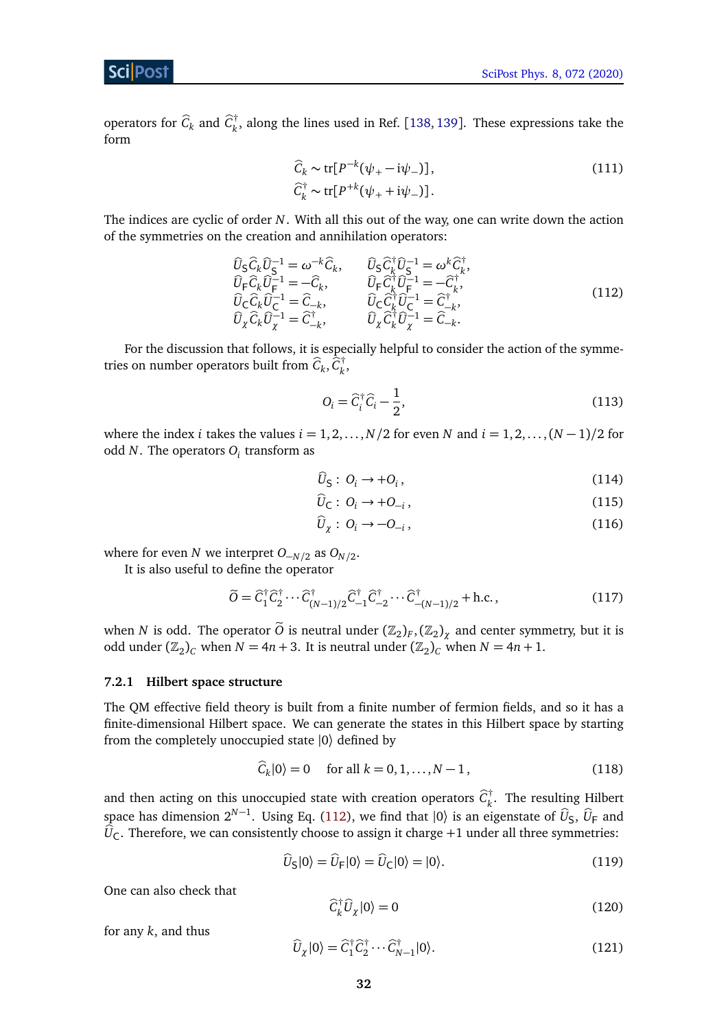operators for $\widehat{C}_k$ and $\widehat{C}_k^\dagger$, along the lines used in Ref. [138, 139]. These expressions take the form

$$
\begin{aligned}
\widehat{C}_k &\sim \mathrm{tr}[P^{-k}(\psi_+ - \mathrm{i}\psi_-)]\,, \\
\widehat{C}_k^\dagger &\sim \mathrm{tr}[P^{+k}(\psi_+ + \mathrm{i}\psi_-)]\,.
\end{aligned}
\tag{111}
$$

The indices are cyclic of order $N$. With all this out of the way, one can write down the action of the symmetries on the creation and annihilation operators:

$$
\begin{aligned}
\widehat{U}_\mathsf{S}\widehat{C}_k\widehat{U}_\mathsf{S}^{-1} &= \omega^{-k}\widehat{C}_k, & \widehat{U}_\mathsf{S}\widehat{C}_k^\dagger\widehat{U}_\mathsf{S}^{-1} &= \omega^{k}\widehat{C}_k^\dagger, \\
\widehat{U}_\mathsf{F}\widehat{C}_k\widehat{U}_\mathsf{F}^{-1} &= -\widehat{C}_k, & \widehat{U}_\mathsf{F}\widehat{C}_k^\dagger\widehat{U}_\mathsf{F}^{-1} &= -\widehat{C}_k^\dagger, \\
\widehat{U}_\mathsf{C}\widehat{C}_k\widehat{U}_\mathsf{C}^{-1} &= \widehat{C}_{-k}, & \widehat{U}_\mathsf{C}\widehat{C}_k^\dagger\widehat{U}_\mathsf{C}^{-1} &= \widehat{C}_{-k}^\dagger, \\
\widehat{U}_\chi\widehat{C}_k\widehat{U}_\chi^{-1} &= \widehat{C}_{-k}^\dagger, & \widehat{U}_\chi\widehat{C}_k^\dagger\widehat{U}_\chi^{-1} &= \widehat{C}_{-k}.
\end{aligned}
\tag{112}
$$

For the discussion that follows, it is especially helpful to consider the action of the symmetries on number operators built from $\widehat{C}_k, \widehat{C}_k^\dagger$,

$$
O_i = \widehat{C}_i^\dagger\widehat{C}_i - \frac{1}{2}, \tag{113}
$$

where the index $i$ takes the values $i = 1, 2, \ldots, N/2$ for even $N$ and $i = 1, 2, \ldots, (N-1)/2$ for odd $N$. The operators $O_i$ transform as

$$
\widehat{U}_\mathsf{S}:\ O_i \to +O_i\,, \tag{114}
$$

$$
\widehat{U}_\mathsf{C}:\ O_i \to +O_{-i}\,, \tag{115}
$$

$$
\widehat{U}_\chi:\ O_i \to -O_{-i}\,, \tag{116}
$$

where for even $N$ we interpret $O_{-N/2}$ as $O_{N/2}$.

It is also useful to define the operator

$$
\widetilde{O} = \widehat{C}_1^\dagger\widehat{C}_2^\dagger\cdots\widehat{C}_{(N-1)/2}^\dagger\widehat{C}_{-1}^\dagger\widehat{C}_{-2}^\dagger\cdots\widehat{C}_{-(N-1)/2}^\dagger + \text{h.c.}\,, \tag{117}
$$

when $N$ is odd. The operator $\widetilde{O}$ is neutral under $(\mathbb{Z}_2)_F, (\mathbb{Z}_2)_\chi$ and center symmetry, but it is odd under $(\mathbb{Z}_2)_C$ when $N = 4n+3$. It is neutral under $(\mathbb{Z}_2)_C$ when $N = 4n+1$.

### 7.2.1 Hilbert space structure

The QM effective field theory is built from a finite number of fermion fields, and so it has a finite-dimensional Hilbert space. We can generate the states in this Hilbert space by starting from the completely unoccupied state $|0\rangle$ defined by

$$
\widehat{C}_k|0\rangle = 0 \quad \text{for all } k = 0, 1, \ldots, N-1\,, \tag{118}
$$

and then acting on this unoccupied state with creation operators $\widehat{C}_k^\dagger$. The resulting Hilbert space has dimension $2^{N-1}$. Using Eq. (112), we find that $|0\rangle$ is an eigenstate of $\widehat{U}_\mathsf{S}$, $\widehat{U}_\mathsf{F}$ and $\widehat{U}_\mathsf{C}$. Therefore, we can consistently choose to assign it charge $+1$ under all three symmetries:

$$
\widehat{U}_\mathsf{S}|0\rangle = \widehat{U}_\mathsf{F}|0\rangle = \widehat{U}_\mathsf{C}|0\rangle = |0\rangle. \tag{119}
$$

One can also check that

$$
\widehat{C}_k^\dagger\widehat{U}_\chi|0\rangle = 0 \tag{120}
$$

for any $k$, and thus

$$
\widehat{U}_\chi|0\rangle = \widehat{C}_1^\dagger\widehat{C}_2^\dagger\cdots\widehat{C}_{N-1}^\dagger|0\rangle. \tag{121}
$$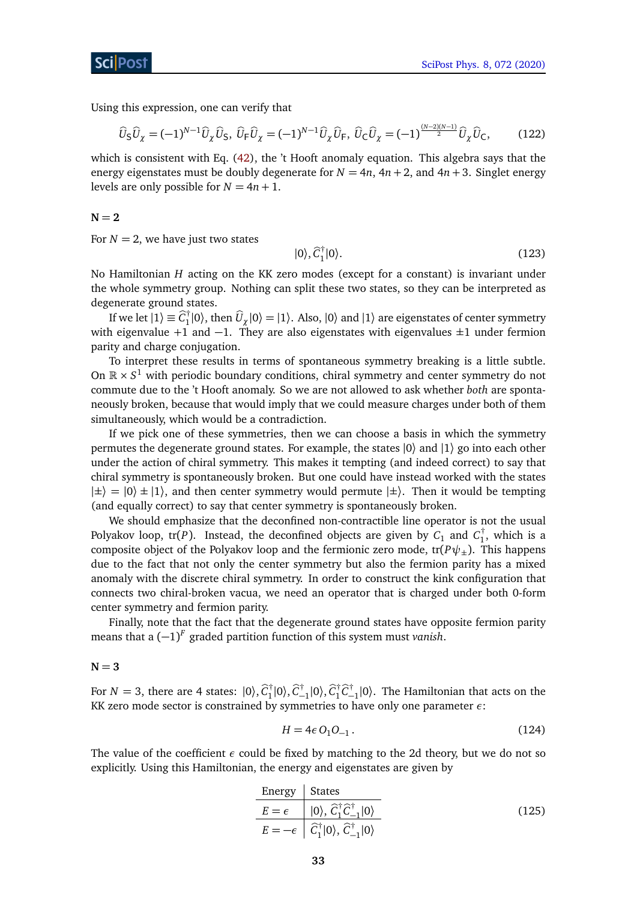Using this expression, one can verify that

$$\widehat{U}_{\mathsf{S}}\widehat{U}_{\chi} = (-1)^{N-1}\widehat{U}_{\chi}\widehat{U}_{\mathsf{S}},\ \widehat{U}_{\mathsf{F}}\widehat{U}_{\chi} = (-1)^{N-1}\widehat{U}_{\chi}\widehat{U}_{\mathsf{F}},\ \widehat{U}_{\mathsf{C}}\widehat{U}_{\chi} = (-1)^{\frac{(N-2)(N-1)}{2}}\widehat{U}_{\chi}\widehat{U}_{\mathsf{C}}, \tag{122}$$

which is consistent with Eq. (42), the 't Hooft anomaly equation. This algebra says that the energy eigenstates must be doubly degenerate for $N = 4n$, $4n+2$, and $4n+3$. Singlet energy levels are only possible for $N = 4n+1$.

**N = 2**

For $N = 2$, we have just two states

$$|0\rangle, \widehat{C}_1^\dagger|0\rangle. \tag{123}$$

No Hamiltonian $H$ acting on the KK zero modes (except for a constant) is invariant under the whole symmetry group. Nothing can split these two states, so they can be interpreted as degenerate ground states.

If we let $|1\rangle \equiv \widehat{C}_1^\dagger|0\rangle$, then $\widehat{U}_\chi|0\rangle = |1\rangle$. Also, $|0\rangle$ and $|1\rangle$ are eigenstates of center symmetry with eigenvalue $+1$ and $-1$. They are also eigenstates with eigenvalues $\pm 1$ under fermion parity and charge conjugation.

To interpret these results in terms of spontaneous symmetry breaking is a little subtle. On $\mathbb{R}\times S^1$ with periodic boundary conditions, chiral symmetry and center symmetry do not commute due to the 't Hooft anomaly. So we are not allowed to ask whether *both* are spontaneously broken, because that would imply that we could measure charges under both of them simultaneously, which would be a contradiction.

If we pick one of these symmetries, then we can choose a basis in which the symmetry permutes the degenerate ground states. For example, the states $|0\rangle$ and $|1\rangle$ go into each other under the action of chiral symmetry. This makes it tempting (and indeed correct) to say that chiral symmetry is spontaneously broken. But one could have instead worked with the states $|\pm\rangle = |0\rangle \pm |1\rangle$, and then center symmetry would permute $|\pm\rangle$. Then it would be tempting (and equally correct) to say that center symmetry is spontaneously broken.

We should emphasize that the deconfined non-contractible line operator is not the usual Polyakov loop, $\mathrm{tr}(P)$. Instead, the deconfined objects are given by $C_1$ and $C_1^\dagger$, which is a composite object of the Polyakov loop and the fermionic zero mode, $\mathrm{tr}(P\psi_\pm)$. This happens due to the fact that not only the center symmetry but also the fermion parity has a mixed anomaly with the discrete chiral symmetry. In order to construct the kink configuration that connects two chiral-broken vacua, we need an operator that is charged under both 0-form center symmetry and fermion parity.

Finally, note that the fact that the degenerate ground states have opposite fermion parity means that a $(-1)^F$ graded partition function of this system must *vanish*.

**N = 3**

For $N = 3$, there are 4 states: $|0\rangle, \widehat{C}_1^\dagger|0\rangle, \widehat{C}_{-1}^\dagger|0\rangle, \widehat{C}_1^\dagger\widehat{C}_{-1}^\dagger|0\rangle$. The Hamiltonian that acts on the KK zero mode sector is constrained by symmetries to have only one parameter $\epsilon$:

$$H = 4\epsilon\, O_1 O_{-1}\,. \tag{124}$$

The value of the coefficient $\epsilon$ could be fixed by matching to the 2d theory, but we do not so explicitly. Using this Hamiltonian, the energy and eigenstates are given by

| Energy | States |
|---|---|
| $E = \epsilon$ | $\lvert 0\rangle,\ \widehat{C}_1^\dagger\widehat{C}_{-1}^\dagger\lvert 0\rangle$ |
| $E = -\epsilon$ | $\widehat{C}_1^\dagger\lvert 0\rangle,\ \widehat{C}_{-1}^\dagger\lvert 0\rangle$ |

(125)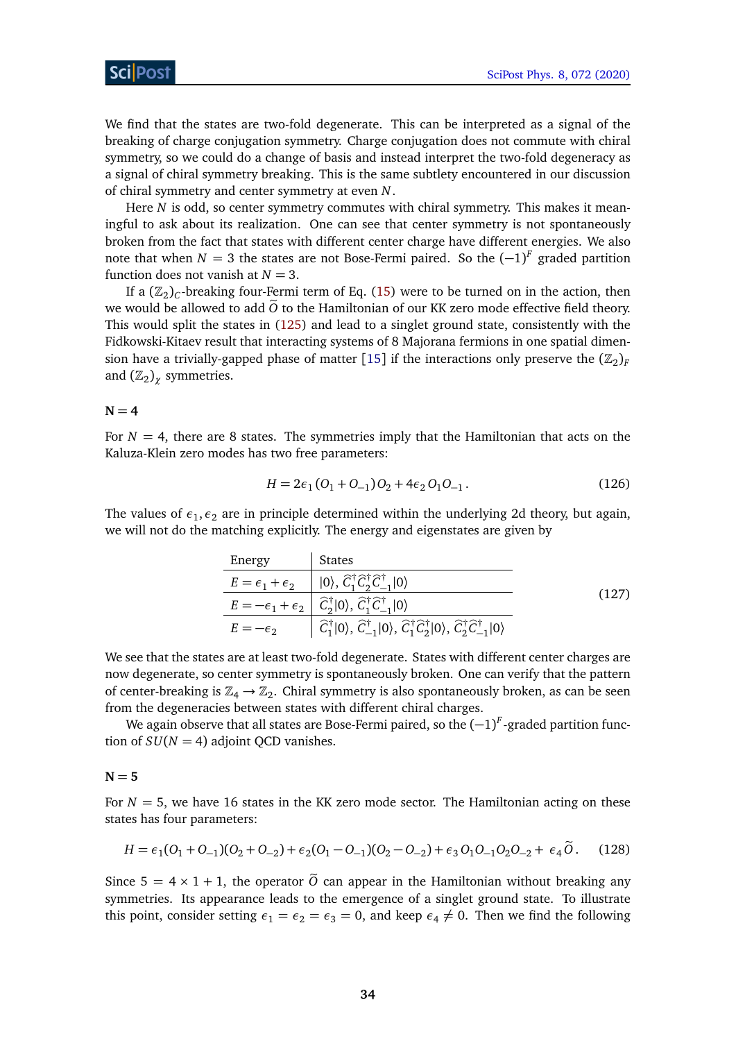We find that the states are two-fold degenerate. This can be interpreted as a signal of the breaking of charge conjugation symmetry. Charge conjugation does not commute with chiral symmetry, so we could do a change of basis and instead interpret the two-fold degeneracy as a signal of chiral symmetry breaking. This is the same subtlety encountered in our discussion of chiral symmetry and center symmetry at even $N$.

Here $N$ is odd, so center symmetry commutes with chiral symmetry. This makes it meaningful to ask about its realization. One can see that center symmetry is not spontaneously broken from the fact that states with different center charge have different energies. We also note that when $N = 3$ the states are not Bose-Fermi paired. So the $(-1)^F$ graded partition function does not vanish at $N = 3$.

If a $(\mathbb{Z}_2)_C$-breaking four-Fermi term of Eq. (15) were to be turned on in the action, then we would be allowed to add $\widetilde{O}$ to the Hamiltonian of our KK zero mode effective field theory. This would split the states in (125) and lead to a singlet ground state, consistently with the Fidkowski-Kitaev result that interacting systems of 8 Majorana fermions in one spatial dimension have a trivially-gapped phase of matter [15] if the interactions only preserve the $(\mathbb{Z}_2)_F$ and $(\mathbb{Z}_2)_\chi$ symmetries.

**N = 4**

For $N = 4$, there are 8 states. The symmetries imply that the Hamiltonian that acts on the Kaluza-Klein zero modes has two free parameters:

$$H = 2\epsilon_1 (O_1 + O_{-1}) O_2 + 4\epsilon_2 \, O_1 O_{-1} \,. \tag{126}$$

The values of $\epsilon_1, \epsilon_2$ are in principle determined within the underlying 2d theory, but again, we will not do the matching explicitly. The energy and eigenstates are given by

| Energy | States |
|---|---|
| $E = \epsilon_1 + \epsilon_2$ | $\lvert 0\rangle$, $\widehat{C}_1^\dagger \widehat{C}_2^\dagger \widehat{C}_{-1}^\dagger \lvert 0\rangle$ |
| $E = -\epsilon_1 + \epsilon_2$ | $\widehat{C}_2^\dagger \lvert 0\rangle$, $\widehat{C}_1^\dagger \widehat{C}_{-1}^\dagger \lvert 0\rangle$ |
| $E = -\epsilon_2$ | $\widehat{C}_1^\dagger \lvert 0\rangle$, $\widehat{C}_{-1}^\dagger \lvert 0\rangle$, $\widehat{C}_1^\dagger \widehat{C}_2^\dagger \lvert 0\rangle$, $\widehat{C}_2^\dagger \widehat{C}_{-1}^\dagger \lvert 0\rangle$ |

(127)

We see that the states are at least two-fold degenerate. States with different center charges are now degenerate, so center symmetry is spontaneously broken. One can verify that the pattern of center-breaking is $\mathbb{Z}_4 \to \mathbb{Z}_2$. Chiral symmetry is also spontaneously broken, as can be seen from the degeneracies between states with different chiral charges.

We again observe that all states are Bose-Fermi paired, so the $(-1)^F$-graded partition function of $SU(N = 4)$ adjoint QCD vanishes.

**N = 5**

For $N = 5$, we have 16 states in the KK zero mode sector. The Hamiltonian acting on these states has four parameters:

$$H = \epsilon_1 (O_1 + O_{-1})(O_2 + O_{-2}) + \epsilon_2 (O_1 - O_{-1})(O_2 - O_{-2}) + \epsilon_3 \, O_1 O_{-1} O_2 O_{-2} + \, \epsilon_4 \, \widetilde{O} \,. \tag{128}$$

Since $5 = 4 \times 1 + 1$, the operator $\widetilde{O}$ can appear in the Hamiltonian without breaking any symmetries. Its appearance leads to the emergence of a singlet ground state. To illustrate this point, consider setting $\epsilon_1 = \epsilon_2 = \epsilon_3 = 0$, and keep $\epsilon_4 \neq 0$. Then we find the following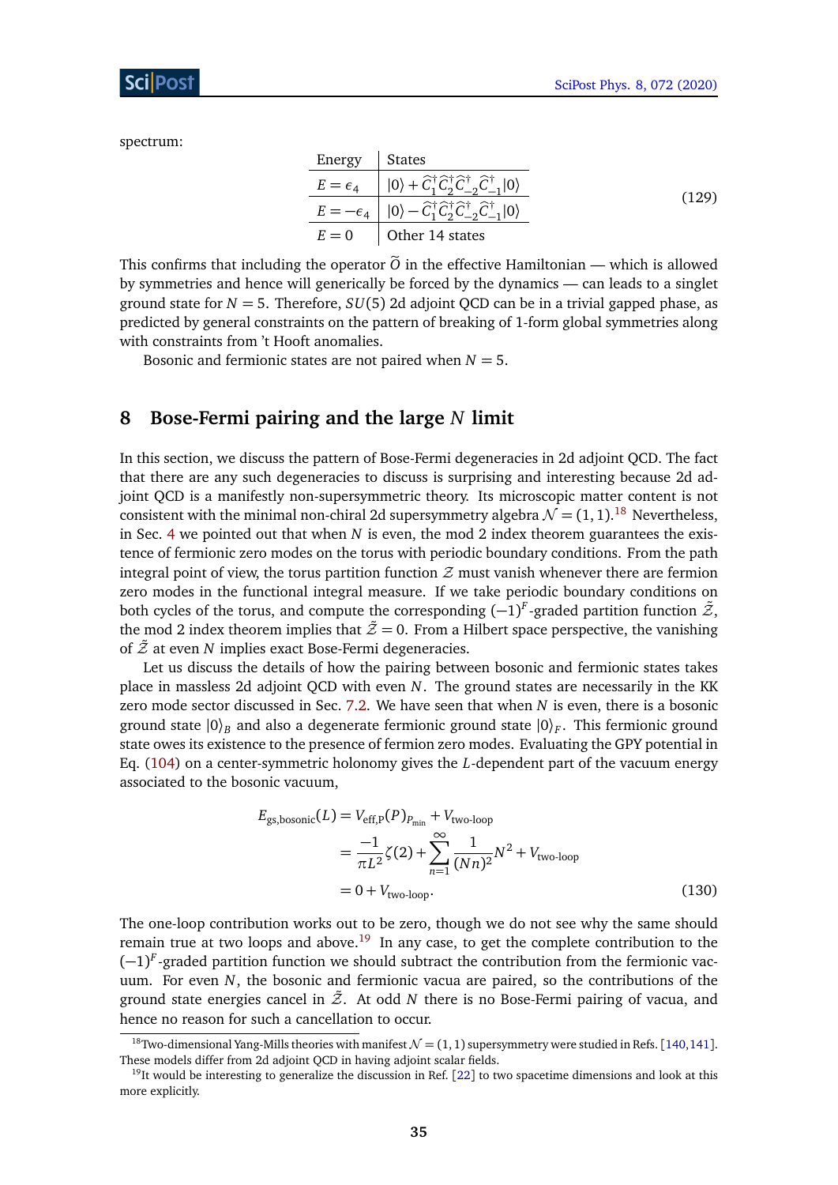spectrum:

| Energy | States |
| --- | --- |
| $E = \epsilon_4$ | $\|0\rangle + \widehat{C}_1^\dagger \widehat{C}_2^\dagger \widehat{C}_{-2}^\dagger \widehat{C}_{-1}^\dagger \|0\rangle$ |
| $E = -\epsilon_4$ | $\|0\rangle - \widehat{C}_1^\dagger \widehat{C}_2^\dagger \widehat{C}_{-2}^\dagger \widehat{C}_{-1}^\dagger \|0\rangle$ |
| $E = 0$ | Other 14 states |

(129)

This confirms that including the operator $\widetilde{O}$ in the effective Hamiltonian — which is allowed by symmetries and hence will generically be forced by the dynamics — can leads to a singlet ground state for $N = 5$. Therefore, $SU(5)$ 2d adjoint QCD can be in a trivial gapped phase, as predicted by general constraints on the pattern of breaking of 1-form global symmetries along with constraints from 't Hooft anomalies.

Bosonic and fermionic states are not paired when $N = 5$.

## 8 Bose-Fermi pairing and the large $N$ limit

In this section, we discuss the pattern of Bose-Fermi degeneracies in 2d adjoint QCD. The fact that there are any such degeneracies to discuss is surprising and interesting because 2d adjoint QCD is a manifestly non-supersymmetric theory. Its microscopic matter content is not consistent with the minimal non-chiral 2d supersymmetry algebra $\mathcal{N} = (1,1)$.[18] Nevertheless, in Sec. 4 we pointed out that when $N$ is even, the mod 2 index theorem guarantees the existence of fermionic zero modes on the torus with periodic boundary conditions. From the path integral point of view, the torus partition function $\mathcal{Z}$ must vanish whenever there are fermion zero modes in the functional integral measure. If we take periodic boundary conditions on both cycles of the torus, and compute the corresponding $(-1)^F$-graded partition function $\tilde{\mathcal{Z}}$, the mod 2 index theorem implies that $\tilde{\mathcal{Z}} = 0$. From a Hilbert space perspective, the vanishing of $\tilde{\mathcal{Z}}$ at even $N$ implies exact Bose-Fermi degeneracies.

Let us discuss the details of how the pairing between bosonic and fermionic states takes place in massless 2d adjoint QCD with even $N$. The ground states are necessarily in the KK zero mode sector discussed in Sec. 7.2. We have seen that when $N$ is even, there is a bosonic ground state $|0\rangle_B$ and also a degenerate fermionic ground state $|0\rangle_F$. This fermionic ground state owes its existence to the presence of fermion zero modes. Evaluating the GPY potential in Eq. (104) on a center-symmetric holonomy gives the $L$-dependent part of the vacuum energy associated to the bosonic vacuum,

$$
\begin{aligned}
E_{\text{gs,bosonic}}(L) &= V_{\text{eff,P}}(P)_{P_{\text{min}}} + V_{\text{two-loop}} \\
&= \frac{-1}{\pi L^2}\zeta(2) + \sum_{n=1}^{\infty} \frac{1}{(Nn)^2} N^2 + V_{\text{two-loop}} \\
&= 0 + V_{\text{two-loop}}.
\end{aligned}
\tag{130}
$$

The one-loop contribution works out to be zero, though we do not see why the same should remain true at two loops and above.[19] In any case, to get the complete contribution to the $(-1)^F$-graded partition function we should subtract the contribution from the fermionic vacuum. For even $N$, the bosonic and fermionic vacua are paired, so the contributions of the ground state energies cancel in $\tilde{\mathcal{Z}}$. At odd $N$ there is no Bose-Fermi pairing of vacua, and hence no reason for such a cancellation to occur.

[18] Two-dimensional Yang-Mills theories with manifest $\mathcal{N} = (1,1)$ supersymmetry were studied in Refs. [140,141]. These models differ from 2d adjoint QCD in having adjoint scalar fields.

[19] It would be interesting to generalize the discussion in Ref. [22] to two spacetime dimensions and look at this more explicitly.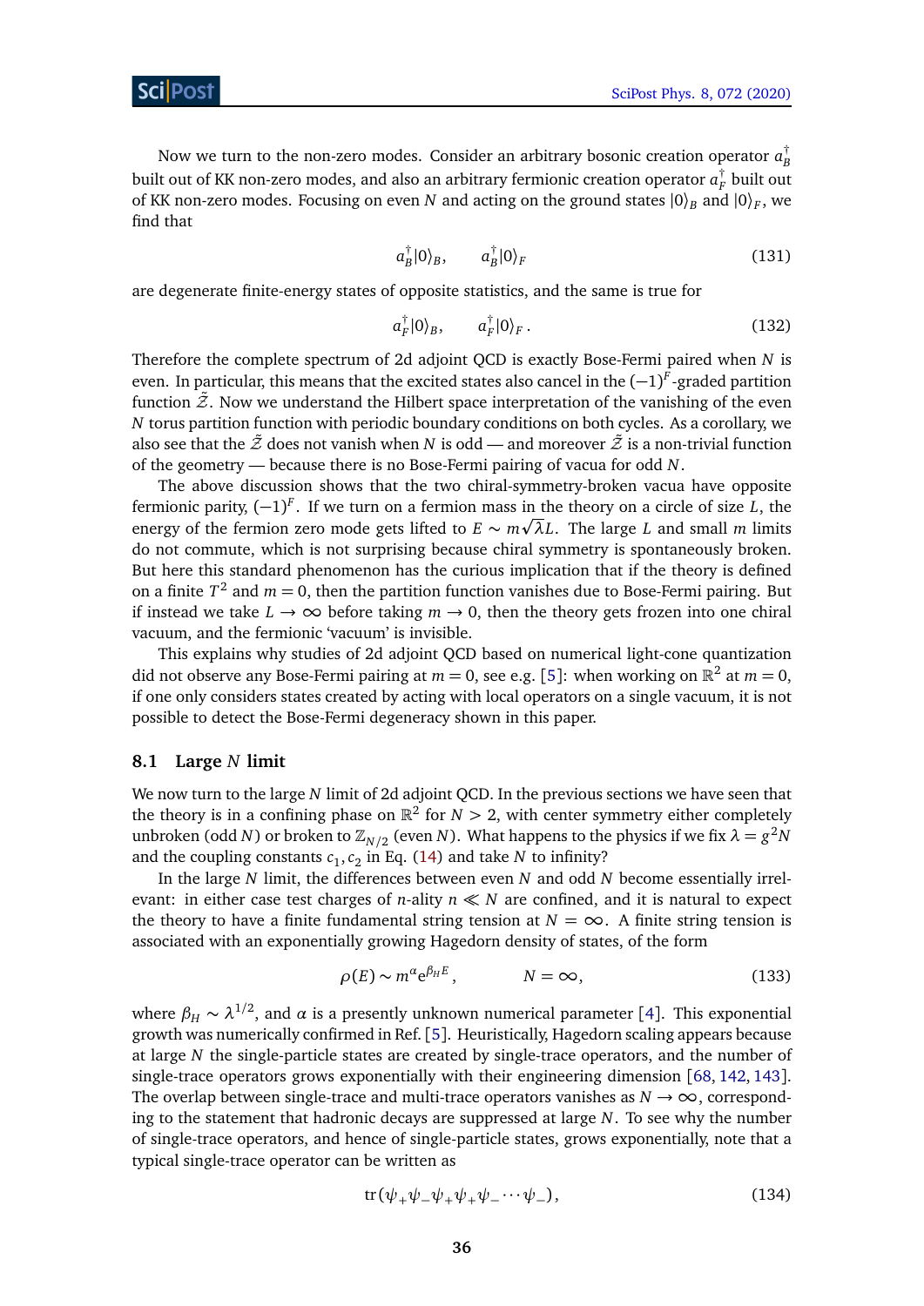Now we turn to the non-zero modes. Consider an arbitrary bosonic creation operator $a_B^\dagger$ built out of KK non-zero modes, and also an arbitrary fermionic creation operator $a_F^\dagger$ built out of KK non-zero modes. Focusing on even $N$ and acting on the ground states $|0\rangle_B$ and $|0\rangle_F$, we find that

$$a_B^\dagger|0\rangle_B, \qquad a_B^\dagger|0\rangle_F \tag{131}$$

are degenerate finite-energy states of opposite statistics, and the same is true for

$$a_F^\dagger|0\rangle_B, \qquad a_F^\dagger|0\rangle_F\,. \tag{132}$$

Therefore the complete spectrum of 2d adjoint QCD is exactly Bose-Fermi paired when $N$ is even. In particular, this means that the excited states also cancel in the $(-1)^F$-graded partition function $\tilde{\mathcal{Z}}$. Now we understand the Hilbert space interpretation of the vanishing of the even $N$ torus partition function with periodic boundary conditions on both cycles. As a corollary, we also see that the $\tilde{\mathcal{Z}}$ does not vanish when $N$ is odd — and moreover $\tilde{\mathcal{Z}}$ is a non-trivial function of the geometry — because there is no Bose-Fermi pairing of vacua for odd $N$.

The above discussion shows that the two chiral-symmetry-broken vacua have opposite fermionic parity, $(-1)^F$. If we turn on a fermion mass in the theory on a circle of size $L$, the energy of the fermion zero mode gets lifted to $E \sim m\sqrt{\lambda}L$. The large $L$ and small $m$ limits do not commute, which is not surprising because chiral symmetry is spontaneously broken. But here this standard phenomenon has the curious implication that if the theory is defined on a finite $T^2$ and $m = 0$, then the partition function vanishes due to Bose-Fermi pairing. But if instead we take $L \to \infty$ before taking $m \to 0$, then the theory gets frozen into one chiral vacuum, and the fermionic 'vacuum' is invisible.

This explains why studies of 2d adjoint QCD based on numerical light-cone quantization did not observe any Bose-Fermi pairing at $m = 0$, see e.g. [5]: when working on $\mathbb{R}^2$ at $m = 0$, if one only considers states created by acting with local operators on a single vacuum, it is not possible to detect the Bose-Fermi degeneracy shown in this paper.

### 8.1 Large $N$ limit

We now turn to the large $N$ limit of 2d adjoint QCD. In the previous sections we have seen that the theory is in a confining phase on $\mathbb{R}^2$ for $N > 2$, with center symmetry either completely unbroken (odd $N$) or broken to $\mathbb{Z}_{N/2}$ (even $N$). What happens to the physics if we fix $\lambda = g^2 N$ and the coupling constants $c_1, c_2$ in Eq. (14) and take $N$ to infinity?

In the large $N$ limit, the differences between even $N$ and odd $N$ become essentially irrelevant: in either case test charges of $n$-ality $n \ll N$ are confined, and it is natural to expect the theory to have a finite fundamental string tension at $N = \infty$. A finite string tension is associated with an exponentially growing Hagedorn density of states, of the form

$$\rho(E) \sim m^\alpha e^{\beta_H E}\,, \qquad\qquad N = \infty, \tag{133}$$

where $\beta_H \sim \lambda^{1/2}$, and $\alpha$ is a presently unknown numerical parameter [4]. This exponential growth was numerically confirmed in Ref. [5]. Heuristically, Hagedorn scaling appears because at large $N$ the single-particle states are created by single-trace operators, and the number of single-trace operators grows exponentially with their engineering dimension [68, 142, 143]. The overlap between single-trace and multi-trace operators vanishes as $N \to \infty$, corresponding to the statement that hadronic decays are suppressed at large $N$. To see why the number of single-trace operators, and hence of single-particle states, grows exponentially, note that a typical single-trace operator can be written as

$$\mathrm{tr}\,(\psi_+\psi_-\psi_+\psi_+\psi_- \cdots \psi_-)\,, \tag{134}$$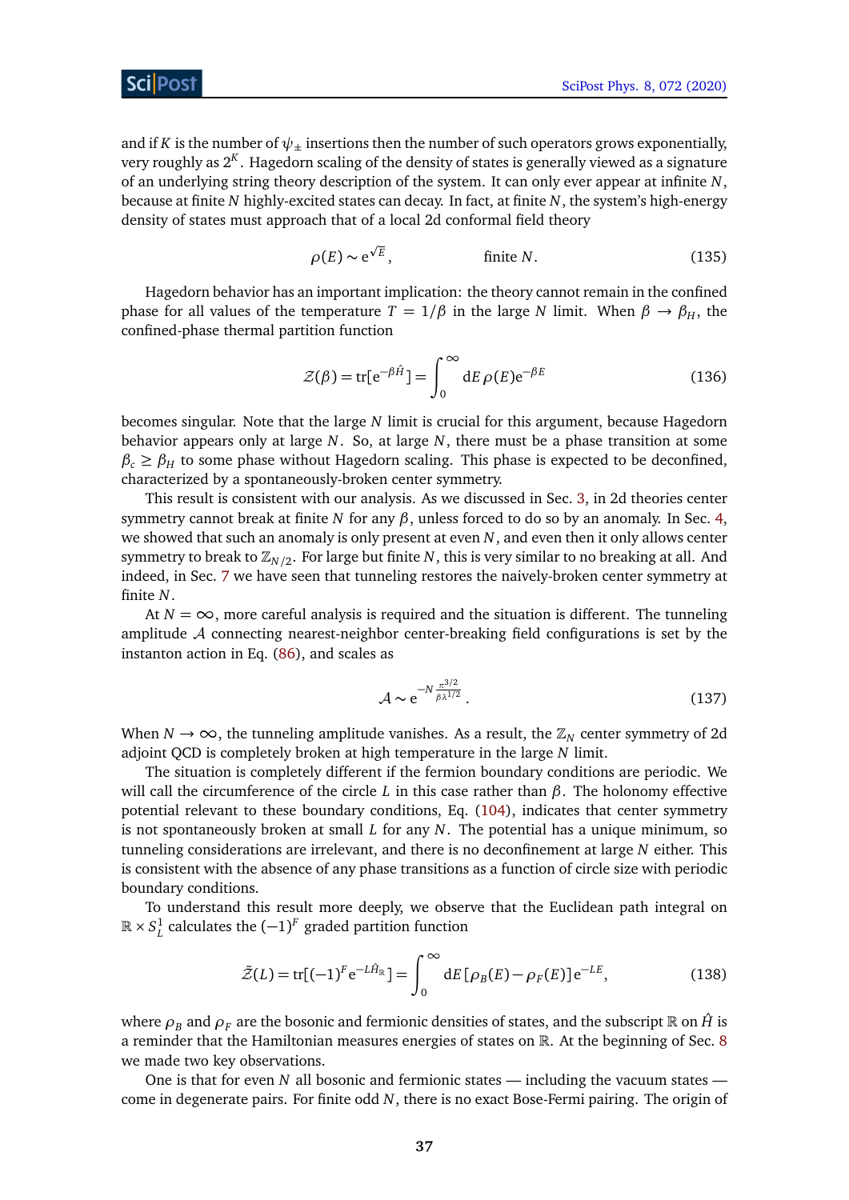and if $K$ is the number of $\psi_\pm$ insertions then the number of such operators grows exponentially, very roughly as $2^K$. Hagedorn scaling of the density of states is generally viewed as a signature of an underlying string theory description of the system. It can only ever appear at infinite $N$, because at finite $N$ highly-excited states can decay. In fact, at finite $N$, the system's high-energy density of states must approach that of a local 2d conformal field theory

$$\rho(E) \sim e^{\sqrt{E}}, \qquad\qquad \text{finite } N. \tag{135}$$

Hagedorn behavior has an important implication: the theory cannot remain in the confined phase for all values of the temperature $T = 1/\beta$ in the large $N$ limit. When $\beta \to \beta_H$, the confined-phase thermal partition function

$$\mathcal{Z}(\beta) = \mathrm{tr}[e^{-\beta \hat{H}}] = \int_0^\infty dE\, \rho(E) e^{-\beta E} \tag{136}$$

becomes singular. Note that the large $N$ limit is crucial for this argument, because Hagedorn behavior appears only at large $N$. So, at large $N$, there must be a phase transition at some $\beta_c \geq \beta_H$ to some phase without Hagedorn scaling. This phase is expected to be deconfined, characterized by a spontaneously-broken center symmetry.

This result is consistent with our analysis. As we discussed in Sec. 3, in 2d theories center symmetry cannot break at finite $N$ for any $\beta$, unless forced to do so by an anomaly. In Sec. 4, we showed that such an anomaly is only present at even $N$, and even then it only allows center symmetry to break to $\mathbb{Z}_{N/2}$. For large but finite $N$, this is very similar to no breaking at all. And indeed, in Sec. 7 we have seen that tunneling restores the naively-broken center symmetry at finite $N$.

At $N = \infty$, more careful analysis is required and the situation is different. The tunneling amplitude $\mathcal{A}$ connecting nearest-neighbor center-breaking field configurations is set by the instanton action in Eq. (86), and scales as

$$\mathcal{A} \sim e^{-N \frac{\pi^{3/2}}{\beta \lambda^{1/2}}}. \tag{137}$$

When $N \to \infty$, the tunneling amplitude vanishes. As a result, the $\mathbb{Z}_N$ center symmetry of 2d adjoint QCD is completely broken at high temperature in the large $N$ limit.

The situation is completely different if the fermion boundary conditions are periodic. We will call the circumference of the circle $L$ in this case rather than $\beta$. The holonomy effective potential relevant to these boundary conditions, Eq. (104), indicates that center symmetry is not spontaneously broken at small $L$ for any $N$. The potential has a unique minimum, so tunneling considerations are irrelevant, and there is no deconfinement at large $N$ either. This is consistent with the absence of any phase transitions as a function of circle size with periodic boundary conditions.

To understand this result more deeply, we observe that the Euclidean path integral on $\mathbb{R} \times S^1_L$ calculates the $(-1)^F$ graded partition function

$$\tilde{\mathcal{Z}}(L) = \mathrm{tr}[(-1)^F e^{-L\hat{H}_{\mathbb{R}}}] = \int_0^\infty dE\, [\rho_B(E) - \rho_F(E)]\, e^{-LE}, \tag{138}$$

where $\rho_B$ and $\rho_F$ are the bosonic and fermionic densities of states, and the subscript $\mathbb{R}$ on $\hat{H}$ is a reminder that the Hamiltonian measures energies of states on $\mathbb{R}$. At the beginning of Sec. 8 we made two key observations.

One is that for even $N$ all bosonic and fermionic states — including the vacuum states — come in degenerate pairs. For finite odd $N$, there is no exact Bose-Fermi pairing. The origin of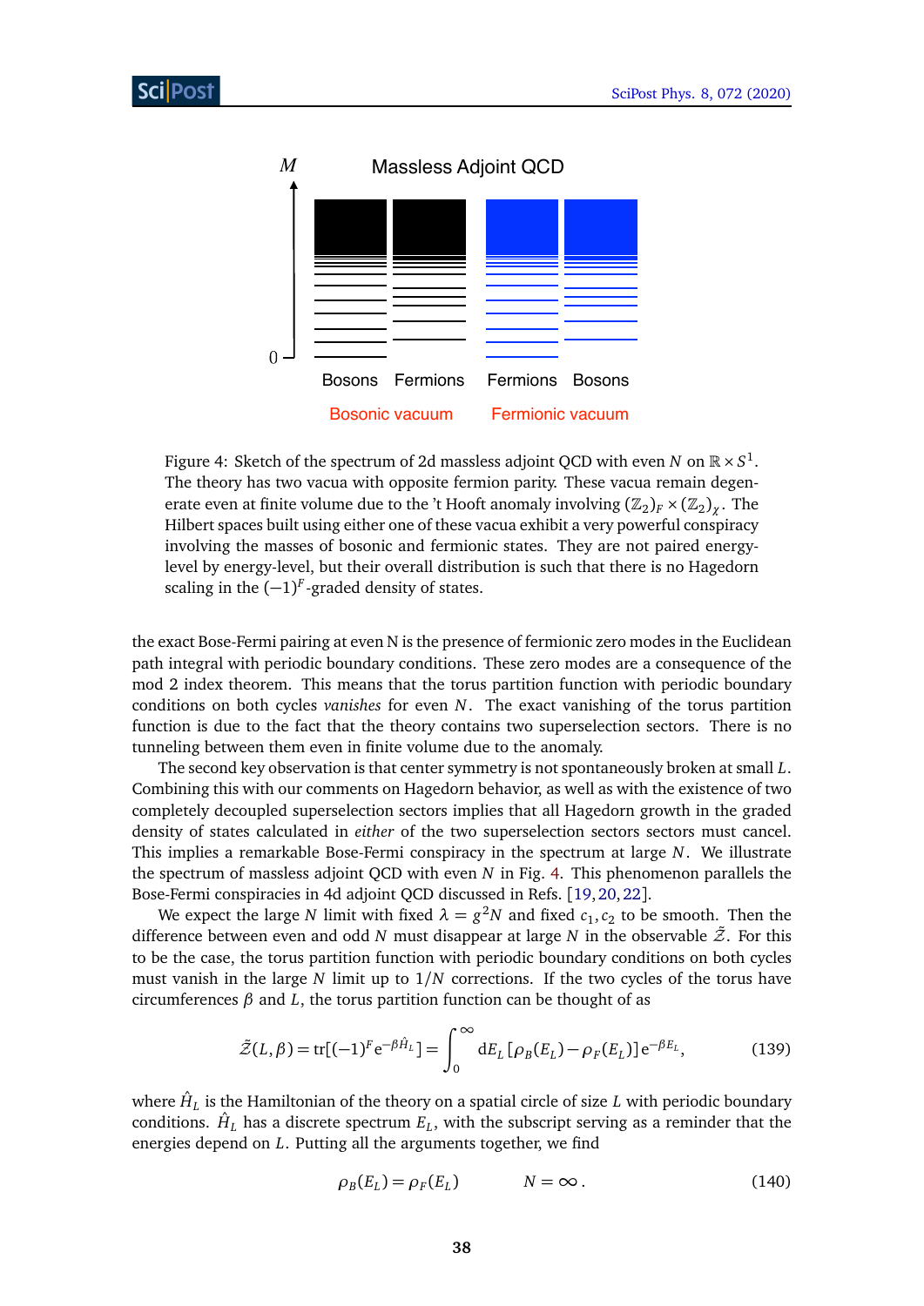Figure 4: Sketch of the spectrum of 2d massless adjoint QCD with even $N$ on $\mathbb{R} \times S^1$. The theory has two vacua with opposite fermion parity. These vacua remain degenerate even at finite volume due to the 't Hooft anomaly involving $(\mathbb{Z}_2)_F \times (\mathbb{Z}_2)_\chi$. The Hilbert spaces built using either one of these vacua exhibit a very powerful conspiracy involving the masses of bosonic and fermionic states. They are not paired energy-level by energy-level, but their overall distribution is such that there is no Hagedorn scaling in the $(-1)^F$-graded density of states.

the exact Bose-Fermi pairing at even N is the presence of fermionic zero modes in the Euclidean path integral with periodic boundary conditions. These zero modes are a consequence of the mod 2 index theorem. This means that the torus partition function with periodic boundary conditions on both cycles *vanishes* for even $N$. The exact vanishing of the torus partition function is due to the fact that the theory contains two superselection sectors. There is no tunneling between them even in finite volume due to the anomaly.

The second key observation is that center symmetry is not spontaneously broken at small $L$. Combining this with our comments on Hagedorn behavior, as well as with the existence of two completely decoupled superselection sectors implies that all Hagedorn growth in the graded density of states calculated in *either* of the two superselection sectors sectors must cancel. This implies a remarkable Bose-Fermi conspiracy in the spectrum at large $N$. We illustrate the spectrum of massless adjoint QCD with even $N$ in Fig. 4. This phenomenon parallels the Bose-Fermi conspiracies in 4d adjoint QCD discussed in Refs. [19, 20, 22].

We expect the large $N$ limit with fixed $\lambda = g^2 N$ and fixed $c_1, c_2$ to be smooth. Then the difference between even and odd $N$ must disappear at large $N$ in the observable $\tilde{\mathcal{Z}}$. For this to be the case, the torus partition function with periodic boundary conditions on both cycles must vanish in the large $N$ limit up to $1/N$ corrections. If the two cycles of the torus have circumferences $\beta$ and $L$, the torus partition function can be thought of as

$$\tilde{\mathcal{Z}}(L, \beta) = \mathrm{tr}[(-1)^F e^{-\beta \hat{H}_L}] = \int_0^\infty dE_L \, [\rho_B(E_L) - \rho_F(E_L)] \, e^{-\beta E_L}, \tag{139}$$

where $\hat{H}_L$ is the Hamiltonian of the theory on a spatial circle of size $L$ with periodic boundary conditions. $\hat{H}_L$ has a discrete spectrum $E_L$, with the subscript serving as a reminder that the energies depend on $L$. Putting all the arguments together, we find

$$\rho_B(E_L) = \rho_F(E_L) \qquad\qquad N = \infty\,. \tag{140}$$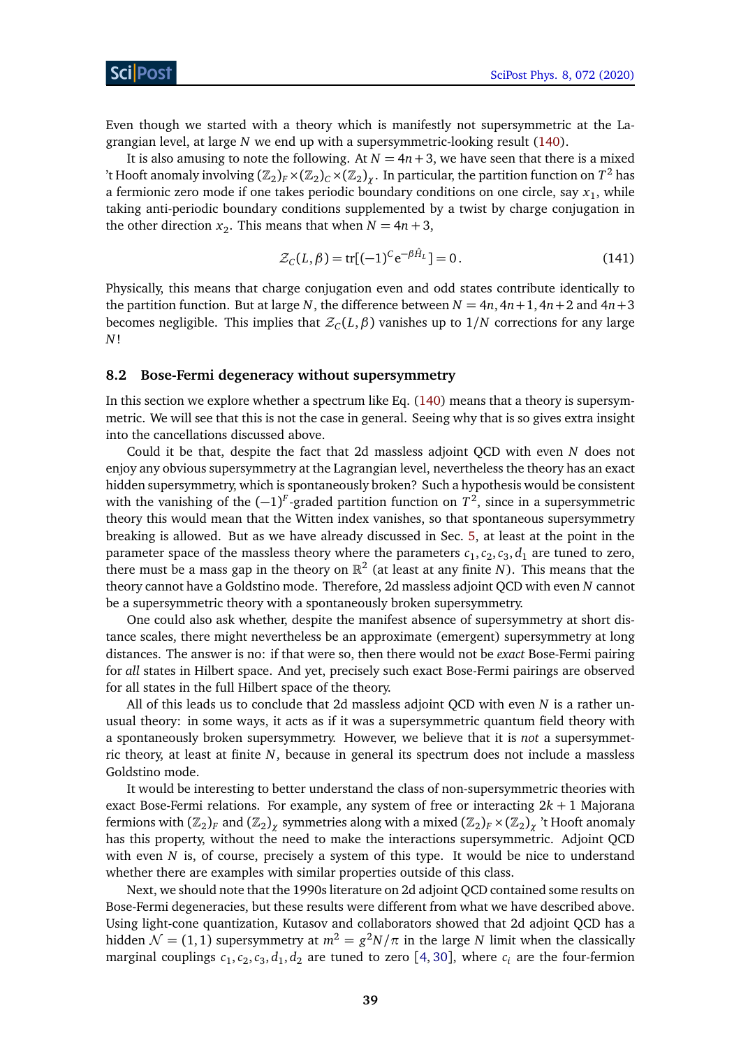Even though we started with a theory which is manifestly not supersymmetric at the Lagrangian level, at large $N$ we end up with a supersymmetric-looking result (140).

It is also amusing to note the following. At $N = 4n+3$, we have seen that there is a mixed 't Hooft anomaly involving $(\mathbb{Z}_2)_F \times (\mathbb{Z}_2)_C \times (\mathbb{Z}_2)_\chi$. In particular, the partition function on $T^2$ has a fermionic zero mode if one takes periodic boundary conditions on one circle, say $x_1$, while taking anti-periodic boundary conditions supplemented by a twist by charge conjugation in the other direction $x_2$. This means that when $N = 4n+3$,

$$\mathcal{Z}_C(L,\beta) = \operatorname{tr}[(-1)^C e^{-\beta \hat{H}_L}] = 0\,. \tag{141}$$

Physically, this means that charge conjugation even and odd states contribute identically to the partition function. But at large $N$, the difference between $N = 4n, 4n+1, 4n+2$ and $4n+3$ becomes negligible. This implies that $\mathcal{Z}_C(L,\beta)$ vanishes up to $1/N$ corrections for any large $N$!

### 8.2 Bose-Fermi degeneracy without supersymmetry

In this section we explore whether a spectrum like Eq. (140) means that a theory is supersymmetric. We will see that this is not the case in general. Seeing why that is so gives extra insight into the cancellations discussed above.

Could it be that, despite the fact that 2d massless adjoint QCD with even $N$ does not enjoy any obvious supersymmetry at the Lagrangian level, nevertheless the theory has an exact hidden supersymmetry, which is spontaneously broken? Such a hypothesis would be consistent with the vanishing of the $(-1)^F$-graded partition function on $T^2$, since in a supersymmetric theory this would mean that the Witten index vanishes, so that spontaneous supersymmetry breaking is allowed. But as we have already discussed in Sec. 5, at least at the point in the parameter space of the massless theory where the parameters $c_1, c_2, c_3, d_1$ are tuned to zero, there must be a mass gap in the theory on $\mathbb{R}^2$ (at least at any finite $N$). This means that the theory cannot have a Goldstino mode. Therefore, 2d massless adjoint QCD with even $N$ cannot be a supersymmetric theory with a spontaneously broken supersymmetry.

One could also ask whether, despite the manifest absence of supersymmetry at short distance scales, there might nevertheless be an approximate (emergent) supersymmetry at long distances. The answer is no: if that were so, then there would not be *exact* Bose-Fermi pairing for *all* states in Hilbert space. And yet, precisely such exact Bose-Fermi pairings are observed for all states in the full Hilbert space of the theory.

All of this leads us to conclude that 2d massless adjoint QCD with even $N$ is a rather unusual theory: in some ways, it acts as if it was a supersymmetric quantum field theory with a spontaneously broken supersymmetry. However, we believe that it is *not* a supersymmetric theory, at least at finite $N$, because in general its spectrum does not include a massless Goldstino mode.

It would be interesting to better understand the class of non-supersymmetric theories with exact Bose-Fermi relations. For example, any system of free or interacting $2k+1$ Majorana fermions with $(\mathbb{Z}_2)_F$ and $(\mathbb{Z}_2)_\chi$ symmetries along with a mixed $(\mathbb{Z}_2)_F \times (\mathbb{Z}_2)_\chi$ 't Hooft anomaly has this property, without the need to make the interactions supersymmetric. Adjoint QCD with even $N$ is, of course, precisely a system of this type. It would be nice to understand whether there are examples with similar properties outside of this class.

Next, we should note that the 1990s literature on 2d adjoint QCD contained some results on Bose-Fermi degeneracies, but these results were different from what we have described above. Using light-cone quantization, Kutasov and collaborators showed that 2d adjoint QCD has a hidden $\mathcal{N} = (1,1)$ supersymmetry at $m^2 = g^2 N/\pi$ in the large $N$ limit when the classically marginal couplings $c_1, c_2, c_3, d_1, d_2$ are tuned to zero [4, 30], where $c_i$ are the four-fermion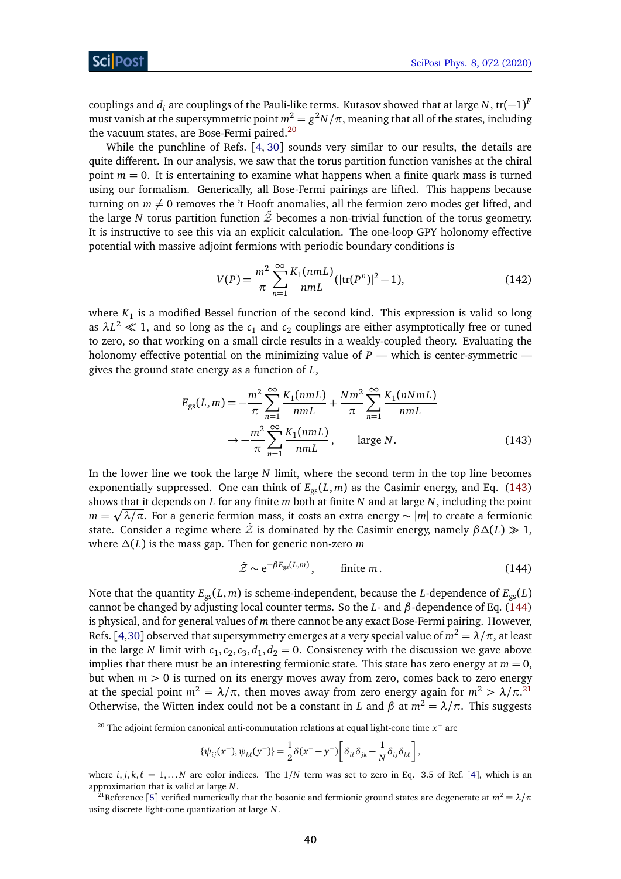couplings and $d_i$ are couplings of the Pauli-like terms. Kutasov showed that at large $N$, $\text{tr}(-1)^F$ must vanish at the supersymmetric point $m^2 = g^2 N/\pi$, meaning that all of the states, including the vacuum states, are Bose-Fermi paired.[20]

While the punchline of Refs. [4, 30] sounds very similar to our results, the details are quite different. In our analysis, we saw that the torus partition function vanishes at the chiral point $m = 0$. It is entertaining to examine what happens when a finite quark mass is turned using our formalism. Generically, all Bose-Fermi pairings are lifted. This happens because turning on $m \neq 0$ removes the 't Hooft anomalies, all the fermion zero modes get lifted, and the large $N$ torus partition function $\tilde{\mathcal{Z}}$ becomes a non-trivial function of the torus geometry. It is instructive to see this via an explicit calculation. The one-loop GPY holonomy effective potential with massive adjoint fermions with periodic boundary conditions is

$$V(P) = \frac{m^2}{\pi} \sum_{n=1}^{\infty} \frac{K_1(nmL)}{nmL} (|\text{tr}(P^n)|^2 - 1), \tag{142}$$

where $K_1$ is a modified Bessel function of the second kind. This expression is valid so long as $\lambda L^2 \ll 1$, and so long as the $c_1$ and $c_2$ couplings are either asymptotically free or tuned to zero, so that working on a small circle results in a weakly-coupled theory. Evaluating the holonomy effective potential on the minimizing value of $P$ — which is center-symmetric — gives the ground state energy as a function of $L$,

$$\begin{aligned} E_{\text{gs}}(L, m) &= -\frac{m^2}{\pi} \sum_{n=1}^{\infty} \frac{K_1(nmL)}{nmL} + \frac{Nm^2}{\pi} \sum_{n=1}^{\infty} \frac{K_1(nNmL)}{nmL} \\ &\to -\frac{m^2}{\pi} \sum_{n=1}^{\infty} \frac{K_1(nmL)}{nmL}, \qquad \text{large } N. \end{aligned} \tag{143}$$

In the lower line we took the large $N$ limit, where the second term in the top line becomes exponentially suppressed. One can think of $E_{\text{gs}}(L, m)$ as the Casimir energy, and Eq. (143) shows that it depends on $L$ for any finite $m$ both at finite $N$ and at large $N$, including the point $m = \sqrt{\lambda/\pi}$. For a generic fermion mass, it costs an extra energy $\sim |m|$ to create a fermionic state. Consider a regime where $\tilde{\mathcal{Z}}$ is dominated by the Casimir energy, namely $\beta\Delta(L) \gg 1$, where $\Delta(L)$ is the mass gap. Then for generic non-zero $m$

$$\tilde{\mathcal{Z}} \sim e^{-\beta E_{\text{gs}}(L,m)}, \qquad \text{finite } m. \tag{144}$$

Note that the quantity $E_{\text{gs}}(L, m)$ is scheme-independent, because the $L$-dependence of $E_{\text{gs}}(L)$ cannot be changed by adjusting local counter terms. So the $L$- and $\beta$-dependence of Eq. (144) is physical, and for general values of $m$ there cannot be any exact Bose-Fermi pairing. However, Refs. [4,30] observed that supersymmetry emerges at a very special value of $m^2 = \lambda/\pi$, at least in the large $N$ limit with $c_1, c_2, c_3, d_1, d_2 = 0$. Consistency with the discussion we gave above implies that there must be an interesting fermionic state. This state has zero energy at $m = 0$, but when $m > 0$ is turned on its energy moves away from zero, comes back to zero energy at the special point $m^2 = \lambda/\pi$, then moves away from zero energy again for $m^2 > \lambda/\pi$.[21] Otherwise, the Witten index could not be a constant in $L$ and $\beta$ at $m^2 = \lambda/\pi$. This suggests

---

[20] The adjoint fermion canonical anti-commutation relations at equal light-cone time $x^+$ are

$$\{\psi_{ij}(x^-), \psi_{k\ell}(y^-)\} = \frac{1}{2}\delta(x^- - y^-)\left[\delta_{i\ell}\delta_{jk} - \frac{1}{N}\delta_{ij}\delta_{k\ell}\right],$$

where $i, j, k, \ell = 1, \ldots N$ are color indices. The $1/N$ term was set to zero in Eq. 3.5 of Ref. [4], which is an approximation that is valid at large $N$.

[21] Reference [5] verified numerically that the bosonic and fermionic ground states are degenerate at $m^2 = \lambda/\pi$ using discrete light-cone quantization at large $N$.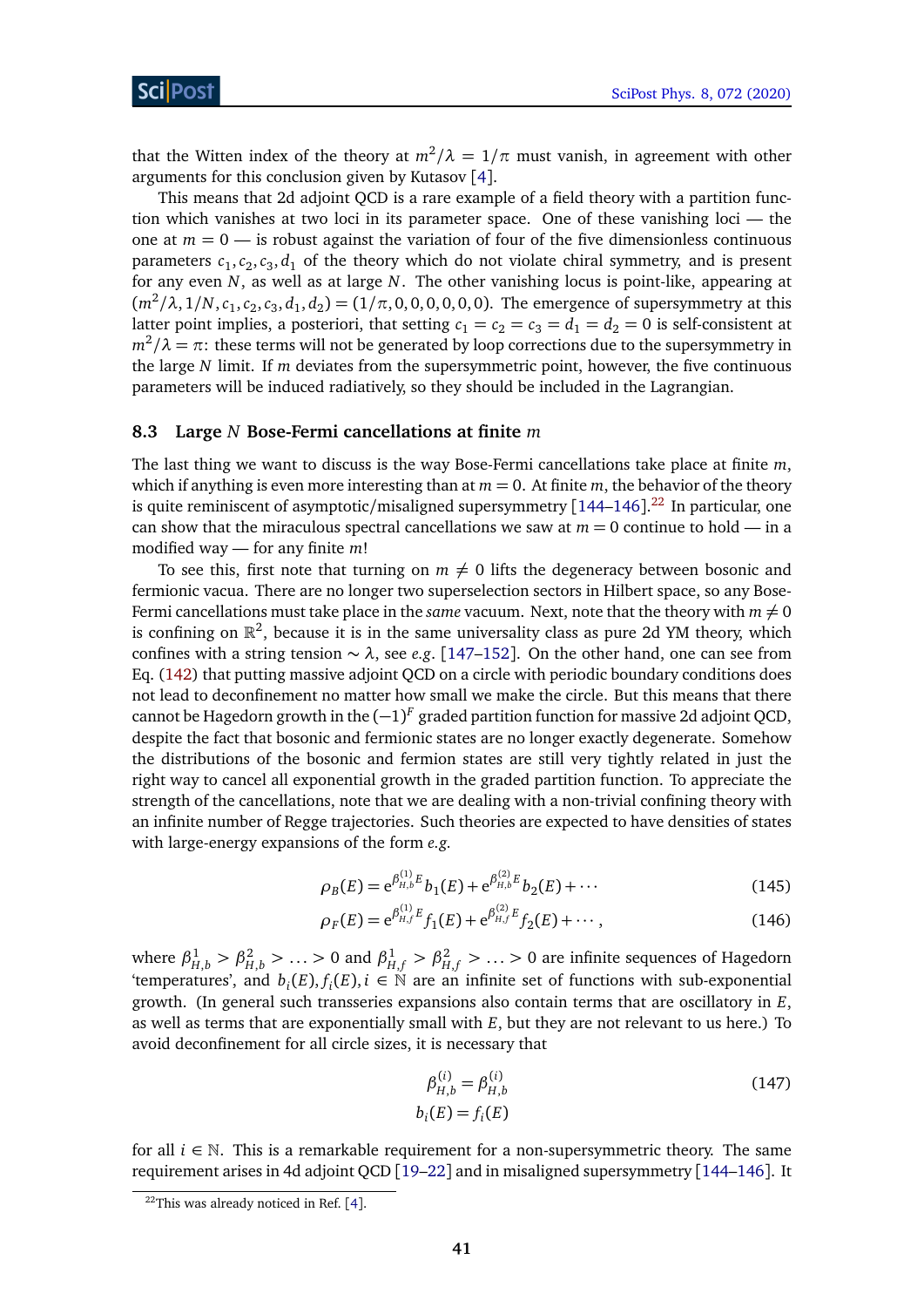that the Witten index of the theory at $m^2/\lambda = 1/\pi$ must vanish, in agreement with other arguments for this conclusion given by Kutasov [4].

This means that 2d adjoint QCD is a rare example of a field theory with a partition function which vanishes at two loci in its parameter space. One of these vanishing loci — the one at $m = 0$ — is robust against the variation of four of the five dimensionless continuous parameters $c_1, c_2, c_3, d_1$ of the theory which do not violate chiral symmetry, and is present for any even $N$, as well as at large $N$. The other vanishing locus is point-like, appearing at $(m^2/\lambda, 1/N, c_1, c_2, c_3, d_1, d_2) = (1/\pi, 0, 0, 0, 0, 0, 0)$. The emergence of supersymmetry at this latter point implies, a posteriori, that setting $c_1 = c_2 = c_3 = d_1 = d_2 = 0$ is self-consistent at $m^2/\lambda = \pi$: these terms will not be generated by loop corrections due to the supersymmetry in the large $N$ limit. If $m$ deviates from the supersymmetric point, however, the five continuous parameters will be induced radiatively, so they should be included in the Lagrangian.

### 8.3 Large $N$ Bose-Fermi cancellations at finite $m$

The last thing we want to discuss is the way Bose-Fermi cancellations take place at finite $m$, which if anything is even more interesting than at $m = 0$. At finite $m$, the behavior of the theory is quite reminiscent of asymptotic/misaligned supersymmetry [144–146].[22] In particular, one can show that the miraculous spectral cancellations we saw at $m = 0$ continue to hold — in a modified way — for any finite $m$!

To see this, first note that turning on $m \neq 0$ lifts the degeneracy between bosonic and fermionic vacua. There are no longer two superselection sectors in Hilbert space, so any Bose-Fermi cancellations must take place in the *same* vacuum. Next, note that the theory with $m \neq 0$ is confining on $\mathbb{R}^2$, because it is in the same universality class as pure 2d YM theory, which confines with a string tension $\sim \lambda$, see *e.g.* [147–152]. On the other hand, one can see from Eq. (142) that putting massive adjoint QCD on a circle with periodic boundary conditions does not lead to deconfinement no matter how small we make the circle. But this means that there cannot be Hagedorn growth in the $(-1)^F$ graded partition function for massive 2d adjoint QCD, despite the fact that bosonic and fermionic states are no longer exactly degenerate. Somehow the distributions of the bosonic and fermion states are still very tightly related in just the right way to cancel all exponential growth in the graded partition function. To appreciate the strength of the cancellations, note that we are dealing with a non-trivial confining theory with an infinite number of Regge trajectories. Such theories are expected to have densities of states with large-energy expansions of the form *e.g.*

$$\rho_B(E) = e^{\beta_{H,b}^{(1)} E} b_1(E) + e^{\beta_{H,b}^{(2)} E} b_2(E) + \cdots \tag{145}$$

$$\rho_F(E) = e^{\beta_{H,f}^{(1)} E} f_1(E) + e^{\beta_{H,f}^{(2)} E} f_2(E) + \cdots , \tag{146}$$

where $\beta_{H,b}^1 > \beta_{H,b}^2 > \ldots > 0$ and $\beta_{H,f}^1 > \beta_{H,f}^2 > \ldots > 0$ are infinite sequences of Hagedorn 'temperatures', and $b_i(E), f_i(E), i \in \mathbb{N}$ are an infinite set of functions with sub-exponential growth. (In general such transseries expansions also contain terms that are oscillatory in $E$, as well as terms that are exponentially small with $E$, but they are not relevant to us here.) To avoid deconfinement for all circle sizes, it is necessary that

$$\begin{aligned} \beta_{H,b}^{(i)} &= \beta_{H,b}^{(i)} \\ b_i(E) &= f_i(E) \end{aligned} \tag{147}$$

for all $i \in \mathbb{N}$. This is a remarkable requirement for a non-supersymmetric theory. The same requirement arises in 4d adjoint QCD [19–22] and in misaligned supersymmetry [144–146]. It

[22] This was already noticed in Ref. [4].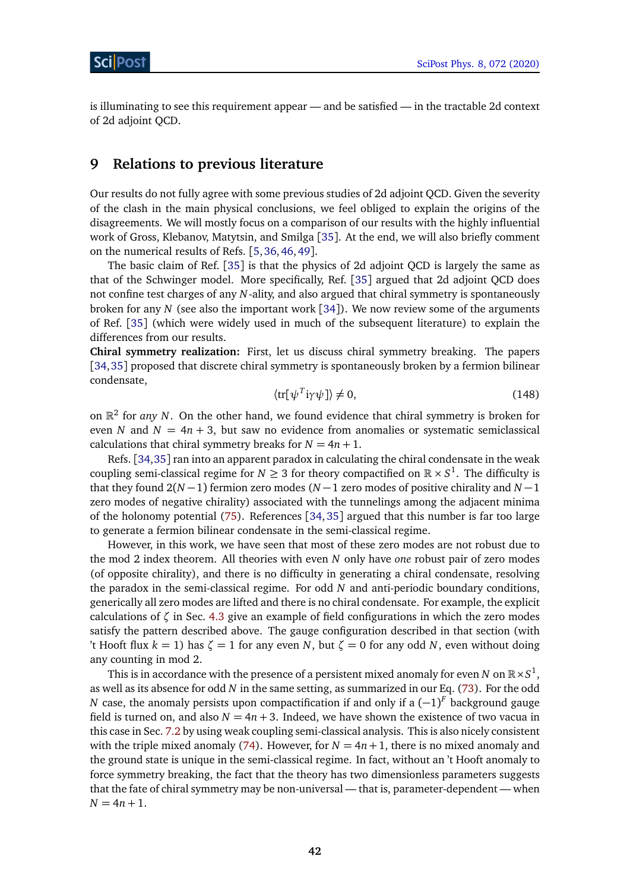is illuminating to see this requirement appear — and be satisfied — in the tractable 2d context of 2d adjoint QCD.

# 9 Relations to previous literature

Our results do not fully agree with some previous studies of 2d adjoint QCD. Given the severity of the clash in the main physical conclusions, we feel obliged to explain the origins of the disagreements. We will mostly focus on a comparison of our results with the highly influential work of Gross, Klebanov, Matytsin, and Smilga [35]. At the end, we will also briefly comment on the numerical results of Refs. [5, 36, 46, 49].

The basic claim of Ref. [35] is that the physics of 2d adjoint QCD is largely the same as that of the Schwinger model. More specifically, Ref. [35] argued that 2d adjoint QCD does not confine test charges of any $N$-ality, and also argued that chiral symmetry is spontaneously broken for any $N$ (see also the important work [34]). We now review some of the arguments of Ref. [35] (which were widely used in much of the subsequent literature) to explain the differences from our results.

**Chiral symmetry realization:** First, let us discuss chiral symmetry breaking. The papers [34, 35] proposed that discrete chiral symmetry is spontaneously broken by a fermion bilinear condensate,

$$\langle \mathrm{tr}[\psi^T \mathrm{i}\gamma\psi]\rangle \neq 0, \tag{148}$$

on $\mathbb{R}^2$ for *any* $N$. On the other hand, we found evidence that chiral symmetry is broken for even $N$ and $N = 4n+3$, but saw no evidence from anomalies or systematic semiclassical calculations that chiral symmetry breaks for $N = 4n+1$.

Refs. [34,35] ran into an apparent paradox in calculating the chiral condensate in the weak coupling semi-classical regime for $N \geq 3$ for theory compactified on $\mathbb{R}\times S^1$. The difficulty is that they found $2(N-1)$ fermion zero modes ($N-1$ zero modes of positive chirality and $N-1$ zero modes of negative chirality) associated with the tunnelings among the adjacent minima of the holonomy potential (75). References [34, 35] argued that this number is far too large to generate a fermion bilinear condensate in the semi-classical regime.

However, in this work, we have seen that most of these zero modes are not robust due to the mod 2 index theorem. All theories with even $N$ only have *one* robust pair of zero modes (of opposite chirality), and there is no difficulty in generating a chiral condensate, resolving the paradox in the semi-classical regime. For odd $N$ and anti-periodic boundary conditions, generically all zero modes are lifted and there is no chiral condensate. For example, the explicit calculations of $\zeta$ in Sec. 4.3 give an example of field configurations in which the zero modes satisfy the pattern described above. The gauge configuration described in that section (with 't Hooft flux $k=1$) has $\zeta = 1$ for any even $N$, but $\zeta = 0$ for any odd $N$, even without doing any counting in mod 2.

This is in accordance with the presence of a persistent mixed anomaly for even $N$ on $\mathbb{R}\times S^1$, as well as its absence for odd $N$ in the same setting, as summarized in our Eq. (73). For the odd $N$ case, the anomaly persists upon compactification if and only if a $(-1)^F$ background gauge field is turned on, and also $N = 4n+3$. Indeed, we have shown the existence of two vacua in this case in Sec. 7.2 by using weak coupling semi-classical analysis. This is also nicely consistent with the triple mixed anomaly (74). However, for $N = 4n+1$, there is no mixed anomaly and the ground state is unique in the semi-classical regime. In fact, without an 't Hooft anomaly to force symmetry breaking, the fact that the theory has two dimensionless parameters suggests that the fate of chiral symmetry may be non-universal — that is, parameter-dependent — when $N = 4n+1$.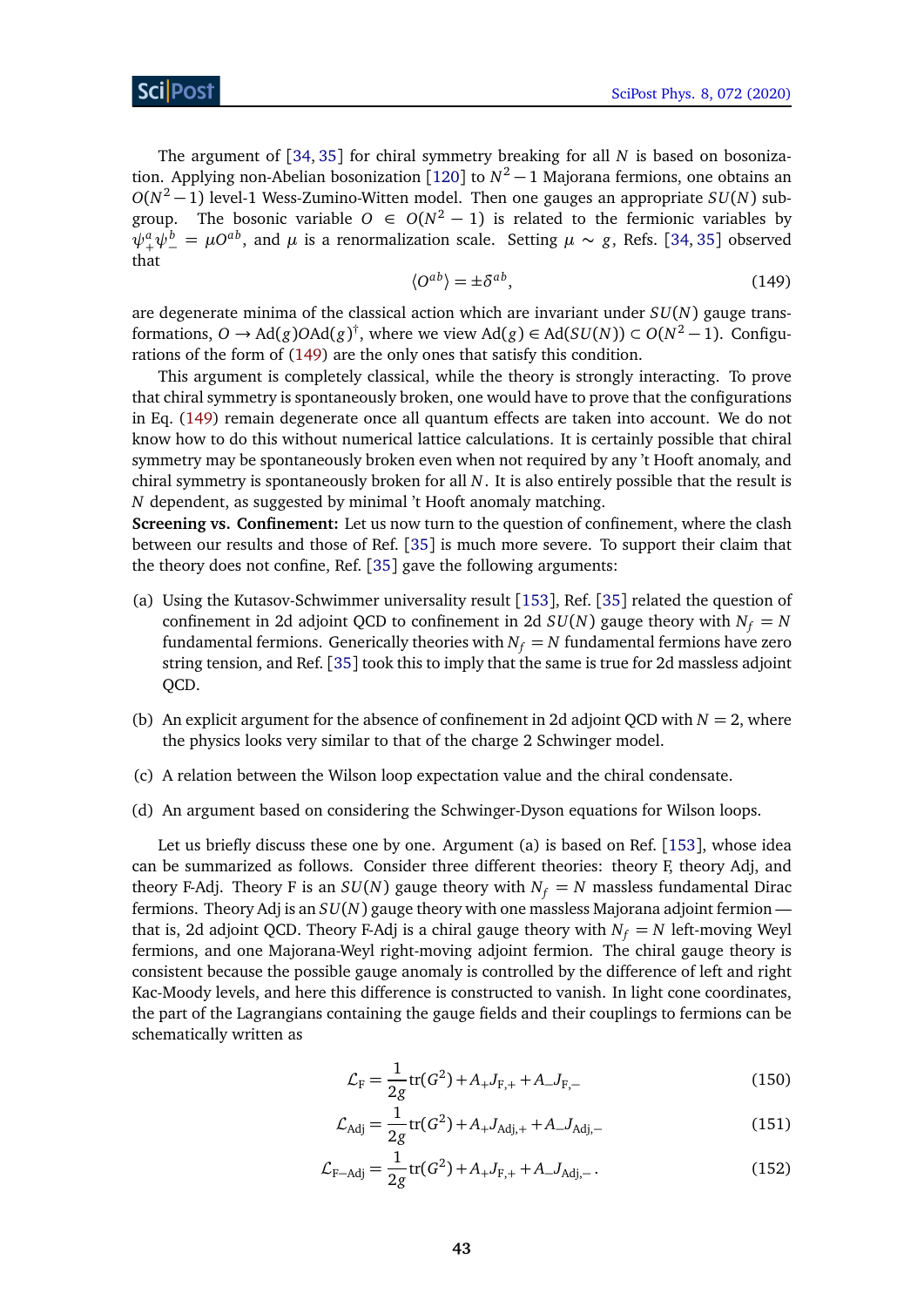The argument of [34, 35] for chiral symmetry breaking for all $N$ is based on bosonization. Applying non-Abelian bosonization [120] to $N^2-1$ Majorana fermions, one obtains an $O(N^2-1)$ level-1 Wess-Zumino-Witten model. Then one gauges an appropriate $SU(N)$ subgroup. The bosonic variable $O \in O(N^2-1)$ is related to the fermionic variables by $\psi_+^a \psi_-^b = \mu O^{ab}$, and $\mu$ is a renormalization scale. Setting $\mu \sim g$, Refs. [34, 35] observed that

$$\langle O^{ab} \rangle = \pm \delta^{ab}, \tag{149}$$

are degenerate minima of the classical action which are invariant under $SU(N)$ gauge transformations, $O \to \mathrm{Ad}(g) O \mathrm{Ad}(g)^\dagger$, where we view $\mathrm{Ad}(g) \in \mathrm{Ad}(SU(N)) \subset O(N^2-1)$. Configurations of the form of (149) are the only ones that satisfy this condition.

This argument is completely classical, while the theory is strongly interacting. To prove that chiral symmetry is spontaneously broken, one would have to prove that the configurations in Eq. (149) remain degenerate once all quantum effects are taken into account. We do not know how to do this without numerical lattice calculations. It is certainly possible that chiral symmetry may be spontaneously broken even when not required by any 't Hooft anomaly, and chiral symmetry is spontaneously broken for all $N$. It is also entirely possible that the result is $N$ dependent, as suggested by minimal 't Hooft anomaly matching.

**Screening vs. Confinement:** Let us now turn to the question of confinement, where the clash between our results and those of Ref. [35] is much more severe. To support their claim that the theory does not confine, Ref. [35] gave the following arguments:

(a) Using the Kutasov-Schwimmer universality result [153], Ref. [35] related the question of confinement in 2d adjoint QCD to confinement in 2d $SU(N)$ gauge theory with $N_f = N$ fundamental fermions. Generically theories with $N_f = N$ fundamental fermions have zero string tension, and Ref. [35] took this to imply that the same is true for 2d massless adjoint QCD.

(b) An explicit argument for the absence of confinement in 2d adjoint QCD with $N = 2$, where the physics looks very similar to that of the charge 2 Schwinger model.

(c) A relation between the Wilson loop expectation value and the chiral condensate.

(d) An argument based on considering the Schwinger-Dyson equations for Wilson loops.

Let us briefly discuss these one by one. Argument (a) is based on Ref. [153], whose idea can be summarized as follows. Consider three different theories: theory F, theory Adj, and theory F-Adj. Theory F is an $SU(N)$ gauge theory with $N_f = N$ massless fundamental Dirac fermions. Theory Adj is an $SU(N)$ gauge theory with one massless Majorana adjoint fermion — that is, 2d adjoint QCD. Theory F-Adj is a chiral gauge theory with $N_f = N$ left-moving Weyl fermions, and one Majorana-Weyl right-moving adjoint fermion. The chiral gauge theory is consistent because the possible gauge anomaly is controlled by the difference of left and right Kac-Moody levels, and here this difference is constructed to vanish. In light cone coordinates, the part of the Lagrangians containing the gauge fields and their couplings to fermions can be schematically written as

$$\mathcal{L}_{\mathrm{F}} = \frac{1}{2g}\mathrm{tr}(G^2) + A_+ J_{\mathrm{F},+} + A_- J_{\mathrm{F},-} \tag{150}$$

$$\mathcal{L}_{\mathrm{Adj}} = \frac{1}{2g}\mathrm{tr}(G^2) + A_+ J_{\mathrm{Adj},+} + A_- J_{\mathrm{Adj},-} \tag{151}$$

$$\mathcal{L}_{\mathrm{F-Adj}} = \frac{1}{2g}\mathrm{tr}(G^2) + A_+ J_{\mathrm{F},+} + A_- J_{\mathrm{Adj},-}\,. \tag{152}$$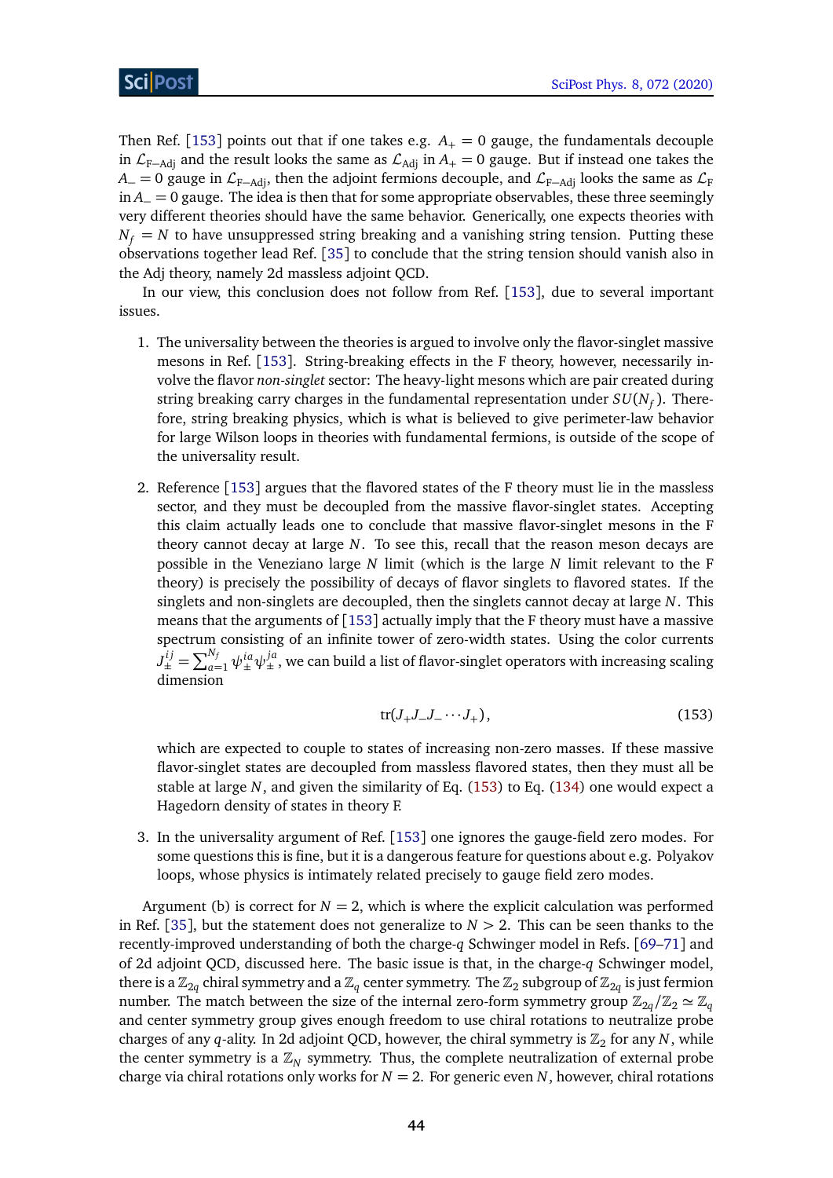Then Ref. [153] points out that if one takes e.g. $A_+ = 0$ gauge, the fundamentals decouple in $\mathcal{L}_{\text{F-Adj}}$ and the result looks the same as $\mathcal{L}_{\text{Adj}}$ in $A_+ = 0$ gauge. But if instead one takes the $A_- = 0$ gauge in $\mathcal{L}_{\text{F-Adj}}$, then the adjoint fermions decouple, and $\mathcal{L}_{\text{F-Adj}}$ looks the same as $\mathcal{L}_{\text{F}}$ in $A_- = 0$ gauge. The idea is then that for some appropriate observables, these three seemingly very different theories should have the same behavior. Generically, one expects theories with $N_f = N$ to have unsuppressed string breaking and a vanishing string tension. Putting these observations together lead Ref. [35] to conclude that the string tension should vanish also in the Adj theory, namely 2d massless adjoint QCD.

In our view, this conclusion does not follow from Ref. [153], due to several important issues.

1. The universality between the theories is argued to involve only the flavor-singlet massive mesons in Ref. [153]. String-breaking effects in the F theory, however, necessarily involve the flavor *non-singlet* sector: The heavy-light mesons which are pair created during string breaking carry charges in the fundamental representation under $SU(N_f)$. Therefore, string breaking physics, which is what is believed to give perimeter-law behavior for large Wilson loops in theories with fundamental fermions, is outside of the scope of the universality result.

2. Reference [153] argues that the flavored states of the F theory must lie in the massless sector, and they must be decoupled from the massive flavor-singlet states. Accepting this claim actually leads one to conclude that massive flavor-singlet mesons in the F theory cannot decay at large $N$. To see this, recall that the reason meson decays are possible in the Veneziano large $N$ limit (which is the large $N$ limit relevant to the F theory) is precisely the possibility of decays of flavor singlets to flavored states. If the singlets and non-singlets are decoupled, then the singlets cannot decay at large $N$. This means that the arguments of [153] actually imply that the F theory must have a massive spectrum consisting of an infinite tower of zero-width states. Using the color currents $J_{\pm}^{ij} = \sum_{a=1}^{N_f} \psi_{\pm}^{ia} \psi_{\pm}^{ja}$, we can build a list of flavor-singlet operators with increasing scaling dimension
$$\operatorname{tr}(J_+ J_- J_- \cdots J_+)\,, \tag{153}$$
which are expected to couple to states of increasing non-zero masses. If these massive flavor-singlet states are decoupled from massless flavored states, then they must all be stable at large $N$, and given the similarity of Eq. (153) to Eq. (134) one would expect a Hagedorn density of states in theory F.

3. In the universality argument of Ref. [153] one ignores the gauge-field zero modes. For some questions this is fine, but it is a dangerous feature for questions about e.g. Polyakov loops, whose physics is intimately related precisely to gauge field zero modes.

Argument (b) is correct for $N = 2$, which is where the explicit calculation was performed in Ref. [35], but the statement does not generalize to $N > 2$. This can be seen thanks to the recently-improved understanding of both the charge-$q$ Schwinger model in Refs. [69–71] and of 2d adjoint QCD, discussed here. The basic issue is that, in the charge-$q$ Schwinger model, there is a $\mathbb{Z}_{2q}$ chiral symmetry and a $\mathbb{Z}_q$ center symmetry. The $\mathbb{Z}_2$ subgroup of $\mathbb{Z}_{2q}$ is just fermion number. The match between the size of the internal zero-form symmetry group $\mathbb{Z}_{2q}/\mathbb{Z}_2 \simeq \mathbb{Z}_q$ and center symmetry group gives enough freedom to use chiral rotations to neutralize probe charges of any $q$-ality. In 2d adjoint QCD, however, the chiral symmetry is $\mathbb{Z}_2$ for any $N$, while the center symmetry is a $\mathbb{Z}_N$ symmetry. Thus, the complete neutralization of external probe charge via chiral rotations only works for $N = 2$. For generic even $N$, however, chiral rotations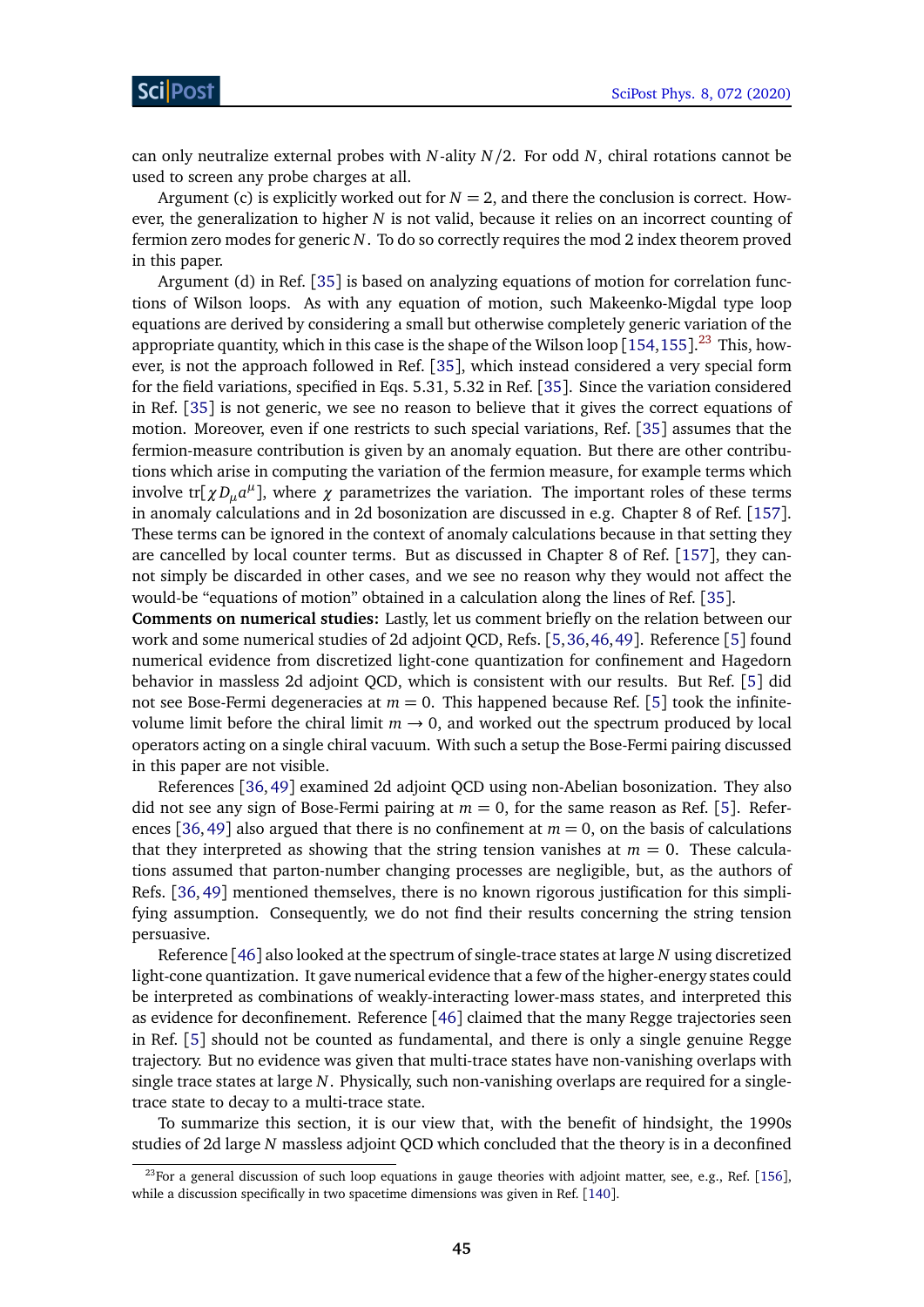can only neutralize external probes with $N$-ality $N/2$. For odd $N$, chiral rotations cannot be used to screen any probe charges at all.

Argument (c) is explicitly worked out for $N = 2$, and there the conclusion is correct. However, the generalization to higher $N$ is not valid, because it relies on an incorrect counting of fermion zero modes for generic $N$. To do so correctly requires the mod 2 index theorem proved in this paper.

Argument (d) in Ref. [35] is based on analyzing equations of motion for correlation functions of Wilson loops. As with any equation of motion, such Makeenko-Migdal type loop equations are derived by considering a small but otherwise completely generic variation of the appropriate quantity, which in this case is the shape of the Wilson loop [154,155].[23] This, however, is not the approach followed in Ref. [35], which instead considered a very special form for the field variations, specified in Eqs. 5.31, 5.32 in Ref. [35]. Since the variation considered in Ref. [35] is not generic, we see no reason to believe that it gives the correct equations of motion. Moreover, even if one restricts to such special variations, Ref. [35] assumes that the fermion-measure contribution is given by an anomaly equation. But there are other contributions which arise in computing the variation of the fermion measure, for example terms which involve $\mathrm{tr}[\chi D_\mu a^\mu]$, where $\chi$ parametrizes the variation. The important roles of these terms in anomaly calculations and in 2d bosonization are discussed in e.g. Chapter 8 of Ref. [157]. These terms can be ignored in the context of anomaly calculations because in that setting they are cancelled by local counter terms. But as discussed in Chapter 8 of Ref. [157], they cannot simply be discarded in other cases, and we see no reason why they would not affect the would-be "equations of motion" obtained in a calculation along the lines of Ref. [35].

**Comments on numerical studies:** Lastly, let us comment briefly on the relation between our work and some numerical studies of 2d adjoint QCD, Refs. [5,36,46,49]. Reference [5] found numerical evidence from discretized light-cone quantization for confinement and Hagedorn behavior in massless 2d adjoint QCD, which is consistent with our results. But Ref. [5] did not see Bose-Fermi degeneracies at $m = 0$. This happened because Ref. [5] took the infinite-volume limit before the chiral limit $m \to 0$, and worked out the spectrum produced by local operators acting on a single chiral vacuum. With such a setup the Bose-Fermi pairing discussed in this paper are not visible.

References [36,49] examined 2d adjoint QCD using non-Abelian bosonization. They also did not see any sign of Bose-Fermi pairing at $m = 0$, for the same reason as Ref. [5]. References [36,49] also argued that there is no confinement at $m = 0$, on the basis of calculations that they interpreted as showing that the string tension vanishes at $m = 0$. These calculations assumed that parton-number changing processes are negligible, but, as the authors of Refs. [36,49] mentioned themselves, there is no known rigorous justification for this simplifying assumption. Consequently, we do not find their results concerning the string tension persuasive.

Reference [46] also looked at the spectrum of single-trace states at large $N$ using discretized light-cone quantization. It gave numerical evidence that a few of the higher-energy states could be interpreted as combinations of weakly-interacting lower-mass states, and interpreted this as evidence for deconfinement. Reference [46] claimed that the many Regge trajectories seen in Ref. [5] should not be counted as fundamental, and there is only a single genuine Regge trajectory. But no evidence was given that multi-trace states have non-vanishing overlaps with single trace states at large $N$. Physically, such non-vanishing overlaps are required for a single-trace state to decay to a multi-trace state.

To summarize this section, it is our view that, with the benefit of hindsight, the 1990s studies of 2d large $N$ massless adjoint QCD which concluded that the theory is in a deconfined

[23] For a general discussion of such loop equations in gauge theories with adjoint matter, see, e.g., Ref. [156], while a discussion specifically in two spacetime dimensions was given in Ref. [140].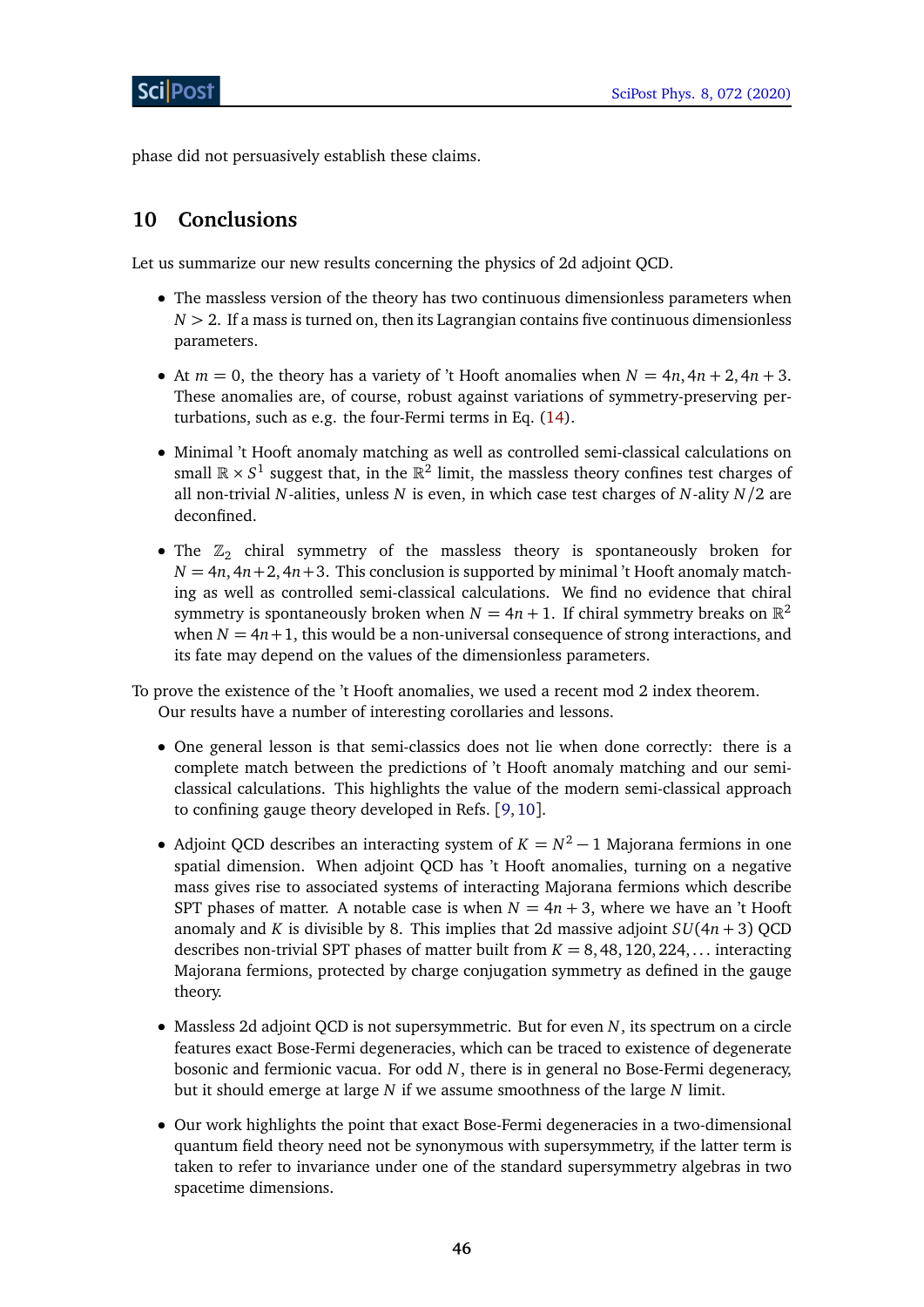phase did not persuasively establish these claims.

## 10 Conclusions

Let us summarize our new results concerning the physics of 2d adjoint QCD.

- The massless version of the theory has two continuous dimensionless parameters when $N > 2$. If a mass is turned on, then its Lagrangian contains five continuous dimensionless parameters.
- At $m = 0$, the theory has a variety of 't Hooft anomalies when $N = 4n, 4n+2, 4n+3$. These anomalies are, of course, robust against variations of symmetry-preserving perturbations, such as e.g. the four-Fermi terms in Eq. (14).
- Minimal 't Hooft anomaly matching as well as controlled semi-classical calculations on small $\mathbb{R} \times S^1$ suggest that, in the $\mathbb{R}^2$ limit, the massless theory confines test charges of all non-trivial $N$-alities, unless $N$ is even, in which case test charges of $N$-ality $N/2$ are deconfined.
- The $\mathbb{Z}_2$ chiral symmetry of the massless theory is spontaneously broken for $N = 4n, 4n+2, 4n+3$. This conclusion is supported by minimal 't Hooft anomaly matching as well as controlled semi-classical calculations. We find no evidence that chiral symmetry is spontaneously broken when $N = 4n+1$. If chiral symmetry breaks on $\mathbb{R}^2$ when $N = 4n+1$, this would be a non-universal consequence of strong interactions, and its fate may depend on the values of the dimensionless parameters.

To prove the existence of the 't Hooft anomalies, we used a recent mod 2 index theorem.

Our results have a number of interesting corollaries and lessons.

- One general lesson is that semi-classics does not lie when done correctly: there is a complete match between the predictions of 't Hooft anomaly matching and our semi-classical calculations. This highlights the value of the modern semi-classical approach to confining gauge theory developed in Refs. [9, 10].
- Adjoint QCD describes an interacting system of $K = N^2 - 1$ Majorana fermions in one spatial dimension. When adjoint QCD has 't Hooft anomalies, turning on a negative mass gives rise to associated systems of interacting Majorana fermions which describe SPT phases of matter. A notable case is when $N = 4n+3$, where we have an 't Hooft anomaly and $K$ is divisible by 8. This implies that 2d massive adjoint $SU(4n+3)$ QCD describes non-trivial SPT phases of matter built from $K = 8, 48, 120, 224, \ldots$ interacting Majorana fermions, protected by charge conjugation symmetry as defined in the gauge theory.
- Massless 2d adjoint QCD is not supersymmetric. But for even $N$, its spectrum on a circle features exact Bose-Fermi degeneracies, which can be traced to existence of degenerate bosonic and fermionic vacua. For odd $N$, there is in general no Bose-Fermi degeneracy, but it should emerge at large $N$ if we assume smoothness of the large $N$ limit.
- Our work highlights the point that exact Bose-Fermi degeneracies in a two-dimensional quantum field theory need not be synonymous with supersymmetry, if the latter term is taken to refer to invariance under one of the standard supersymmetry algebras in two spacetime dimensions.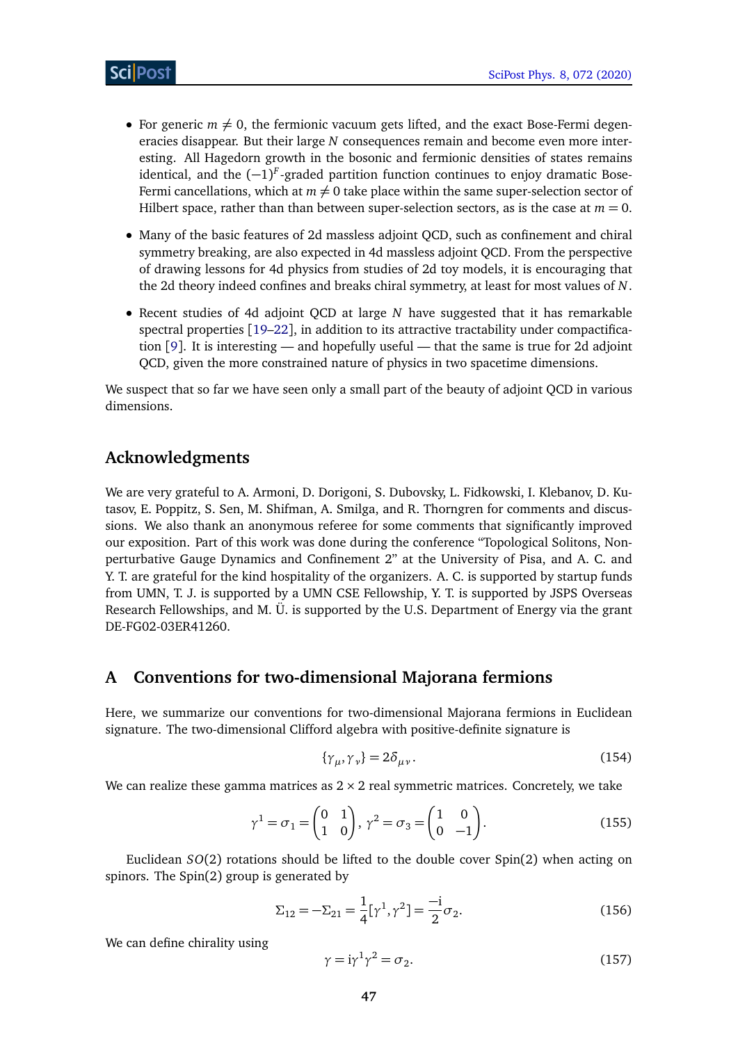- For generic $m \neq 0$, the fermionic vacuum gets lifted, and the exact Bose-Fermi degeneracies disappear. But their large $N$ consequences remain and become even more interesting. All Hagedorn growth in the bosonic and fermionic densities of states remains identical, and the $(-1)^F$-graded partition function continues to enjoy dramatic Bose-Fermi cancellations, which at $m \neq 0$ take place within the same super-selection sector of Hilbert space, rather than than between super-selection sectors, as is the case at $m = 0$.
- Many of the basic features of 2d massless adjoint QCD, such as confinement and chiral symmetry breaking, are also expected in 4d massless adjoint QCD. From the perspective of drawing lessons for 4d physics from studies of 2d toy models, it is encouraging that the 2d theory indeed confines and breaks chiral symmetry, at least for most values of $N$.
- Recent studies of 4d adjoint QCD at large $N$ have suggested that it has remarkable spectral properties [19–22], in addition to its attractive tractability under compactification [9]. It is interesting — and hopefully useful — that the same is true for 2d adjoint QCD, given the more constrained nature of physics in two spacetime dimensions.

We suspect that so far we have seen only a small part of the beauty of adjoint QCD in various dimensions.

## Acknowledgments

We are very grateful to A. Armoni, D. Dorigoni, S. Dubovsky, L. Fidkowski, I. Klebanov, D. Kutasov, E. Poppitz, S. Sen, M. Shifman, A. Smilga, and R. Thorngren for comments and discussions. We also thank an anonymous referee for some comments that significantly improved our exposition. Part of this work was done during the conference "Topological Solitons, Nonperturbative Gauge Dynamics and Confinement 2" at the University of Pisa, and A. C. and Y. T. are grateful for the kind hospitality of the organizers. A. C. is supported by startup funds from UMN, T. J. is supported by a UMN CSE Fellowship, Y. T. is supported by JSPS Overseas Research Fellowships, and M. Ü. is supported by the U.S. Department of Energy via the grant DE-FG02-03ER41260.

## A Conventions for two-dimensional Majorana fermions

Here, we summarize our conventions for two-dimensional Majorana fermions in Euclidean signature. The two-dimensional Clifford algebra with positive-definite signature is

$$\{\gamma_\mu, \gamma_\nu\} = 2\delta_{\mu\nu}. \tag{154}$$

We can realize these gamma matrices as $2 \times 2$ real symmetric matrices. Concretely, we take

$$\gamma^1 = \sigma_1 = \begin{pmatrix} 0 & 1 \\ 1 & 0 \end{pmatrix}, \; \gamma^2 = \sigma_3 = \begin{pmatrix} 1 & 0 \\ 0 & -1 \end{pmatrix}. \tag{155}$$

Euclidean $SO(2)$ rotations should be lifted to the double cover Spin(2) when acting on spinors. The Spin(2) group is generated by

$$\Sigma_{12} = -\Sigma_{21} = \frac{1}{4}[\gamma^1, \gamma^2] = \frac{-\mathrm{i}}{2}\sigma_2. \tag{156}$$

We can define chirality using

$$\gamma = \mathrm{i}\gamma^1\gamma^2 = \sigma_2. \tag{157}$$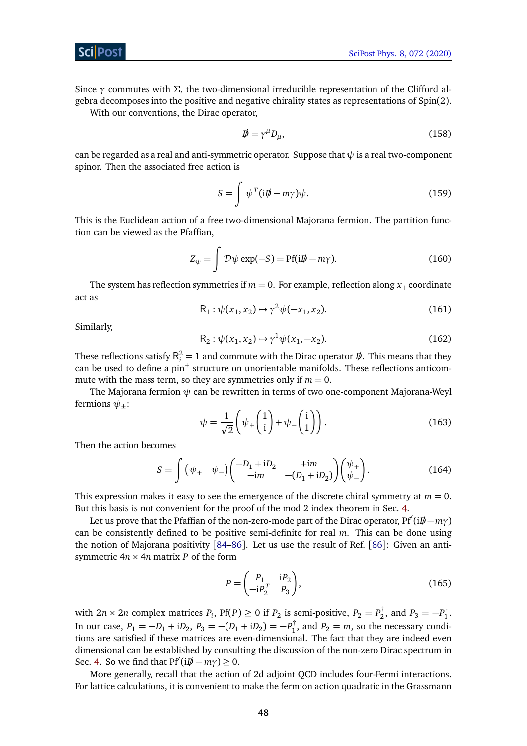Since $\gamma$ commutes with $\Sigma$, the two-dimensional irreducible representation of the Clifford algebra decomposes into the positive and negative chirality states as representations of Spin(2).

With our conventions, the Dirac operator,

$$\not{D} = \gamma^\mu D_\mu, \tag{158}$$

can be regarded as a real and anti-symmetric operator. Suppose that $\psi$ is a real two-component spinor. Then the associated free action is

$$S = \int \psi^T (\mathrm{i}\not{D} - m\gamma)\psi. \tag{159}$$

This is the Euclidean action of a free two-dimensional Majorana fermion. The partition function can be viewed as the Pfaffian,

$$Z_\psi = \int \mathcal{D}\psi \exp(-S) = \mathrm{Pf}(\mathrm{i}\not{D} - m\gamma). \tag{160}$$

The system has reflection symmetries if $m = 0$. For example, reflection along $x_1$ coordinate act as

$$\mathsf{R}_1 : \psi(x_1, x_2) \mapsto \gamma^2 \psi(-x_1, x_2). \tag{161}$$

Similarly,

$$\mathsf{R}_2 : \psi(x_1, x_2) \mapsto \gamma^1 \psi(x_1, -x_2). \tag{162}$$

These reflections satisfy $\mathsf{R}_i^2 = 1$ and commute with the Dirac operator $\not{D}$. This means that they can be used to define a pin$^+$ structure on unorientable manifolds. These reflections anticommute with the mass term, so they are symmetries only if $m = 0$.

The Majorana fermion $\psi$ can be rewritten in terms of two one-component Majorana-Weyl fermions $\psi_\pm$:

$$\psi = \frac{1}{\sqrt{2}}\left(\psi_+ \begin{pmatrix} 1 \\ \mathrm{i} \end{pmatrix} + \psi_- \begin{pmatrix} \mathrm{i} \\ 1 \end{pmatrix}\right). \tag{163}$$

Then the action becomes

$$S = \int \begin{pmatrix} \psi_+ & \psi_- \end{pmatrix} \begin{pmatrix} -D_1 + \mathrm{i}D_2 & +\mathrm{i}m \\ -\mathrm{i}m & -(D_1 + \mathrm{i}D_2) \end{pmatrix} \begin{pmatrix} \psi_+ \\ \psi_- \end{pmatrix}. \tag{164}$$

This expression makes it easy to see the emergence of the discrete chiral symmetry at $m = 0$. But this basis is not convenient for the proof of the mod 2 index theorem in Sec. 4.

Let us prove that the Pfaffian of the non-zero-mode part of the Dirac operator, $\mathrm{Pf}'(\mathrm{i}\not{D} - m\gamma)$ can be consistently defined to be positive semi-definite for real $m$. This can be done using the notion of Majorana positivity [84–86]. Let us use the result of Ref. [86]: Given an anti-symmetric $4n \times 4n$ matrix $P$ of the form

$$P = \begin{pmatrix} P_1 & \mathrm{i}P_2 \\ -\mathrm{i}P_2^T & P_3 \end{pmatrix}, \tag{165}$$

with $2n \times 2n$ complex matrices $P_i$, $\mathrm{Pf}(P) \geq 0$ if $P_2$ is semi-positive, $P_2 = P_2^\dagger$, and $P_3 = -P_1^\dagger$. In our case, $P_1 = -D_1 + \mathrm{i}D_2$, $P_3 = -(D_1 + \mathrm{i}D_2) = -P_1^\dagger$, and $P_2 = m$, so the necessary conditions are satisfied if these matrices are even-dimensional. The fact that they are indeed even dimensional can be established by consulting the discussion of the non-zero Dirac spectrum in Sec. 4. So we find that $\mathrm{Pf}'(\mathrm{i}\not{D} - m\gamma) \geq 0$.

More generally, recall that the action of 2d adjoint QCD includes four-Fermi interactions. For lattice calculations, it is convenient to make the fermion action quadratic in the Grassmann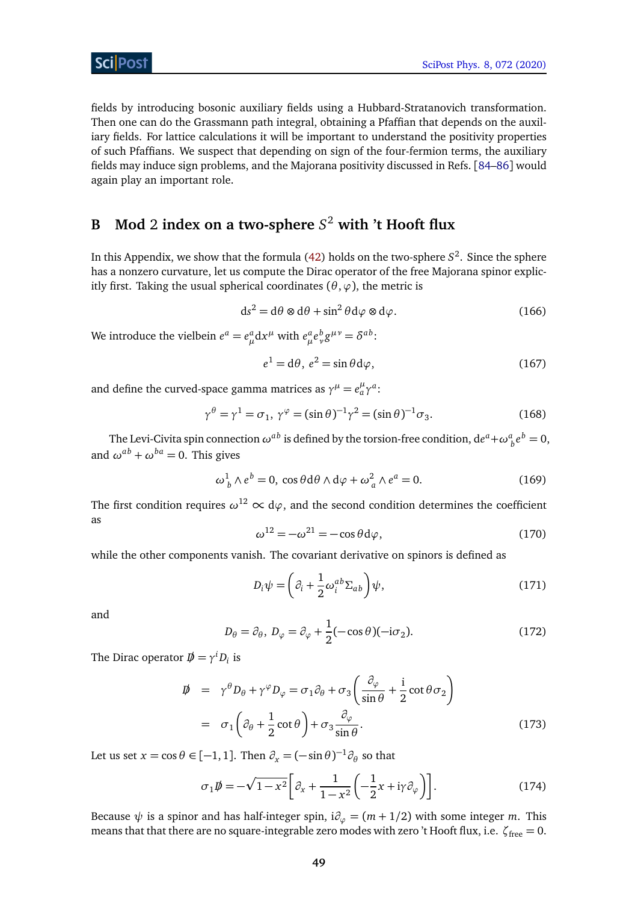fields by introducing bosonic auxiliary fields using a Hubbard-Stratanovich transformation. Then one can do the Grassmann path integral, obtaining a Pfaffian that depends on the auxiliary fields. For lattice calculations it will be important to understand the positivity properties of such Pfaffians. We suspect that depending on sign of the four-fermion terms, the auxiliary fields may induce sign problems, and the Majorana positivity discussed in Refs. [84–86] would again play an important role.

## B Mod 2 index on a two-sphere $S^2$ with 't Hooft flux

In this Appendix, we show that the formula (42) holds on the two-sphere $S^2$. Since the sphere has a nonzero curvature, let us compute the Dirac operator of the free Majorana spinor explicitly first. Taking the usual spherical coordinates $(\theta,\varphi)$, the metric is

$$\mathrm{d}s^2 = \mathrm{d}\theta\otimes\mathrm{d}\theta + \sin^2\theta\,\mathrm{d}\varphi\otimes\mathrm{d}\varphi. \tag{166}$$

We introduce the vielbein $e^a = e^a_\mu \mathrm{d}x^\mu$ with $e^a_\mu e^b_\nu g^{\mu\nu} = \delta^{ab}$:

$$e^1 = \mathrm{d}\theta,\; e^2 = \sin\theta\,\mathrm{d}\varphi, \tag{167}$$

and define the curved-space gamma matrices as $\gamma^\mu = e^\mu_a\gamma^a$:

$$\gamma^\theta = \gamma^1 = \sigma_1,\; \gamma^\varphi = (\sin\theta)^{-1}\gamma^2 = (\sin\theta)^{-1}\sigma_3. \tag{168}$$

The Levi-Civita spin connection $\omega^{ab}$ is defined by the torsion-free condition, $\mathrm{d}e^a + \omega^a_{\ b} e^b = 0$, and $\omega^{ab}+\omega^{ba}=0$. This gives

$$\omega^1_{\ b}\wedge e^b = 0,\; \cos\theta\,\mathrm{d}\theta\wedge\mathrm{d}\varphi + \omega^2_{\ a}\wedge e^a = 0. \tag{169}$$

The first condition requires $\omega^{12}\propto \mathrm{d}\varphi$, and the second condition determines the coefficient as

$$\omega^{12} = -\omega^{21} = -\cos\theta\,\mathrm{d}\varphi, \tag{170}$$

while the other components vanish. The covariant derivative on spinors is defined as

$$D_i\psi = \left(\partial_i + \frac{1}{2}\omega_i^{ab}\Sigma_{ab}\right)\psi, \tag{171}$$

and

$$D_\theta = \partial_\theta,\; D_\varphi = \partial_\varphi + \frac{1}{2}(-\cos\theta)(-\mathrm{i}\sigma_2). \tag{172}$$

The Dirac operator $\not{D} = \gamma^i D_i$ is

$$\begin{aligned}\not{D} &= \gamma^\theta D_\theta + \gamma^\varphi D_\varphi = \sigma_1\partial_\theta + \sigma_3\left(\frac{\partial_\varphi}{\sin\theta} + \frac{\mathrm{i}}{2}\cot\theta\,\sigma_2\right)\\ &= \sigma_1\left(\partial_\theta + \frac{1}{2}\cot\theta\right) + \sigma_3\frac{\partial_\varphi}{\sin\theta}.\end{aligned} \tag{173}$$

Let us set $x=\cos\theta\in[-1,1]$. Then $\partial_x = (-\sin\theta)^{-1}\partial_\theta$ so that

$$\sigma_1\not{D} = -\sqrt{1-x^2}\left[\partial_x + \frac{1}{1-x^2}\left(-\frac{1}{2}x + \mathrm{i}\gamma\partial_\varphi\right)\right]. \tag{174}$$

Because $\psi$ is a spinor and has half-integer spin, $\mathrm{i}\partial_\varphi = (m+1/2)$ with some integer $m$. This means that that there are no square-integrable zero modes with zero 't Hooft flux, i.e. $\zeta_{\text{free}} = 0$.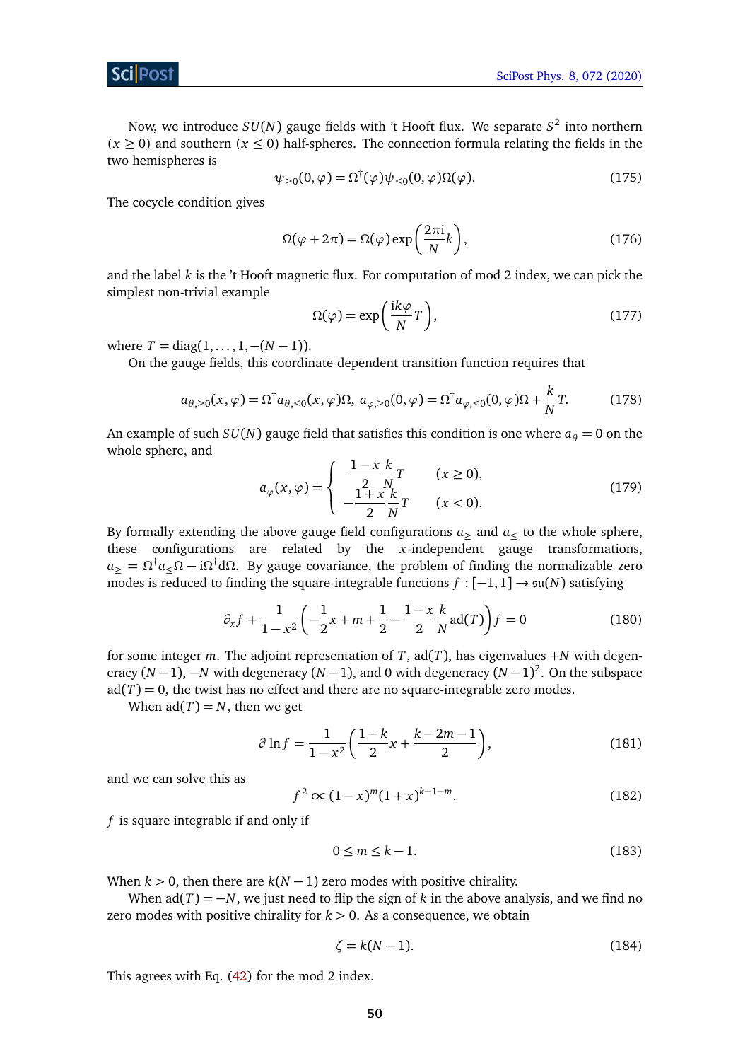Now, we introduce $SU(N)$ gauge fields with 't Hooft flux. We separate $S^2$ into northern ($x \geq 0$) and southern ($x \leq 0$) half-spheres. The connection formula relating the fields in the two hemispheres is

$$\psi_{\geq 0}(0,\varphi) = \Omega^\dagger(\varphi)\psi_{\leq 0}(0,\varphi)\Omega(\varphi). \tag{175}$$

The cocycle condition gives

$$\Omega(\varphi + 2\pi) = \Omega(\varphi)\exp\left(\frac{2\pi \mathrm{i}}{N}k\right), \tag{176}$$

and the label $k$ is the 't Hooft magnetic flux. For computation of mod 2 index, we can pick the simplest non-trivial example

$$\Omega(\varphi) = \exp\left(\frac{\mathrm{i}k\varphi}{N}T\right), \tag{177}$$

where $T = \mathrm{diag}(1,\ldots,1,-(N-1))$.

On the gauge fields, this coordinate-dependent transition function requires that

$$a_{\theta,\geq 0}(x,\varphi) = \Omega^\dagger a_{\theta,\leq 0}(x,\varphi)\Omega,\; a_{\varphi,\geq 0}(0,\varphi) = \Omega^\dagger a_{\varphi,\leq 0}(0,\varphi)\Omega + \frac{k}{N}T. \tag{178}$$

An example of such $SU(N)$ gauge field that satisfies this condition is one where $a_\theta = 0$ on the whole sphere, and

$$a_\varphi(x,\varphi) = \begin{cases} \dfrac{1-x}{2}\dfrac{k}{N}T & (x \geq 0), \\ -\dfrac{1+x}{2}\dfrac{k}{N}T & (x < 0). \end{cases} \tag{179}$$

By formally extending the above gauge field configurations $a_{\geq}$ and $a_{\leq}$ to the whole sphere, these configurations are related by the $x$-independent gauge transformations, $a_{\geq} = \Omega^\dagger a_{\leq}\Omega - \mathrm{i}\Omega^\dagger \mathrm{d}\Omega$. By gauge covariance, the problem of finding the normalizable zero modes is reduced to finding the square-integrable functions $f : [-1,1] \to \mathfrak{su}(N)$ satisfying

$$\partial_x f + \frac{1}{1-x^2}\left(-\frac{1}{2}x + m + \frac{1}{2} - \frac{1-x}{2}\frac{k}{N}\mathrm{ad}(T)\right) f = 0 \tag{180}$$

for some integer $m$. The adjoint representation of $T$, $\mathrm{ad}(T)$, has eigenvalues $+N$ with degeneracy $(N-1)$, $-N$ with degeneracy $(N-1)$, and 0 with degeneracy $(N-1)^2$. On the subspace $\mathrm{ad}(T) = 0$, the twist has no effect and there are no square-integrable zero modes.

When $\mathrm{ad}(T) = N$, then we get

$$\partial \ln f = \frac{1}{1-x^2}\left(\frac{1-k}{2}x + \frac{k-2m-1}{2}\right), \tag{181}$$

and we can solve this as

$$f^2 \propto (1-x)^m (1+x)^{k-1-m}. \tag{182}$$

$f$ is square integrable if and only if

$$0 \leq m \leq k-1. \tag{183}$$

When $k > 0$, then there are $k(N-1)$ zero modes with positive chirality.

When $\mathrm{ad}(T) = -N$, we just need to flip the sign of $k$ in the above analysis, and we find no zero modes with positive chirality for $k > 0$. As a consequence, we obtain

$$\zeta = k(N-1). \tag{184}$$

This agrees with Eq. (42) for the mod 2 index.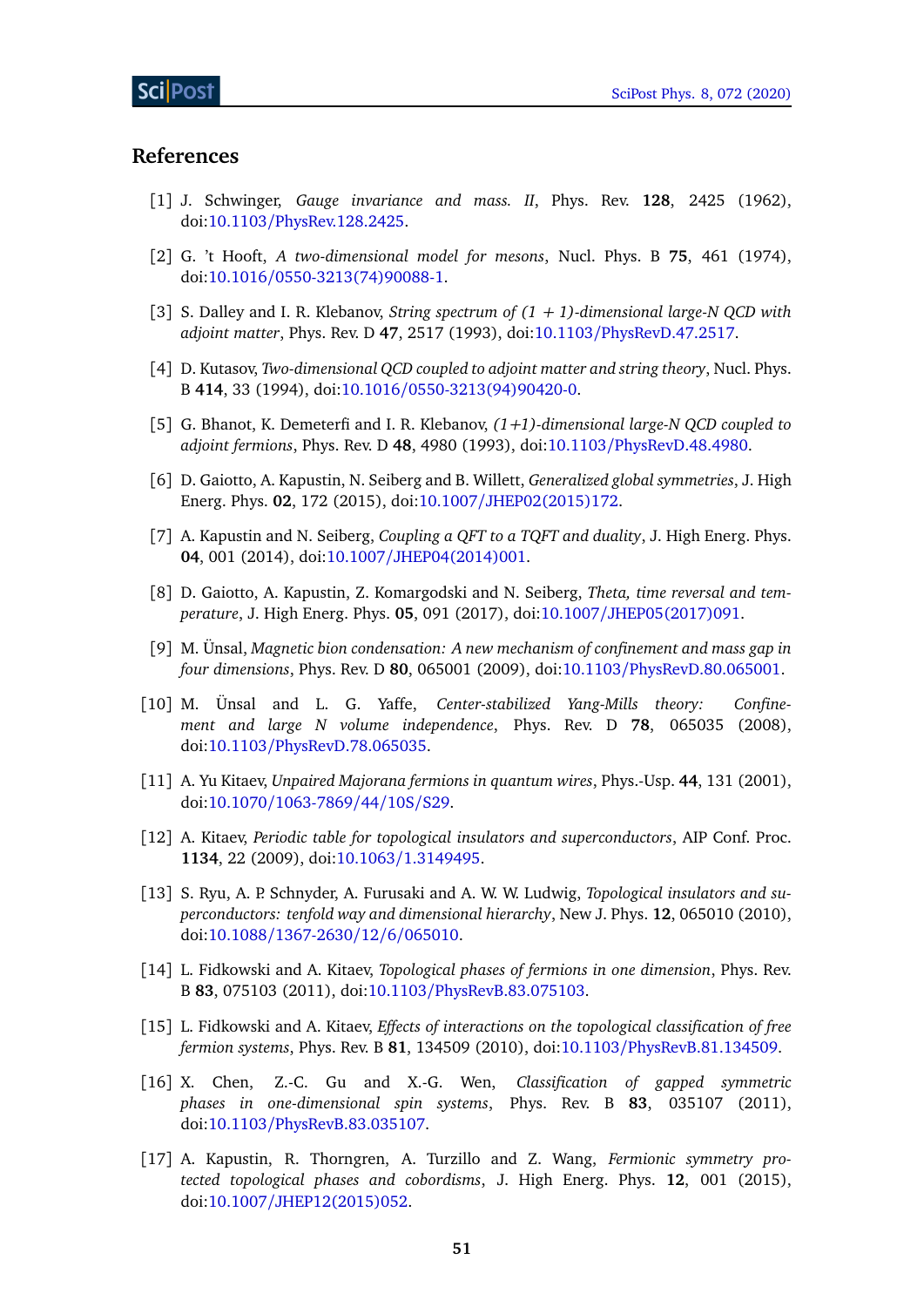## References

[1] J. Schwinger, *Gauge invariance and mass. II*, Phys. Rev. **128**, 2425 (1962), doi:10.1103/PhysRev.128.2425.

[2] G. 't Hooft, *A two-dimensional model for mesons*, Nucl. Phys. B **75**, 461 (1974), doi:10.1016/0550-3213(74)90088-1.

[3] S. Dalley and I. R. Klebanov, *String spectrum of (1 + 1)-dimensional large-N QCD with adjoint matter*, Phys. Rev. D **47**, 2517 (1993), doi:10.1103/PhysRevD.47.2517.

[4] D. Kutasov, *Two-dimensional QCD coupled to adjoint matter and string theory*, Nucl. Phys. B **414**, 33 (1994), doi:10.1016/0550-3213(94)90420-0.

[5] G. Bhanot, K. Demeterfi and I. R. Klebanov, *(1+1)-dimensional large-N QCD coupled to adjoint fermions*, Phys. Rev. D **48**, 4980 (1993), doi:10.1103/PhysRevD.48.4980.

[6] D. Gaiotto, A. Kapustin, N. Seiberg and B. Willett, *Generalized global symmetries*, J. High Energ. Phys. **02**, 172 (2015), doi:10.1007/JHEP02(2015)172.

[7] A. Kapustin and N. Seiberg, *Coupling a QFT to a TQFT and duality*, J. High Energ. Phys. **04**, 001 (2014), doi:10.1007/JHEP04(2014)001.

[8] D. Gaiotto, A. Kapustin, Z. Komargodski and N. Seiberg, *Theta, time reversal and temperature*, J. High Energ. Phys. **05**, 091 (2017), doi:10.1007/JHEP05(2017)091.

[9] M. Ünsal, *Magnetic bion condensation: A new mechanism of confinement and mass gap in four dimensions*, Phys. Rev. D **80**, 065001 (2009), doi:10.1103/PhysRevD.80.065001.

[10] M. Ünsal and L. G. Yaffe, *Center-stabilized Yang-Mills theory: Confinement and large N volume independence*, Phys. Rev. D **78**, 065035 (2008), doi:10.1103/PhysRevD.78.065035.

[11] A. Yu Kitaev, *Unpaired Majorana fermions in quantum wires*, Phys.-Usp. **44**, 131 (2001), doi:10.1070/1063-7869/44/10S/S29.

[12] A. Kitaev, *Periodic table for topological insulators and superconductors*, AIP Conf. Proc. **1134**, 22 (2009), doi:10.1063/1.3149495.

[13] S. Ryu, A. P. Schnyder, A. Furusaki and A. W. W. Ludwig, *Topological insulators and superconductors: tenfold way and dimensional hierarchy*, New J. Phys. **12**, 065010 (2010), doi:10.1088/1367-2630/12/6/065010.

[14] L. Fidkowski and A. Kitaev, *Topological phases of fermions in one dimension*, Phys. Rev. B **83**, 075103 (2011), doi:10.1103/PhysRevB.83.075103.

[15] L. Fidkowski and A. Kitaev, *Effects of interactions on the topological classification of free fermion systems*, Phys. Rev. B **81**, 134509 (2010), doi:10.1103/PhysRevB.81.134509.

[16] X. Chen, Z.-C. Gu and X.-G. Wen, *Classification of gapped symmetric phases in one-dimensional spin systems*, Phys. Rev. B **83**, 035107 (2011), doi:10.1103/PhysRevB.83.035107.

[17] A. Kapustin, R. Thorngren, A. Turzillo and Z. Wang, *Fermionic symmetry protected topological phases and cobordisms*, J. High Energ. Phys. **12**, 001 (2015), doi:10.1007/JHEP12(2015)052.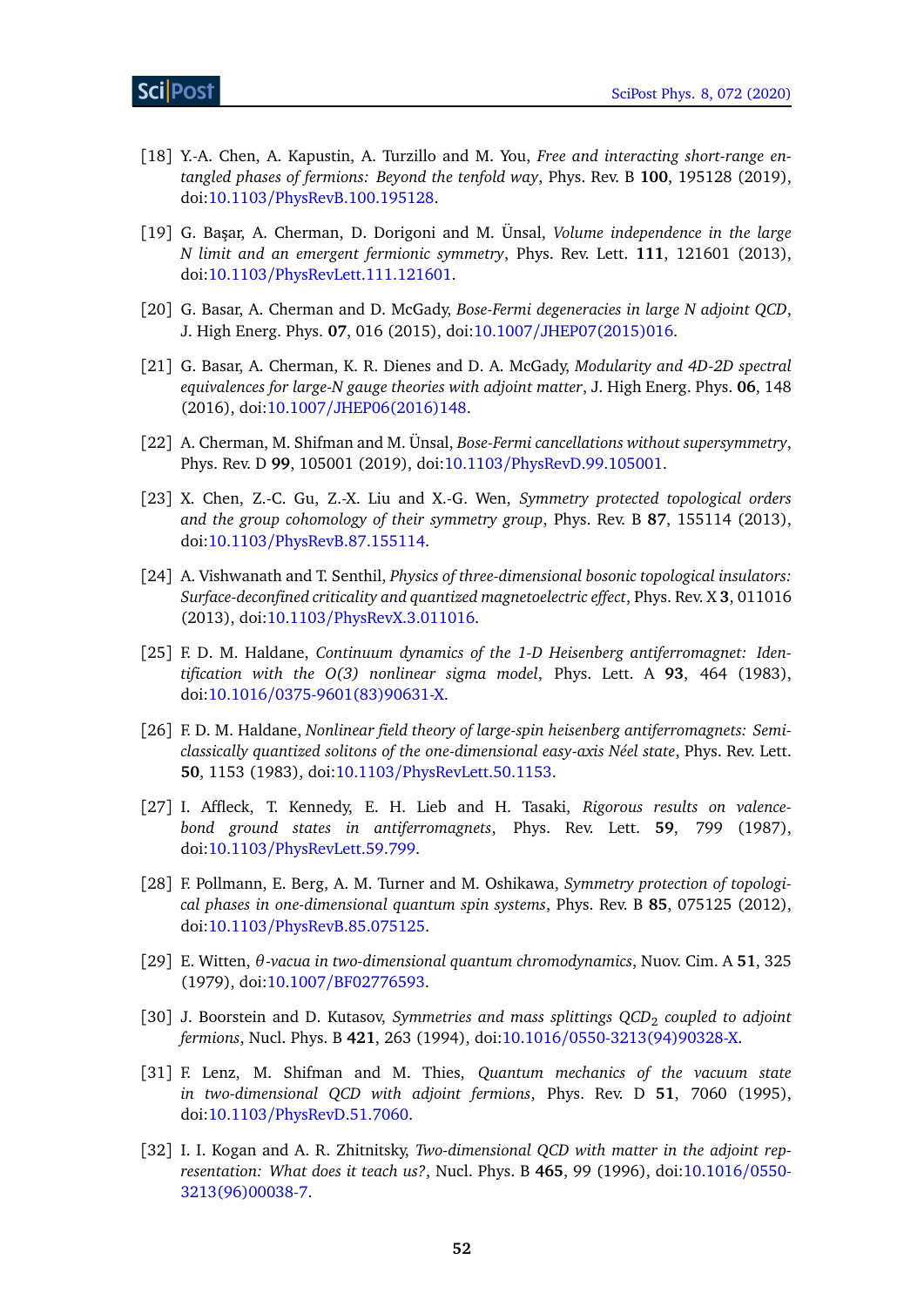[18] Y.-A. Chen, A. Kapustin, A. Turzillo and M. You, *Free and interacting short-range entangled phases of fermions: Beyond the tenfold way*, Phys. Rev. B **100**, 195128 (2019), doi:10.1103/PhysRevB.100.195128.

[19] G. Başar, A. Cherman, D. Dorigoni and M. Ünsal, *Volume independence in the large N limit and an emergent fermionic symmetry*, Phys. Rev. Lett. **111**, 121601 (2013), doi:10.1103/PhysRevLett.111.121601.

[20] G. Basar, A. Cherman and D. McGady, *Bose-Fermi degeneracies in large N adjoint QCD*, J. High Energ. Phys. **07**, 016 (2015), doi:10.1007/JHEP07(2015)016.

[21] G. Basar, A. Cherman, K. R. Dienes and D. A. McGady, *Modularity and 4D-2D spectral equivalences for large-N gauge theories with adjoint matter*, J. High Energ. Phys. **06**, 148 (2016), doi:10.1007/JHEP06(2016)148.

[22] A. Cherman, M. Shifman and M. Ünsal, *Bose-Fermi cancellations without supersymmetry*, Phys. Rev. D **99**, 105001 (2019), doi:10.1103/PhysRevD.99.105001.

[23] X. Chen, Z.-C. Gu, Z.-X. Liu and X.-G. Wen, *Symmetry protected topological orders and the group cohomology of their symmetry group*, Phys. Rev. B **87**, 155114 (2013), doi:10.1103/PhysRevB.87.155114.

[24] A. Vishwanath and T. Senthil, *Physics of three-dimensional bosonic topological insulators: Surface-deconfined criticality and quantized magnetoelectric effect*, Phys. Rev. X **3**, 011016 (2013), doi:10.1103/PhysRevX.3.011016.

[25] F. D. M. Haldane, *Continuum dynamics of the 1-D Heisenberg antiferromagnet: Identification with the O(3) nonlinear sigma model*, Phys. Lett. A **93**, 464 (1983), doi:10.1016/0375-9601(83)90631-X.

[26] F. D. M. Haldane, *Nonlinear field theory of large-spin heisenberg antiferromagnets: Semiclassically quantized solitons of the one-dimensional easy-axis Néel state*, Phys. Rev. Lett. **50**, 1153 (1983), doi:10.1103/PhysRevLett.50.1153.

[27] I. Affleck, T. Kennedy, E. H. Lieb and H. Tasaki, *Rigorous results on valence-bond ground states in antiferromagnets*, Phys. Rev. Lett. **59**, 799 (1987), doi:10.1103/PhysRevLett.59.799.

[28] F. Pollmann, E. Berg, A. M. Turner and M. Oshikawa, *Symmetry protection of topological phases in one-dimensional quantum spin systems*, Phys. Rev. B **85**, 075125 (2012), doi:10.1103/PhysRevB.85.075125.

[29] E. Witten, *$\theta$-vacua in two-dimensional quantum chromodynamics*, Nuov. Cim. A **51**, 325 (1979), doi:10.1007/BF02776593.

[30] J. Boorstein and D. Kutasov, *Symmetries and mass splittings $QCD_2$ coupled to adjoint fermions*, Nucl. Phys. B **421**, 263 (1994), doi:10.1016/0550-3213(94)90328-X.

[31] F. Lenz, M. Shifman and M. Thies, *Quantum mechanics of the vacuum state in two-dimensional QCD with adjoint fermions*, Phys. Rev. D **51**, 7060 (1995), doi:10.1103/PhysRevD.51.7060.

[32] I. I. Kogan and A. R. Zhitnitsky, *Two-dimensional QCD with matter in the adjoint representation: What does it teach us?*, Nucl. Phys. B **465**, 99 (1996), doi:10.1016/0550-3213(96)00038-7.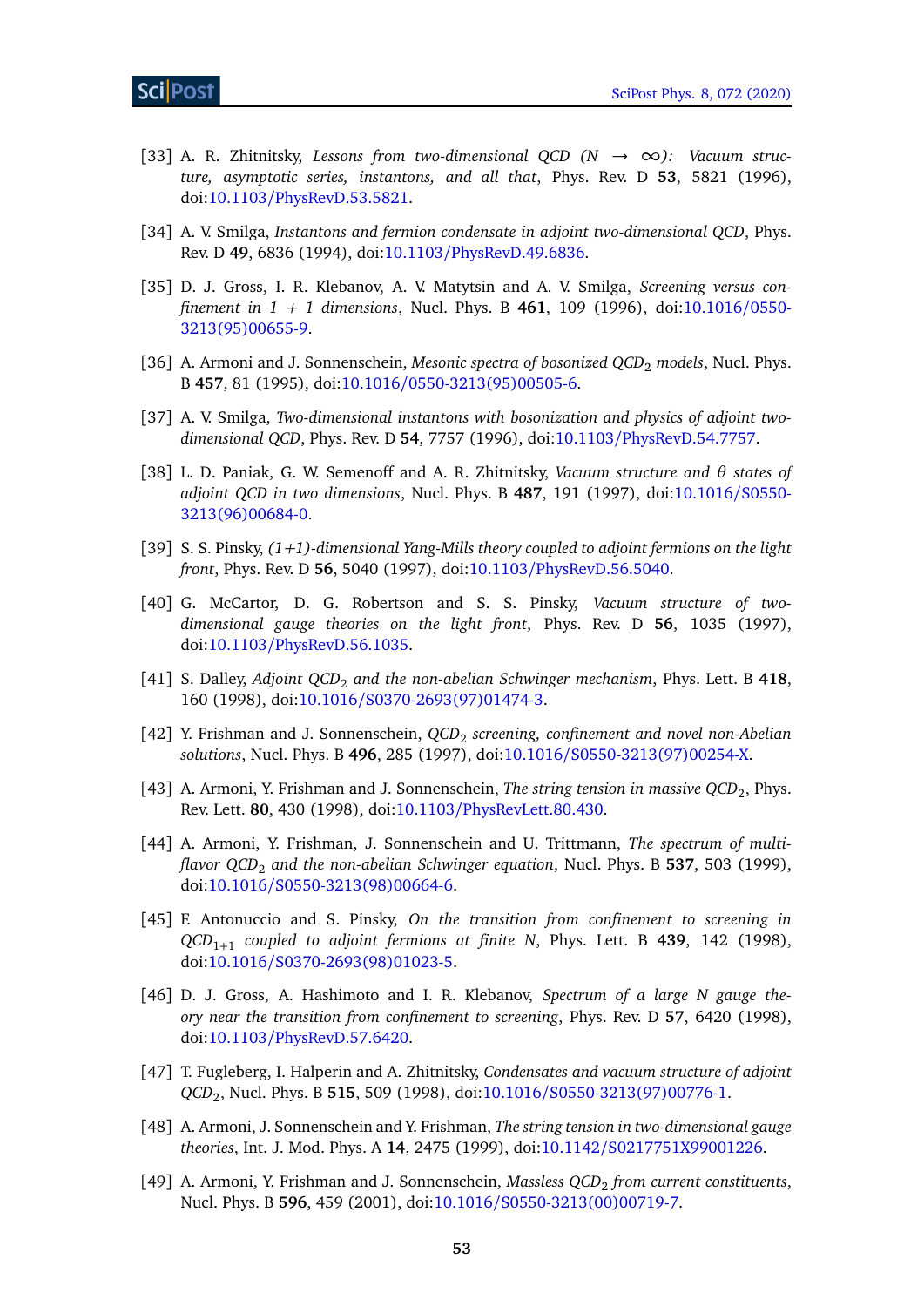[33] A. R. Zhitnitsky, *Lessons from two-dimensional QCD ($N \to \infty$): Vacuum structure, asymptotic series, instantons, and all that*, Phys. Rev. D **53**, 5821 (1996), doi:10.1103/PhysRevD.53.5821.

[34] A. V. Smilga, *Instantons and fermion condensate in adjoint two-dimensional QCD*, Phys. Rev. D **49**, 6836 (1994), doi:10.1103/PhysRevD.49.6836.

[35] D. J. Gross, I. R. Klebanov, A. V. Matytsin and A. V. Smilga, *Screening versus confinement in 1 + 1 dimensions*, Nucl. Phys. B **461**, 109 (1996), doi:10.1016/0550-3213(95)00655-9.

[36] A. Armoni and J. Sonnenschein, *Mesonic spectra of bosonized $QCD_2$ models*, Nucl. Phys. B **457**, 81 (1995), doi:10.1016/0550-3213(95)00505-6.

[37] A. V. Smilga, *Two-dimensional instantons with bosonization and physics of adjoint two-dimensional QCD*, Phys. Rev. D **54**, 7757 (1996), doi:10.1103/PhysRevD.54.7757.

[38] L. D. Paniak, G. W. Semenoff and A. R. Zhitnitsky, *Vacuum structure and $\theta$ states of adjoint QCD in two dimensions*, Nucl. Phys. B **487**, 191 (1997), doi:10.1016/S0550-3213(96)00684-0.

[39] S. S. Pinsky, *(1+1)-dimensional Yang-Mills theory coupled to adjoint fermions on the light front*, Phys. Rev. D **56**, 5040 (1997), doi:10.1103/PhysRevD.56.5040.

[40] G. McCartor, D. G. Robertson and S. S. Pinsky, *Vacuum structure of two-dimensional gauge theories on the light front*, Phys. Rev. D **56**, 1035 (1997), doi:10.1103/PhysRevD.56.1035.

[41] S. Dalley, *Adjoint $QCD_2$ and the non-abelian Schwinger mechanism*, Phys. Lett. B **418**, 160 (1998), doi:10.1016/S0370-2693(97)01474-3.

[42] Y. Frishman and J. Sonnenschein, *$QCD_2$ screening, confinement and novel non-Abelian solutions*, Nucl. Phys. B **496**, 285 (1997), doi:10.1016/S0550-3213(97)00254-X.

[43] A. Armoni, Y. Frishman and J. Sonnenschein, *The string tension in massive $QCD_2$*, Phys. Rev. Lett. **80**, 430 (1998), doi:10.1103/PhysRevLett.80.430.

[44] A. Armoni, Y. Frishman, J. Sonnenschein and U. Trittmann, *The spectrum of multi-flavor $QCD_2$ and the non-abelian Schwinger equation*, Nucl. Phys. B **537**, 503 (1999), doi:10.1016/S0550-3213(98)00664-6.

[45] F. Antonuccio and S. Pinsky, *On the transition from confinement to screening in $QCD_{1+1}$ coupled to adjoint fermions at finite $N$*, Phys. Lett. B **439**, 142 (1998), doi:10.1016/S0370-2693(98)01023-5.

[46] D. J. Gross, A. Hashimoto and I. R. Klebanov, *Spectrum of a large $N$ gauge theory near the transition from confinement to screening*, Phys. Rev. D **57**, 6420 (1998), doi:10.1103/PhysRevD.57.6420.

[47] T. Fugleberg, I. Halperin and A. Zhitnitsky, *Condensates and vacuum structure of adjoint $QCD_2$*, Nucl. Phys. B **515**, 509 (1998), doi:10.1016/S0550-3213(97)00776-1.

[48] A. Armoni, J. Sonnenschein and Y. Frishman, *The string tension in two-dimensional gauge theories*, Int. J. Mod. Phys. A **14**, 2475 (1999), doi:10.1142/S0217751X99001226.

[49] A. Armoni, Y. Frishman and J. Sonnenschein, *Massless $QCD_2$ from current constituents*, Nucl. Phys. B **596**, 459 (2001), doi:10.1016/S0550-3213(00)00719-7.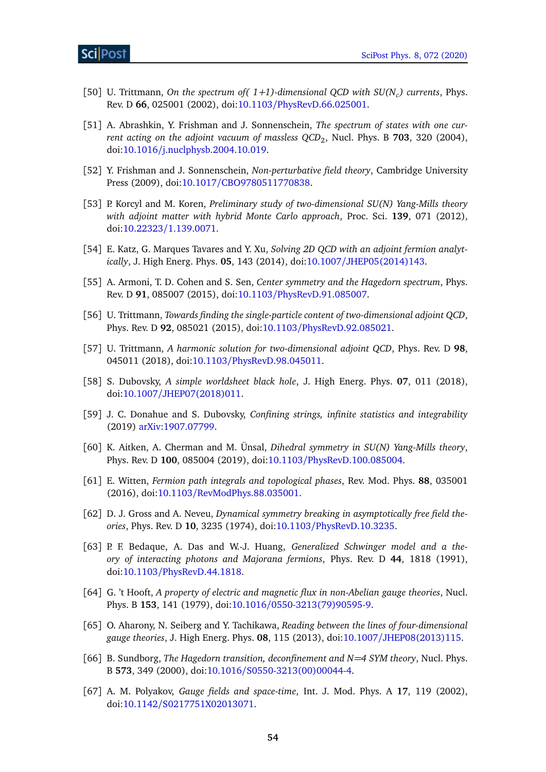[50] U. Trittmann, *On the spectrum of( 1+1)-dimensional QCD with SU($N_c$) currents*, Phys. Rev. D **66**, 025001 (2002), doi:10.1103/PhysRevD.66.025001.

[51] A. Abrashkin, Y. Frishman and J. Sonnenschein, *The spectrum of states with one current acting on the adjoint vacuum of massless QCD$_2$*, Nucl. Phys. B **703**, 320 (2004), doi:10.1016/j.nuclphysb.2004.10.019.

[52] Y. Frishman and J. Sonnenschein, *Non-perturbative field theory*, Cambridge University Press (2009), doi:10.1017/CBO9780511770838.

[53] P. Korcyl and M. Koren, *Preliminary study of two-dimensional SU(N) Yang-Mills theory with adjoint matter with hybrid Monte Carlo approach*, Proc. Sci. **139**, 071 (2012), doi:10.22323/1.139.0071.

[54] E. Katz, G. Marques Tavares and Y. Xu, *Solving 2D QCD with an adjoint fermion analytically*, J. High Energ. Phys. **05**, 143 (2014), doi:10.1007/JHEP05(2014)143.

[55] A. Armoni, T. D. Cohen and S. Sen, *Center symmetry and the Hagedorn spectrum*, Phys. Rev. D **91**, 085007 (2015), doi:10.1103/PhysRevD.91.085007.

[56] U. Trittmann, *Towards finding the single-particle content of two-dimensional adjoint QCD*, Phys. Rev. D **92**, 085021 (2015), doi:10.1103/PhysRevD.92.085021.

[57] U. Trittmann, *A harmonic solution for two-dimensional adjoint QCD*, Phys. Rev. D **98**, 045011 (2018), doi:10.1103/PhysRevD.98.045011.

[58] S. Dubovsky, *A simple worldsheet black hole*, J. High Energ. Phys. **07**, 011 (2018), doi:10.1007/JHEP07(2018)011.

[59] J. C. Donahue and S. Dubovsky, *Confining strings, infinite statistics and integrability* (2019) arXiv:1907.07799.

[60] K. Aitken, A. Cherman and M. Ünsal, *Dihedral symmetry in SU(N) Yang-Mills theory*, Phys. Rev. D **100**, 085004 (2019), doi:10.1103/PhysRevD.100.085004.

[61] E. Witten, *Fermion path integrals and topological phases*, Rev. Mod. Phys. **88**, 035001 (2016), doi:10.1103/RevModPhys.88.035001.

[62] D. J. Gross and A. Neveu, *Dynamical symmetry breaking in asymptotically free field theories*, Phys. Rev. D **10**, 3235 (1974), doi:10.1103/PhysRevD.10.3235.

[63] P. F. Bedaque, A. Das and W.-J. Huang, *Generalized Schwinger model and a theory of interacting photons and Majorana fermions*, Phys. Rev. D **44**, 1818 (1991), doi:10.1103/PhysRevD.44.1818.

[64] G. 't Hooft, *A property of electric and magnetic flux in non-Abelian gauge theories*, Nucl. Phys. B **153**, 141 (1979), doi:10.1016/0550-3213(79)90595-9.

[65] O. Aharony, N. Seiberg and Y. Tachikawa, *Reading between the lines of four-dimensional gauge theories*, J. High Energ. Phys. **08**, 115 (2013), doi:10.1007/JHEP08(2013)115.

[66] B. Sundborg, *The Hagedorn transition, deconfinement and N=4 SYM theory*, Nucl. Phys. B **573**, 349 (2000), doi:10.1016/S0550-3213(00)00044-4.

[67] A. M. Polyakov, *Gauge fields and space-time*, Int. J. Mod. Phys. A **17**, 119 (2002), doi:10.1142/S0217751X02013071.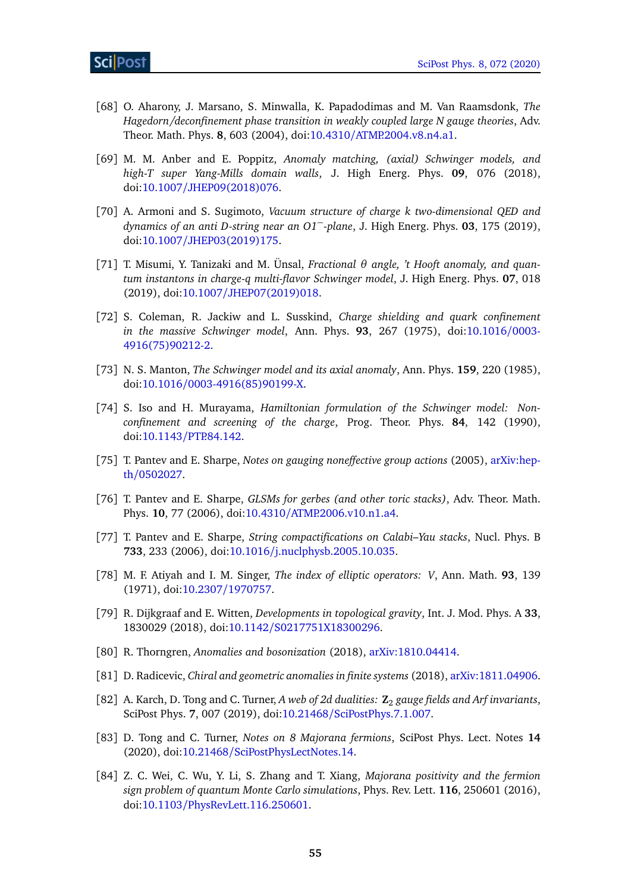[68] O. Aharony, J. Marsano, S. Minwalla, K. Papadodimas and M. Van Raamsdonk, *The Hagedorn/deconfinement phase transition in weakly coupled large N gauge theories*, Adv. Theor. Math. Phys. **8**, 603 (2004), doi:10.4310/ATMP.2004.v8.n4.a1.

[69] M. M. Anber and E. Poppitz, *Anomaly matching, (axial) Schwinger models, and high-T super Yang-Mills domain walls*, J. High Energ. Phys. **09**, 076 (2018), doi:10.1007/JHEP09(2018)076.

[70] A. Armoni and S. Sugimoto, *Vacuum structure of charge k two-dimensional QED and dynamics of an anti D-string near an O1$^-$-plane*, J. High Energ. Phys. **03**, 175 (2019), doi:10.1007/JHEP03(2019)175.

[71] T. Misumi, Y. Tanizaki and M. Ünsal, *Fractional θ angle, 't Hooft anomaly, and quantum instantons in charge-q multi-flavor Schwinger model*, J. High Energ. Phys. **07**, 018 (2019), doi:10.1007/JHEP07(2019)018.

[72] S. Coleman, R. Jackiw and L. Susskind, *Charge shielding and quark confinement in the massive Schwinger model*, Ann. Phys. **93**, 267 (1975), doi:10.1016/0003-4916(75)90212-2.

[73] N. S. Manton, *The Schwinger model and its axial anomaly*, Ann. Phys. **159**, 220 (1985), doi:10.1016/0003-4916(85)90199-X.

[74] S. Iso and H. Murayama, *Hamiltonian formulation of the Schwinger model: Non-confinement and screening of the charge*, Prog. Theor. Phys. **84**, 142 (1990), doi:10.1143/PTP.84.142.

[75] T. Pantev and E. Sharpe, *Notes on gauging noneffective group actions* (2005), arXiv:hep-th/0502027.

[76] T. Pantev and E. Sharpe, *GLSMs for gerbes (and other toric stacks)*, Adv. Theor. Math. Phys. **10**, 77 (2006), doi:10.4310/ATMP.2006.v10.n1.a4.

[77] T. Pantev and E. Sharpe, *String compactifications on Calabi–Yau stacks*, Nucl. Phys. B **733**, 233 (2006), doi:10.1016/j.nuclphysb.2005.10.035.

[78] M. F. Atiyah and I. M. Singer, *The index of elliptic operators: V*, Ann. Math. **93**, 139 (1971), doi:10.2307/1970757.

[79] R. Dijkgraaf and E. Witten, *Developments in topological gravity*, Int. J. Mod. Phys. A **33**, 1830029 (2018), doi:10.1142/S0217751X18300296.

[80] R. Thorngren, *Anomalies and bosonization* (2018), arXiv:1810.04414.

[81] D. Radicevic, *Chiral and geometric anomalies in finite systems* (2018), arXiv:1811.04906.

[82] A. Karch, D. Tong and C. Turner, *A web of 2d dualities: $\mathbf{Z}_2$ gauge fields and Arf invariants*, SciPost Phys. **7**, 007 (2019), doi:10.21468/SciPostPhys.7.1.007.

[83] D. Tong and C. Turner, *Notes on 8 Majorana fermions*, SciPost Phys. Lect. Notes **14** (2020), doi:10.21468/SciPostPhysLectNotes.14.

[84] Z. C. Wei, C. Wu, Y. Li, S. Zhang and T. Xiang, *Majorana positivity and the fermion sign problem of quantum Monte Carlo simulations*, Phys. Rev. Lett. **116**, 250601 (2016), doi:10.1103/PhysRevLett.116.250601.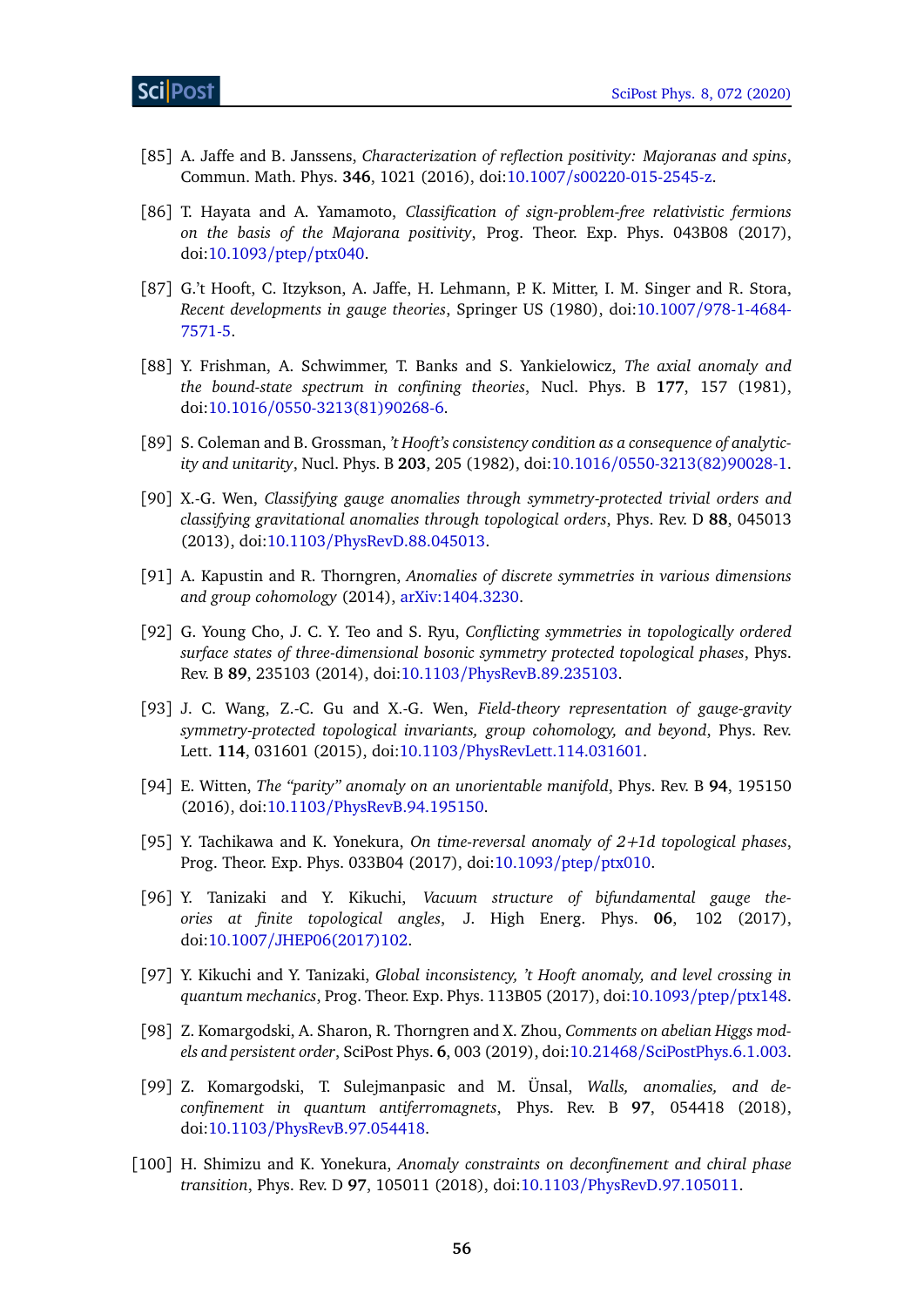[85] A. Jaffe and B. Janssens, *Characterization of reflection positivity: Majoranas and spins*, Commun. Math. Phys. **346**, 1021 (2016), doi:10.1007/s00220-015-2545-z.

[86] T. Hayata and A. Yamamoto, *Classification of sign-problem-free relativistic fermions on the basis of the Majorana positivity*, Prog. Theor. Exp. Phys. 043B08 (2017), doi:10.1093/ptep/ptx040.

[87] G.'t Hooft, C. Itzykson, A. Jaffe, H. Lehmann, P. K. Mitter, I. M. Singer and R. Stora, *Recent developments in gauge theories*, Springer US (1980), doi:10.1007/978-1-4684-7571-5.

[88] Y. Frishman, A. Schwimmer, T. Banks and S. Yankielowicz, *The axial anomaly and the bound-state spectrum in confining theories*, Nucl. Phys. B **177**, 157 (1981), doi:10.1016/0550-3213(81)90268-6.

[89] S. Coleman and B. Grossman, *'t Hooft's consistency condition as a consequence of analyticity and unitarity*, Nucl. Phys. B **203**, 205 (1982), doi:10.1016/0550-3213(82)90028-1.

[90] X.-G. Wen, *Classifying gauge anomalies through symmetry-protected trivial orders and classifying gravitational anomalies through topological orders*, Phys. Rev. D **88**, 045013 (2013), doi:10.1103/PhysRevD.88.045013.

[91] A. Kapustin and R. Thorngren, *Anomalies of discrete symmetries in various dimensions and group cohomology* (2014), arXiv:1404.3230.

[92] G. Young Cho, J. C. Y. Teo and S. Ryu, *Conflicting symmetries in topologically ordered surface states of three-dimensional bosonic symmetry protected topological phases*, Phys. Rev. B **89**, 235103 (2014), doi:10.1103/PhysRevB.89.235103.

[93] J. C. Wang, Z.-C. Gu and X.-G. Wen, *Field-theory representation of gauge-gravity symmetry-protected topological invariants, group cohomology, and beyond*, Phys. Rev. Lett. **114**, 031601 (2015), doi:10.1103/PhysRevLett.114.031601.

[94] E. Witten, *The "parity" anomaly on an unorientable manifold*, Phys. Rev. B **94**, 195150 (2016), doi:10.1103/PhysRevB.94.195150.

[95] Y. Tachikawa and K. Yonekura, *On time-reversal anomaly of 2+1d topological phases*, Prog. Theor. Exp. Phys. 033B04 (2017), doi:10.1093/ptep/ptx010.

[96] Y. Tanizaki and Y. Kikuchi, *Vacuum structure of bifundamental gauge theories at finite topological angles*, J. High Energ. Phys. **06**, 102 (2017), doi:10.1007/JHEP06(2017)102.

[97] Y. Kikuchi and Y. Tanizaki, *Global inconsistency, 't Hooft anomaly, and level crossing in quantum mechanics*, Prog. Theor. Exp. Phys. 113B05 (2017), doi:10.1093/ptep/ptx148.

[98] Z. Komargodski, A. Sharon, R. Thorngren and X. Zhou, *Comments on abelian Higgs models and persistent order*, SciPost Phys. **6**, 003 (2019), doi:10.21468/SciPostPhys.6.1.003.

[99] Z. Komargodski, T. Sulejmanpasic and M. Ünsal, *Walls, anomalies, and deconfinement in quantum antiferromagnets*, Phys. Rev. B **97**, 054418 (2018), doi:10.1103/PhysRevB.97.054418.

[100] H. Shimizu and K. Yonekura, *Anomaly constraints on deconfinement and chiral phase transition*, Phys. Rev. D **97**, 105011 (2018), doi:10.1103/PhysRevD.97.105011.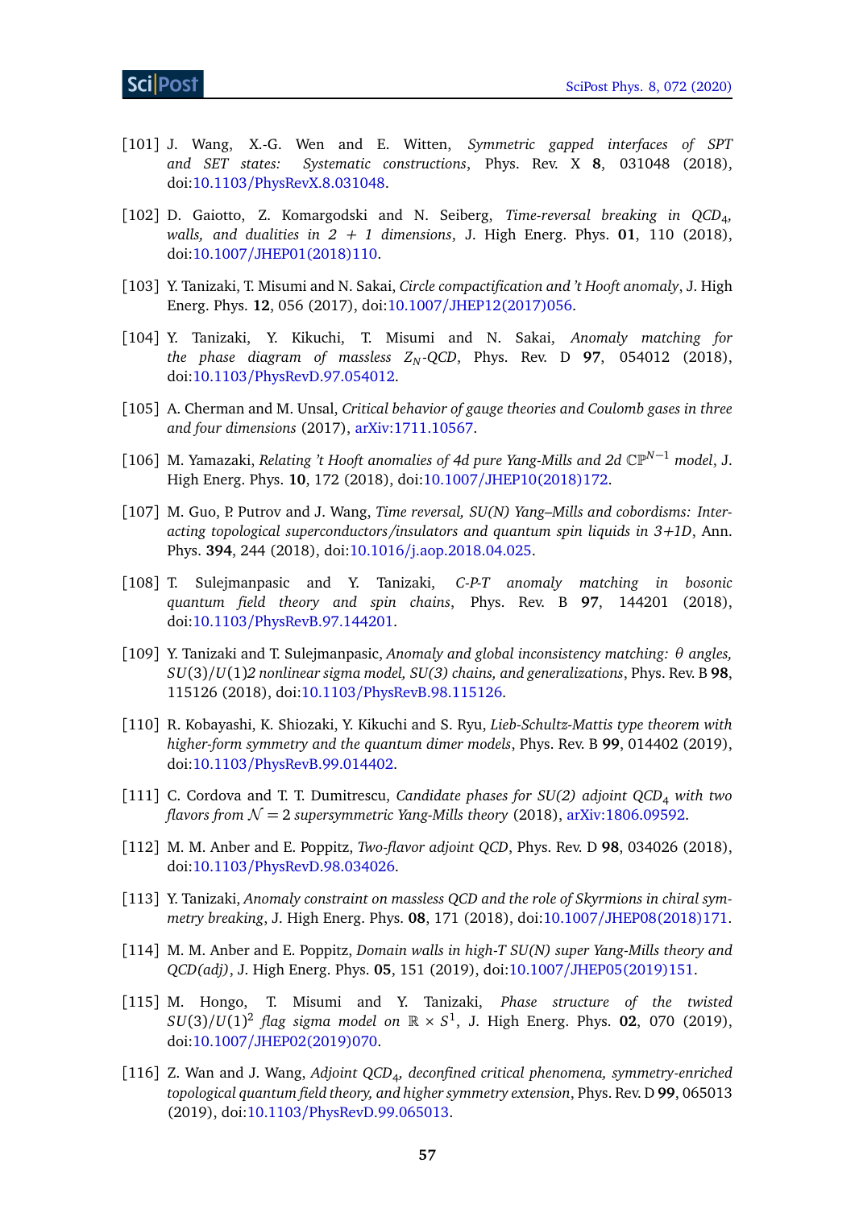[101] J. Wang, X.-G. Wen and E. Witten, *Symmetric gapped interfaces of SPT and SET states: Systematic constructions*, Phys. Rev. X **8**, 031048 (2018), doi:10.1103/PhysRevX.8.031048.

[102] D. Gaiotto, Z. Komargodski and N. Seiberg, *Time-reversal breaking in QCD$_4$, walls, and dualities in 2 + 1 dimensions*, J. High Energ. Phys. **01**, 110 (2018), doi:10.1007/JHEP01(2018)110.

[103] Y. Tanizaki, T. Misumi and N. Sakai, *Circle compactification and 't Hooft anomaly*, J. High Energ. Phys. **12**, 056 (2017), doi:10.1007/JHEP12(2017)056.

[104] Y. Tanizaki, Y. Kikuchi, T. Misumi and N. Sakai, *Anomaly matching for the phase diagram of massless $Z_N$-QCD*, Phys. Rev. D **97**, 054012 (2018), doi:10.1103/PhysRevD.97.054012.

[105] A. Cherman and M. Unsal, *Critical behavior of gauge theories and Coulomb gases in three and four dimensions* (2017), arXiv:1711.10567.

[106] M. Yamazaki, *Relating 't Hooft anomalies of 4d pure Yang-Mills and 2d $\mathbb{CP}^{N-1}$ model*, J. High Energ. Phys. **10**, 172 (2018), doi:10.1007/JHEP10(2018)172.

[107] M. Guo, P. Putrov and J. Wang, *Time reversal, SU(N) Yang–Mills and cobordisms: Interacting topological superconductors/insulators and quantum spin liquids in 3+1D*, Ann. Phys. **394**, 244 (2018), doi:10.1016/j.aop.2018.04.025.

[108] T. Sulejmanpasic and Y. Tanizaki, *C-P-T anomaly matching in bosonic quantum field theory and spin chains*, Phys. Rev. B **97**, 144201 (2018), doi:10.1103/PhysRevB.97.144201.

[109] Y. Tanizaki and T. Sulejmanpasic, *Anomaly and global inconsistency matching: θ angles, $SU(3)/U(1)2$ nonlinear sigma model, SU(3) chains, and generalizations*, Phys. Rev. B **98**, 115126 (2018), doi:10.1103/PhysRevB.98.115126.

[110] R. Kobayashi, K. Shiozaki, Y. Kikuchi and S. Ryu, *Lieb-Schultz-Mattis type theorem with higher-form symmetry and the quantum dimer models*, Phys. Rev. B **99**, 014402 (2019), doi:10.1103/PhysRevB.99.014402.

[111] C. Cordova and T. T. Dumitrescu, *Candidate phases for SU(2) adjoint QCD$_4$ with two flavors from $\mathcal{N} = 2$ supersymmetric Yang-Mills theory* (2018), arXiv:1806.09592.

[112] M. M. Anber and E. Poppitz, *Two-flavor adjoint QCD*, Phys. Rev. D **98**, 034026 (2018), doi:10.1103/PhysRevD.98.034026.

[113] Y. Tanizaki, *Anomaly constraint on massless QCD and the role of Skyrmions in chiral symmetry breaking*, J. High Energ. Phys. **08**, 171 (2018), doi:10.1007/JHEP08(2018)171.

[114] M. M. Anber and E. Poppitz, *Domain walls in high-T SU(N) super Yang-Mills theory and QCD(adj)*, J. High Energ. Phys. **05**, 151 (2019), doi:10.1007/JHEP05(2019)151.

[115] M. Hongo, T. Misumi and Y. Tanizaki, *Phase structure of the twisted $SU(3)/U(1)^2$ flag sigma model on $\mathbb{R} \times S^1$*, J. High Energ. Phys. **02**, 070 (2019), doi:10.1007/JHEP02(2019)070.

[116] Z. Wan and J. Wang, *Adjoint QCD$_4$, deconfined critical phenomena, symmetry-enriched topological quantum field theory, and higher symmetry extension*, Phys. Rev. D **99**, 065013 (2019), doi:10.1103/PhysRevD.99.065013.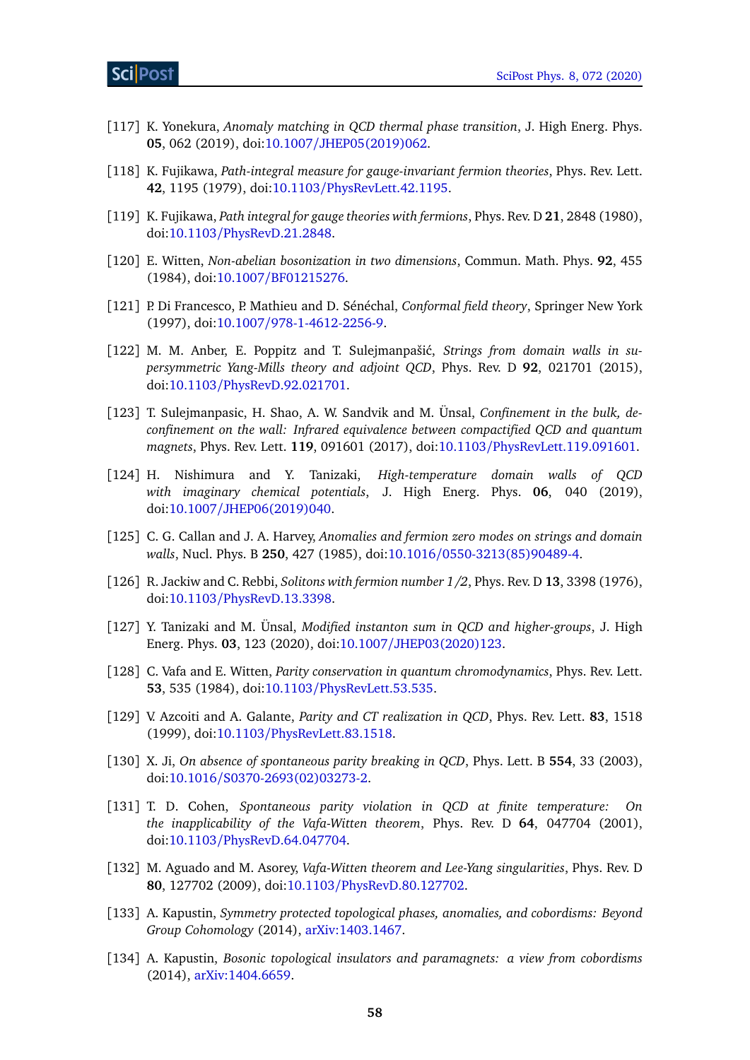[117] K. Yonekura, *Anomaly matching in QCD thermal phase transition*, J. High Energ. Phys. **05**, 062 (2019), doi:10.1007/JHEP05(2019)062.

[118] K. Fujikawa, *Path-integral measure for gauge-invariant fermion theories*, Phys. Rev. Lett. **42**, 1195 (1979), doi:10.1103/PhysRevLett.42.1195.

[119] K. Fujikawa, *Path integral for gauge theories with fermions*, Phys. Rev. D **21**, 2848 (1980), doi:10.1103/PhysRevD.21.2848.

[120] E. Witten, *Non-abelian bosonization in two dimensions*, Commun. Math. Phys. **92**, 455 (1984), doi:10.1007/BF01215276.

[121] P. Di Francesco, P. Mathieu and D. Sénéchal, *Conformal field theory*, Springer New York (1997), doi:10.1007/978-1-4612-2256-9.

[122] M. M. Anber, E. Poppitz and T. Sulejmanpašić, *Strings from domain walls in supersymmetric Yang-Mills theory and adjoint QCD*, Phys. Rev. D **92**, 021701 (2015), doi:10.1103/PhysRevD.92.021701.

[123] T. Sulejmanpasic, H. Shao, A. W. Sandvik and M. Ünsal, *Confinement in the bulk, deconfinement on the wall: Infrared equivalence between compactified QCD and quantum magnets*, Phys. Rev. Lett. **119**, 091601 (2017), doi:10.1103/PhysRevLett.119.091601.

[124] H. Nishimura and Y. Tanizaki, *High-temperature domain walls of QCD with imaginary chemical potentials*, J. High Energ. Phys. **06**, 040 (2019), doi:10.1007/JHEP06(2019)040.

[125] C. G. Callan and J. A. Harvey, *Anomalies and fermion zero modes on strings and domain walls*, Nucl. Phys. B **250**, 427 (1985), doi:10.1016/0550-3213(85)90489-4.

[126] R. Jackiw and C. Rebbi, *Solitons with fermion number 1/2*, Phys. Rev. D **13**, 3398 (1976), doi:10.1103/PhysRevD.13.3398.

[127] Y. Tanizaki and M. Ünsal, *Modified instanton sum in QCD and higher-groups*, J. High Energ. Phys. **03**, 123 (2020), doi:10.1007/JHEP03(2020)123.

[128] C. Vafa and E. Witten, *Parity conservation in quantum chromodynamics*, Phys. Rev. Lett. **53**, 535 (1984), doi:10.1103/PhysRevLett.53.535.

[129] V. Azcoiti and A. Galante, *Parity and CT realization in QCD*, Phys. Rev. Lett. **83**, 1518 (1999), doi:10.1103/PhysRevLett.83.1518.

[130] X. Ji, *On absence of spontaneous parity breaking in QCD*, Phys. Lett. B **554**, 33 (2003), doi:10.1016/S0370-2693(02)03273-2.

[131] T. D. Cohen, *Spontaneous parity violation in QCD at finite temperature: On the inapplicability of the Vafa-Witten theorem*, Phys. Rev. D **64**, 047704 (2001), doi:10.1103/PhysRevD.64.047704.

[132] M. Aguado and M. Asorey, *Vafa-Witten theorem and Lee-Yang singularities*, Phys. Rev. D **80**, 127702 (2009), doi:10.1103/PhysRevD.80.127702.

[133] A. Kapustin, *Symmetry protected topological phases, anomalies, and cobordisms: Beyond Group Cohomology* (2014), arXiv:1403.1467.

[134] A. Kapustin, *Bosonic topological insulators and paramagnets: a view from cobordisms* (2014), arXiv:1404.6659.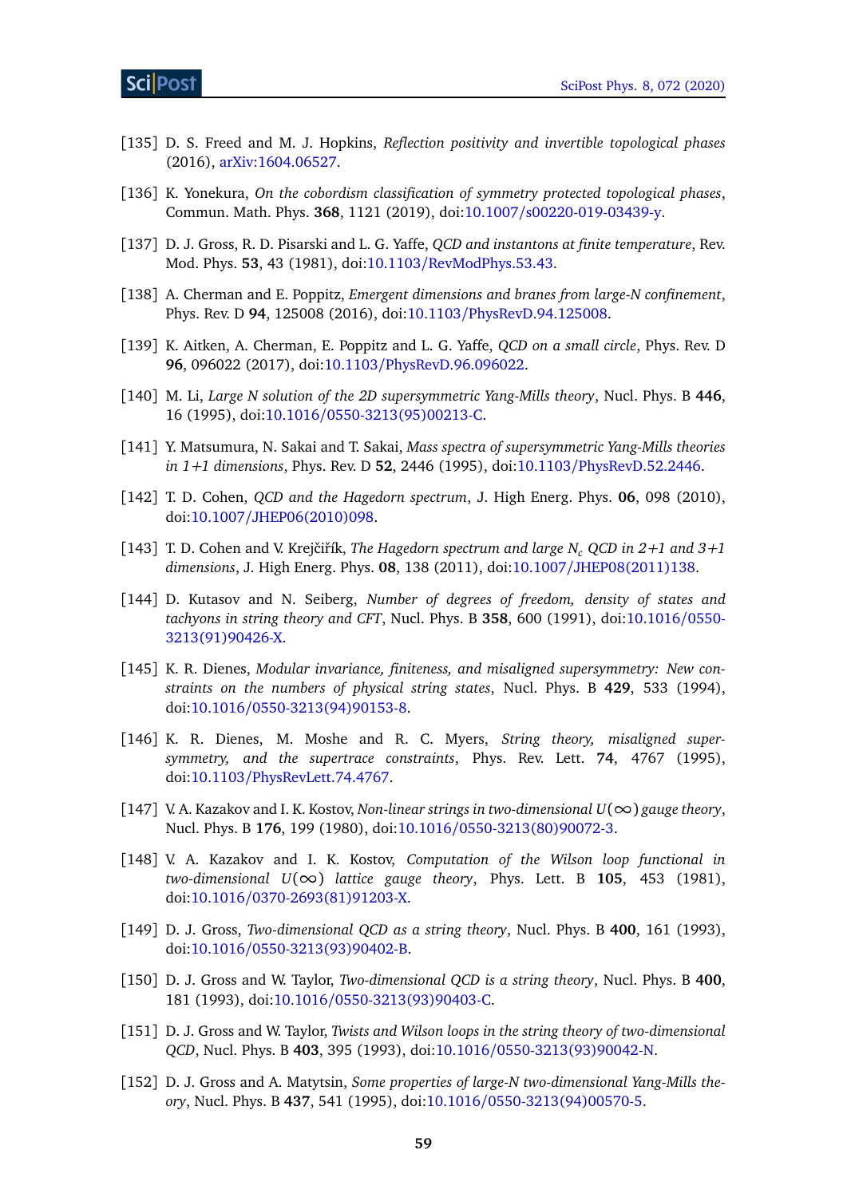[135] D. S. Freed and M. J. Hopkins, *Reflection positivity and invertible topological phases* (2016), arXiv:1604.06527.

[136] K. Yonekura, *On the cobordism classification of symmetry protected topological phases*, Commun. Math. Phys. **368**, 1121 (2019), doi:10.1007/s00220-019-03439-y.

[137] D. J. Gross, R. D. Pisarski and L. G. Yaffe, *QCD and instantons at finite temperature*, Rev. Mod. Phys. **53**, 43 (1981), doi:10.1103/RevModPhys.53.43.

[138] A. Cherman and E. Poppitz, *Emergent dimensions and branes from large-N confinement*, Phys. Rev. D **94**, 125008 (2016), doi:10.1103/PhysRevD.94.125008.

[139] K. Aitken, A. Cherman, E. Poppitz and L. G. Yaffe, *QCD on a small circle*, Phys. Rev. D **96**, 096022 (2017), doi:10.1103/PhysRevD.96.096022.

[140] M. Li, *Large N solution of the 2D supersymmetric Yang-Mills theory*, Nucl. Phys. B **446**, 16 (1995), doi:10.1016/0550-3213(95)00213-C.

[141] Y. Matsumura, N. Sakai and T. Sakai, *Mass spectra of supersymmetric Yang-Mills theories in 1+1 dimensions*, Phys. Rev. D **52**, 2446 (1995), doi:10.1103/PhysRevD.52.2446.

[142] T. D. Cohen, *QCD and the Hagedorn spectrum*, J. High Energ. Phys. **06**, 098 (2010), doi:10.1007/JHEP06(2010)098.

[143] T. D. Cohen and V. Krejčiřík, *The Hagedorn spectrum and large $N_c$ QCD in 2+1 and 3+1 dimensions*, J. High Energ. Phys. **08**, 138 (2011), doi:10.1007/JHEP08(2011)138.

[144] D. Kutasov and N. Seiberg, *Number of degrees of freedom, density of states and tachyons in string theory and CFT*, Nucl. Phys. B **358**, 600 (1991), doi:10.1016/0550-3213(91)90426-X.

[145] K. R. Dienes, *Modular invariance, finiteness, and misaligned supersymmetry: New constraints on the numbers of physical string states*, Nucl. Phys. B **429**, 533 (1994), doi:10.1016/0550-3213(94)90153-8.

[146] K. R. Dienes, M. Moshe and R. C. Myers, *String theory, misaligned supersymmetry, and the supertrace constraints*, Phys. Rev. Lett. **74**, 4767 (1995), doi:10.1103/PhysRevLett.74.4767.

[147] V. A. Kazakov and I. K. Kostov, *Non-linear strings in two-dimensional $U(\infty)$ gauge theory*, Nucl. Phys. B **176**, 199 (1980), doi:10.1016/0550-3213(80)90072-3.

[148] V. A. Kazakov and I. K. Kostov, *Computation of the Wilson loop functional in two-dimensional $U(\infty)$ lattice gauge theory*, Phys. Lett. B **105**, 453 (1981), doi:10.1016/0370-2693(81)91203-X.

[149] D. J. Gross, *Two-dimensional QCD as a string theory*, Nucl. Phys. B **400**, 161 (1993), doi:10.1016/0550-3213(93)90402-B.

[150] D. J. Gross and W. Taylor, *Two-dimensional QCD is a string theory*, Nucl. Phys. B **400**, 181 (1993), doi:10.1016/0550-3213(93)90403-C.

[151] D. J. Gross and W. Taylor, *Twists and Wilson loops in the string theory of two-dimensional QCD*, Nucl. Phys. B **403**, 395 (1993), doi:10.1016/0550-3213(93)90042-N.

[152] D. J. Gross and A. Matytsin, *Some properties of large-N two-dimensional Yang-Mills theory*, Nucl. Phys. B **437**, 541 (1995), doi:10.1016/0550-3213(94)00570-5.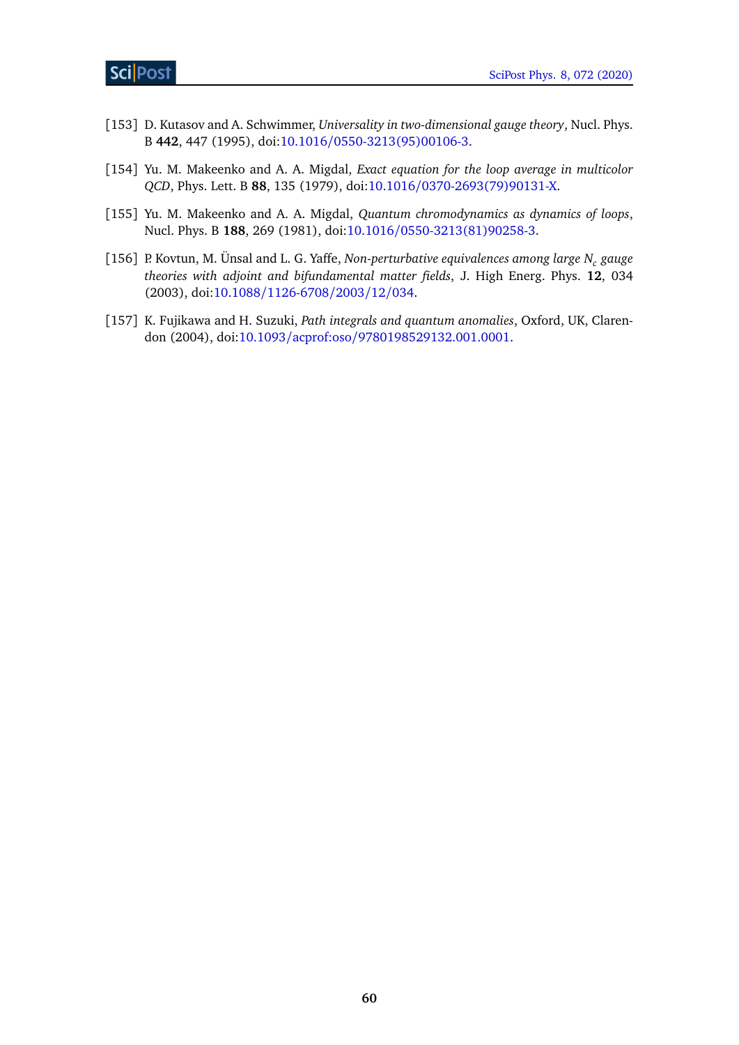[153] D. Kutasov and A. Schwimmer, *Universality in two-dimensional gauge theory*, Nucl. Phys. B **442**, 447 (1995), doi:10.1016/0550-3213(95)00106-3.

[154] Yu. M. Makeenko and A. A. Migdal, *Exact equation for the loop average in multicolor QCD*, Phys. Lett. B **88**, 135 (1979), doi:10.1016/0370-2693(79)90131-X.

[155] Yu. M. Makeenko and A. A. Migdal, *Quantum chromodynamics as dynamics of loops*, Nucl. Phys. B **188**, 269 (1981), doi:10.1016/0550-3213(81)90258-3.

[156] P. Kovtun, M. Ünsal and L. G. Yaffe, *Non-perturbative equivalences among large $N_c$ gauge theories with adjoint and bifundamental matter fields*, J. High Energ. Phys. **12**, 034 (2003), doi:10.1088/1126-6708/2003/12/034.

[157] K. Fujikawa and H. Suzuki, *Path integrals and quantum anomalies*, Oxford, UK, Clarendon (2004), doi:10.1093/acprof:oso/9780198529132.001.0001.